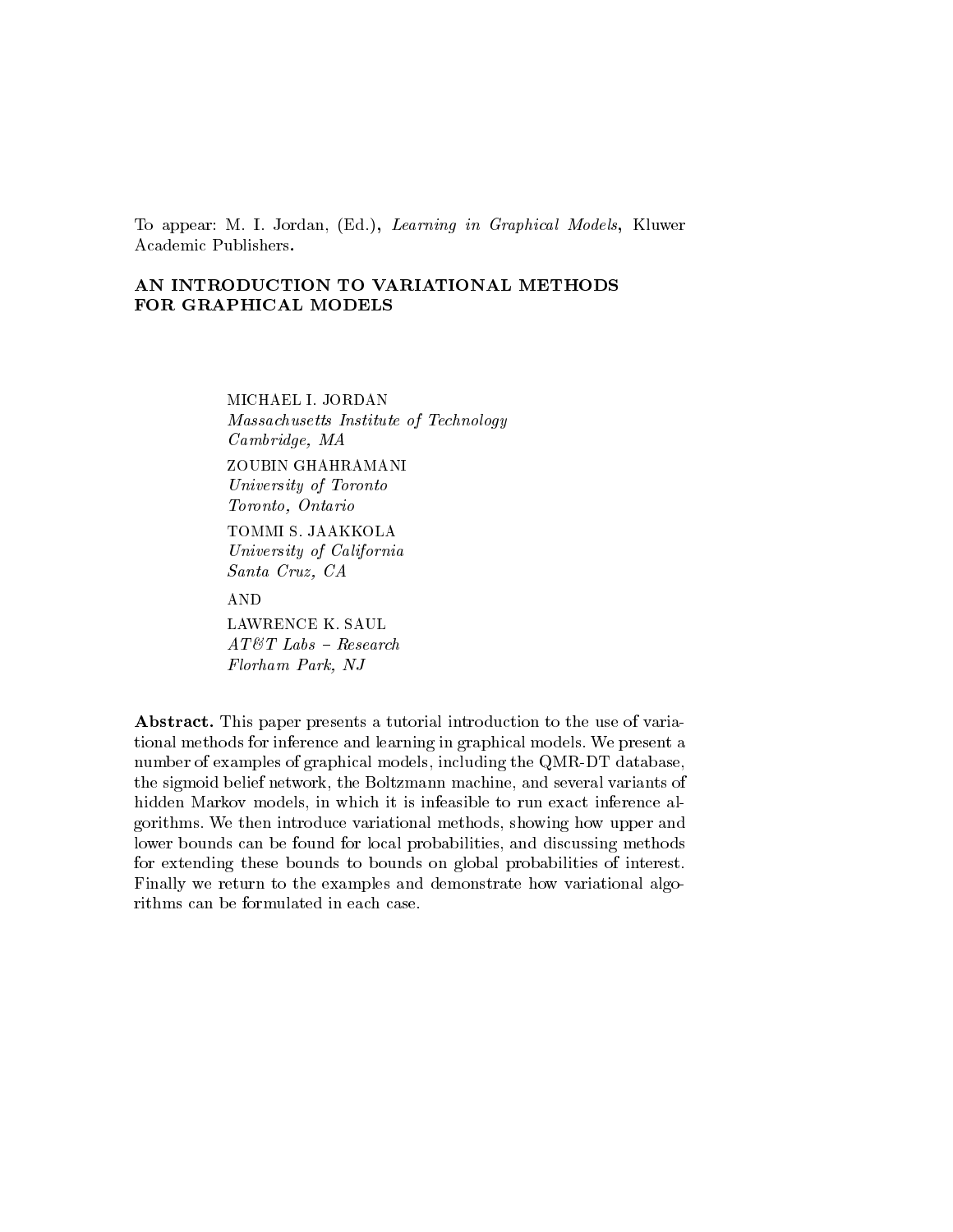To appear: M. I. Jordan, (Ed.), *Learning in Graphical Models*, Kluwer Academic Publishers.

# AN INTRODUCTION TO VARIATIONAL METHODS FOR GRAPHICAL MODELS

MICHAEL I. JORDAN
*Massachusetts Institute of Technology*
*Cambridge, MA*

ZOUBIN GHAHRAMANI
*University of Toronto*
*Toronto, Ontario*

TOMMI S. JAAKKOLA
*University of California*
*Santa Cruz, CA*

AND

LAWRENCE K. SAUL
*AT&T Labs – Research*
*Florham Park, NJ*

**Abstract.** This paper presents a tutorial introduction to the use of variational methods for inference and learning in graphical models. We present a number of examples of graphical models, including the QMR-DT database, the sigmoid belief network, the Boltzmann machine, and several variants of hidden Markov models, in which it is infeasible to run exact inference algorithms. We then introduce variational methods, showing how upper and lower bounds can be found for local probabilities, and discussing methods for extending these bounds to bounds on global probabilities of interest. Finally we return to the examples and demonstrate how variational algorithms can be formulated in each case.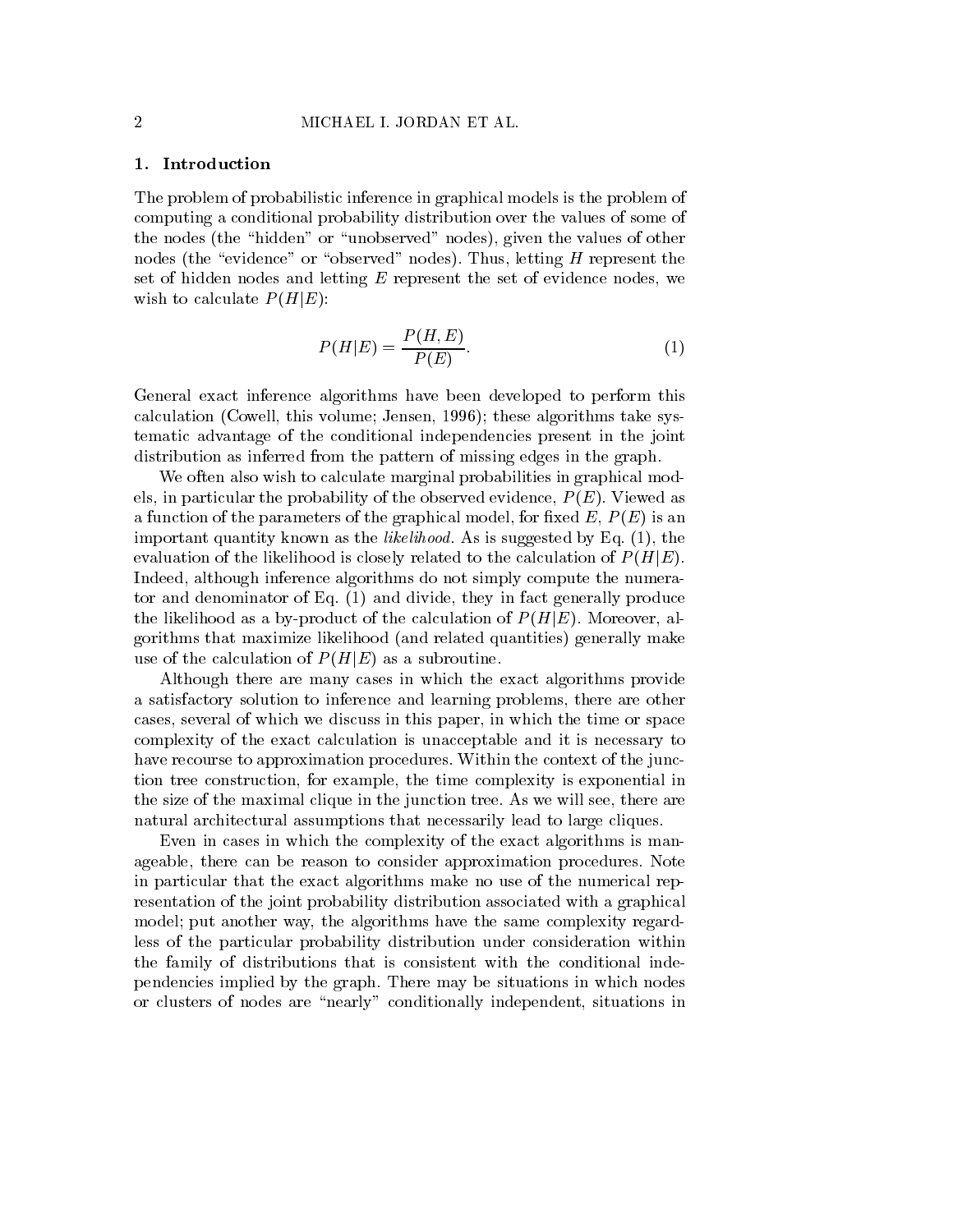## 1. Introduction

The problem of probabilistic inference in graphical models is the problem of computing a conditional probability distribution over the values of some of the nodes (the "hidden" or "unobserved" nodes), given the values of other nodes (the "evidence" or "observed" nodes). Thus, letting $H$ represent the set of hidden nodes and letting $E$ represent the set of evidence nodes, we wish to calculate $P(H|E)$:

$$P(H|E) = \frac{P(H,E)}{P(E)}. \tag{1}$$

General exact inference algorithms have been developed to perform this calculation (Cowell, this volume; Jensen, 1996); these algorithms take systematic advantage of the conditional independencies present in the joint distribution as inferred from the pattern of missing edges in the graph.

We often also wish to calculate marginal probabilities in graphical models, in particular the probability of the observed evidence, $P(E)$. Viewed as a function of the parameters of the graphical model, for fixed $E$, $P(E)$ is an important quantity known as the *likelihood*. As is suggested by Eq. (1), the evaluation of the likelihood is closely related to the calculation of $P(H|E)$. Indeed, although inference algorithms do not simply compute the numerator and denominator of Eq. (1) and divide, they in fact generally produce the likelihood as a by-product of the calculation of $P(H|E)$. Moreover, algorithms that maximize likelihood (and related quantities) generally make use of the calculation of $P(H|E)$ as a subroutine.

Although there are many cases in which the exact algorithms provide a satisfactory solution to inference and learning problems, there are other cases, several of which we discuss in this paper, in which the time or space complexity of the exact calculation is unacceptable and it is necessary to have recourse to approximation procedures. Within the context of the junction tree construction, for example, the time complexity is exponential in the size of the maximal clique in the junction tree. As we will see, there are natural architectural assumptions that necessarily lead to large cliques.

Even in cases in which the complexity of the exact algorithms is manageable, there can be reason to consider approximation procedures. Note in particular that the exact algorithms make no use of the numerical representation of the joint probability distribution associated with a graphical model; put another way, the algorithms have the same complexity regardless of the particular probability distribution under consideration within the family of distributions that is consistent with the conditional independencies implied by the graph. There may be situations in which nodes or clusters of nodes are "nearly" conditionally independent, situations in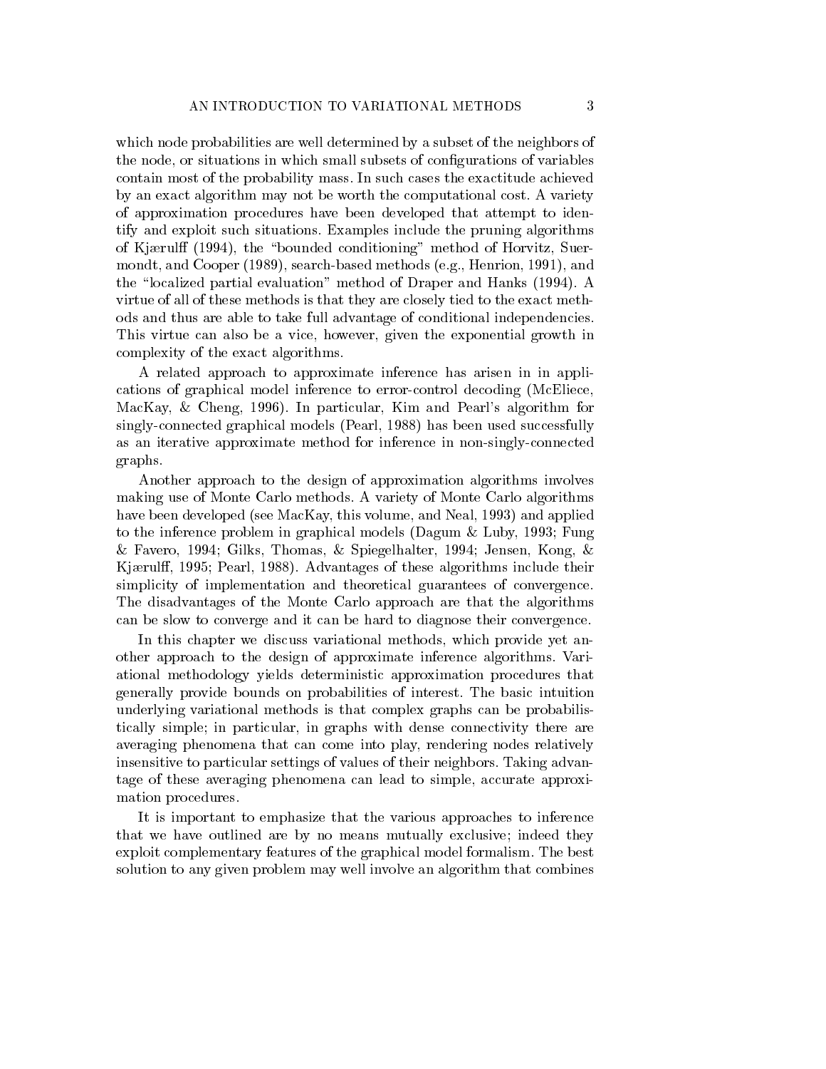which node probabilities are well determined by a subset of the neighbors of the node, or situations in which small subsets of configurations of variables contain most of the probability mass. In such cases the exactitude achieved by an exact algorithm may not be worth the computational cost. A variety of approximation procedures have been developed that attempt to identify and exploit such situations. Examples include the pruning algorithms of Kjærulff (1994), the "bounded conditioning" method of Horvitz, Suermondt, and Cooper (1989), search-based methods (e.g., Henrion, 1991), and the "localized partial evaluation" method of Draper and Hanks (1994). A virtue of all of these methods is that they are closely tied to the exact methods and thus are able to take full advantage of conditional independencies. This virtue can also be a vice, however, given the exponential growth in complexity of the exact algorithms.

A related approach to approximate inference has arisen in in applications of graphical model inference to error-control decoding (McEliece, MacKay, & Cheng, 1996). In particular, Kim and Pearl's algorithm for singly-connected graphical models (Pearl, 1988) has been used successfully as an iterative approximate method for inference in non-singly-connected graphs.

Another approach to the design of approximation algorithms involves making use of Monte Carlo methods. A variety of Monte Carlo algorithms have been developed (see MacKay, this volume, and Neal, 1993) and applied to the inference problem in graphical models (Dagum & Luby, 1993; Fung & Favero, 1994; Gilks, Thomas, & Spiegelhalter, 1994; Jensen, Kong, & Kjærulff, 1995; Pearl, 1988). Advantages of these algorithms include their simplicity of implementation and theoretical guarantees of convergence. The disadvantages of the Monte Carlo approach are that the algorithms can be slow to converge and it can be hard to diagnose their convergence.

In this chapter we discuss variational methods, which provide yet another approach to the design of approximate inference algorithms. Variational methodology yields deterministic approximation procedures that generally provide bounds on probabilities of interest. The basic intuition underlying variational methods is that complex graphs can be probabilistically simple; in particular, in graphs with dense connectivity there are averaging phenomena that can come into play, rendering nodes relatively insensitive to particular settings of values of their neighbors. Taking advantage of these averaging phenomena can lead to simple, accurate approximation procedures.

It is important to emphasize that the various approaches to inference that we have outlined are by no means mutually exclusive; indeed they exploit complementary features of the graphical model formalism. The best solution to any given problem may well involve an algorithm that combines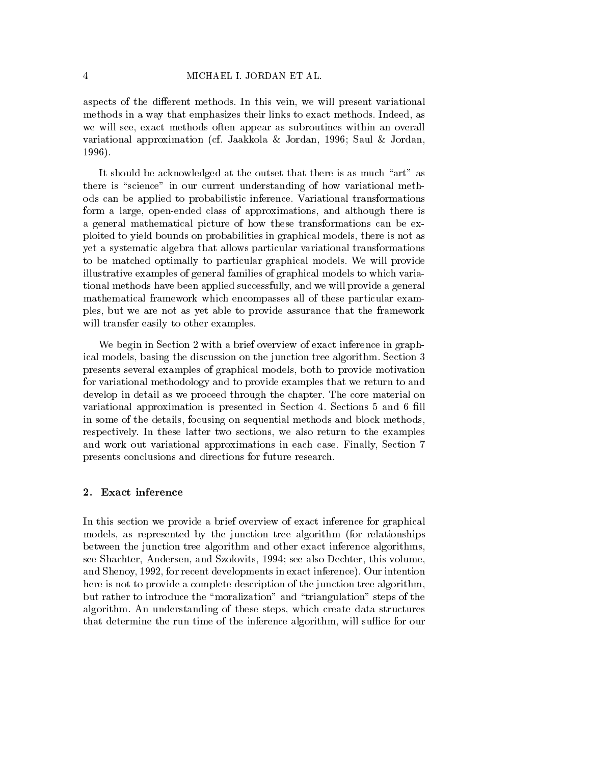aspects of the different methods. In this vein, we will present variational methods in a way that emphasizes their links to exact methods. Indeed, as we will see, exact methods often appear as subroutines within an overall variational approximation (cf. Jaakkola & Jordan, 1996; Saul & Jordan, 1996).

It should be acknowledged at the outset that there is as much "art" as there is "science" in our current understanding of how variational methods can be applied to probabilistic inference. Variational transformations form a large, open-ended class of approximations, and although there is a general mathematical picture of how these transformations can be exploited to yield bounds on probabilities in graphical models, there is not as yet a systematic algebra that allows particular variational transformations to be matched optimally to particular graphical models. We will provide illustrative examples of general families of graphical models to which variational methods have been applied successfully, and we will provide a general mathematical framework which encompasses all of these particular examples, but we are not as yet able to provide assurance that the framework will transfer easily to other examples.

We begin in Section 2 with a brief overview of exact inference in graphical models, basing the discussion on the junction tree algorithm. Section 3 presents several examples of graphical models, both to provide motivation for variational methodology and to provide examples that we return to and develop in detail as we proceed through the chapter. The core material on variational approximation is presented in Section 4. Sections 5 and 6 fill in some of the details, focusing on sequential methods and block methods, respectively. In these latter two sections, we also return to the examples and work out variational approximations in each case. Finally, Section 7 presents conclusions and directions for future research.

## 2. Exact inference

In this section we provide a brief overview of exact inference for graphical models, as represented by the junction tree algorithm (for relationships between the junction tree algorithm and other exact inference algorithms, see Shachter, Andersen, and Szolovits, 1994; see also Dechter, this volume, and Shenoy, 1992, for recent developments in exact inference). Our intention here is not to provide a complete description of the junction tree algorithm, but rather to introduce the "moralization" and "triangulation" steps of the algorithm. An understanding of these steps, which create data structures that determine the run time of the inference algorithm, will suffice for our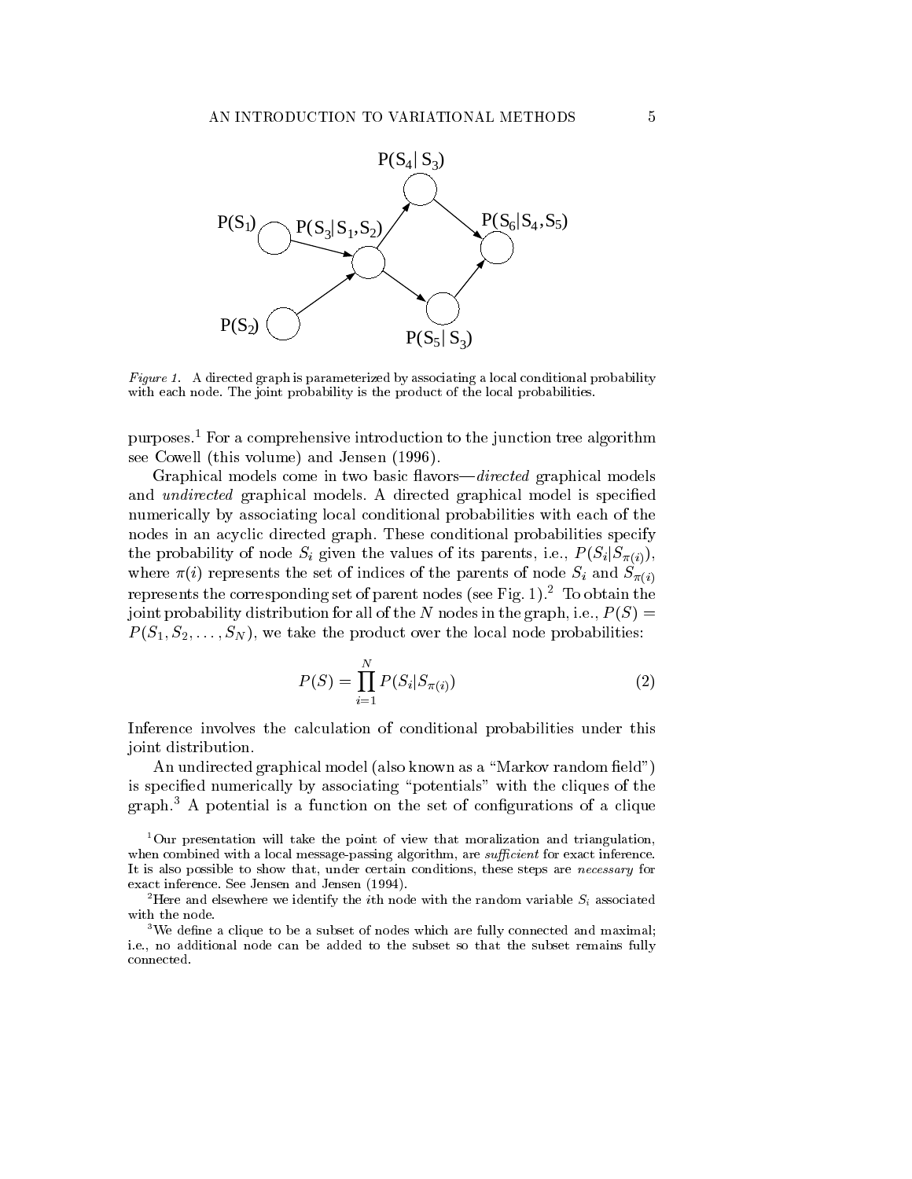*Figure 1.* A directed graph is parameterized by associating a local conditional probability with each node. The joint probability is the product of the local probabilities.

purposes.[1] For a comprehensive introduction to the junction tree algorithm see Cowell (this volume) and Jensen (1996).

Graphical models come in two basic flavors—*directed* graphical models and *undirected* graphical models. A directed graphical model is specified numerically by associating local conditional probabilities with each of the nodes in an acyclic directed graph. These conditional probabilities specify the probability of node $S_i$ given the values of its parents, i.e., $P(S_i|S_{\pi(i)})$, where $\pi(i)$ represents the set of indices of the parents of node $S_i$ and $S_{\pi(i)}$ represents the corresponding set of parent nodes (see Fig. 1).[2] To obtain the joint probability distribution for all of the $N$ nodes in the graph, i.e., $P(S) = P(S_1, S_2, \ldots, S_N)$, we take the product over the local node probabilities:

$$P(S) = \prod_{i=1}^{N} P(S_i|S_{\pi(i)}) \tag{2}$$

Inference involves the calculation of conditional probabilities under this joint distribution.

An undirected graphical model (also known as a "Markov random field") is specified numerically by associating "potentials" with the cliques of the graph.[3] A potential is a function on the set of configurations of a clique

[1] Our presentation will take the point of view that moralization and triangulation, when combined with a local message-passing algorithm, are *sufficient* for exact inference. It is also possible to show that, under certain conditions, these steps are *necessary* for exact inference. See Jensen and Jensen (1994).

[2] Here and elsewhere we identify the $i$th node with the random variable $S_i$ associated with the node.

[3] We define a clique to be a subset of nodes which are fully connected and maximal; i.e., no additional node can be added to the subset so that the subset remains fully connected.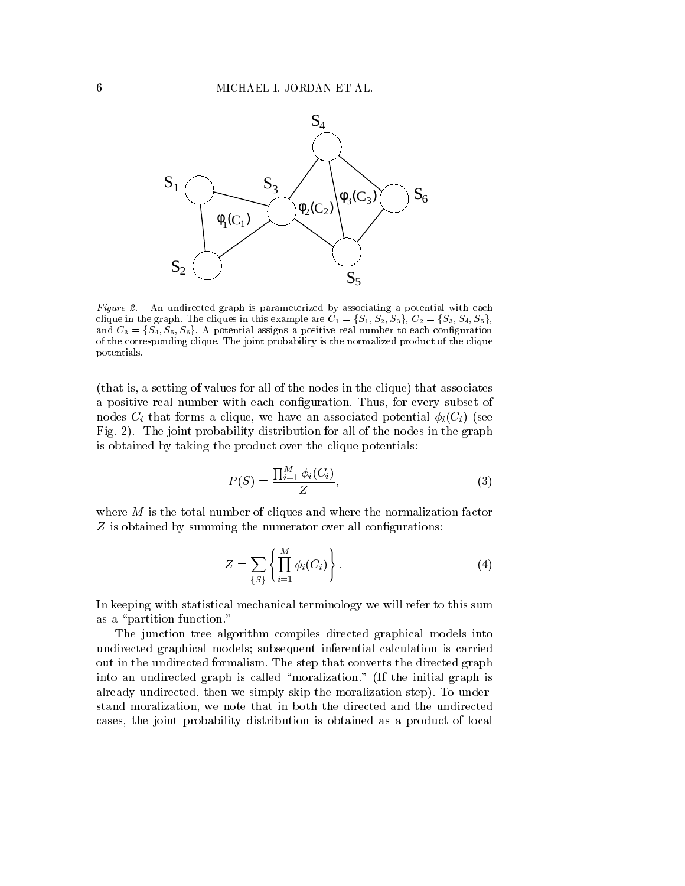*Figure 2.* An undirected graph is parameterized by associating a potential with each clique in the graph. The cliques in this example are $C_1 = \{S_1, S_2, S_3\}$, $C_2 = \{S_3, S_4, S_5\}$, and $C_3 = \{S_4, S_5, S_6\}$. A potential assigns a positive real number to each configuration of the corresponding clique. The joint probability is the normalized product of the clique potentials.

(that is, a setting of values for all of the nodes in the clique) that associates a positive real number with each configuration. Thus, for every subset of nodes $C_i$ that forms a clique, we have an associated potential $\phi_i(C_i)$ (see Fig. 2). The joint probability distribution for all of the nodes in the graph is obtained by taking the product over the clique potentials:

$$P(S) = \frac{\prod_{i=1}^{M} \phi_i(C_i)}{Z}, \tag{3}$$

where $M$ is the total number of cliques and where the normalization factor $Z$ is obtained by summing the numerator over all configurations:

$$Z = \sum_{\{S\}} \left\{ \prod_{i=1}^{M} \phi_i(C_i) \right\}. \tag{4}$$

In keeping with statistical mechanical terminology we will refer to this sum as a "partition function."

The junction tree algorithm compiles directed graphical models into undirected graphical models; subsequent inferential calculation is carried out in the undirected formalism. The step that converts the directed graph into an undirected graph is called "moralization." (If the initial graph is already undirected, then we simply skip the moralization step). To understand moralization, we note that in both the directed and the undirected cases, the joint probability distribution is obtained as a product of local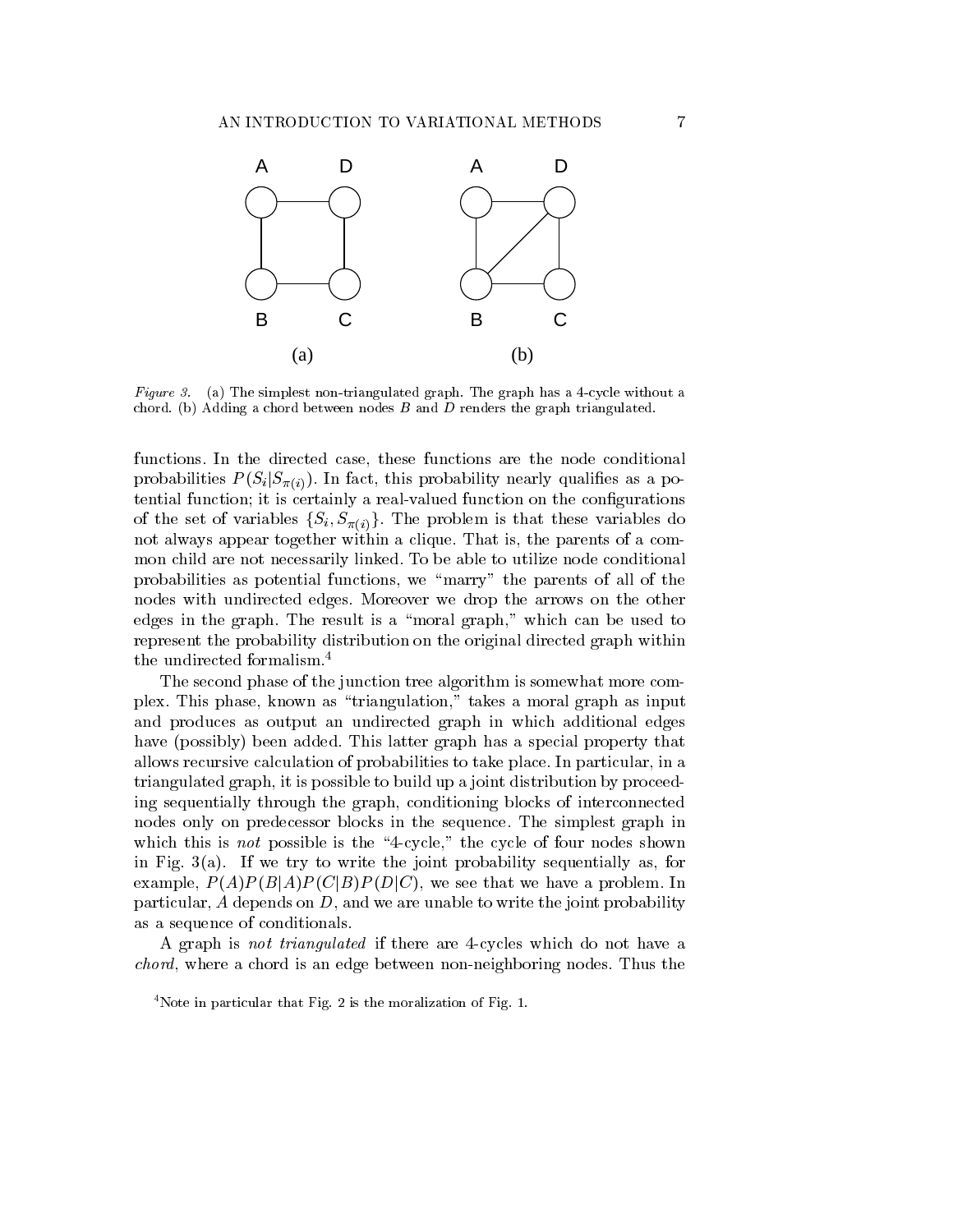*Figure 3.* (a) The simplest non-triangulated graph. The graph has a 4-cycle without a chord. (b) Adding a chord between nodes $B$ and $D$ renders the graph triangulated.

functions. In the directed case, these functions are the node conditional probabilities $P(S_i|S_{\pi(i)})$. In fact, this probability nearly qualifies as a potential function; it is certainly a real-valued function on the configurations of the set of variables $\{S_i, S_{\pi(i)}\}$. The problem is that these variables do not always appear together within a clique. That is, the parents of a common child are not necessarily linked. To be able to utilize node conditional probabilities as potential functions, we "marry" the parents of all of the nodes with undirected edges. Moreover we drop the arrows on the other edges in the graph. The result is a "moral graph," which can be used to represent the probability distribution on the original directed graph within the undirected formalism.[4]

The second phase of the junction tree algorithm is somewhat more complex. This phase, known as "triangulation," takes a moral graph as input and produces as output an undirected graph in which additional edges have (possibly) been added. This latter graph has a special property that allows recursive calculation of probabilities to take place. In particular, in a triangulated graph, it is possible to build up a joint distribution by proceeding sequentially through the graph, conditioning blocks of interconnected nodes only on predecessor blocks in the sequence. The simplest graph in which this is *not* possible is the "4-cycle," the cycle of four nodes shown in Fig. 3(a). If we try to write the joint probability sequentially as, for example, $P(A)P(B|A)P(C|B)P(D|C)$, we see that we have a problem. In particular, $A$ depends on $D$, and we are unable to write the joint probability as a sequence of conditionals.

A graph is *not triangulated* if there are 4-cycles which do not have a *chord*, where a chord is an edge between non-neighboring nodes. Thus the

[4]Note in particular that Fig. 2 is the moralization of Fig. 1.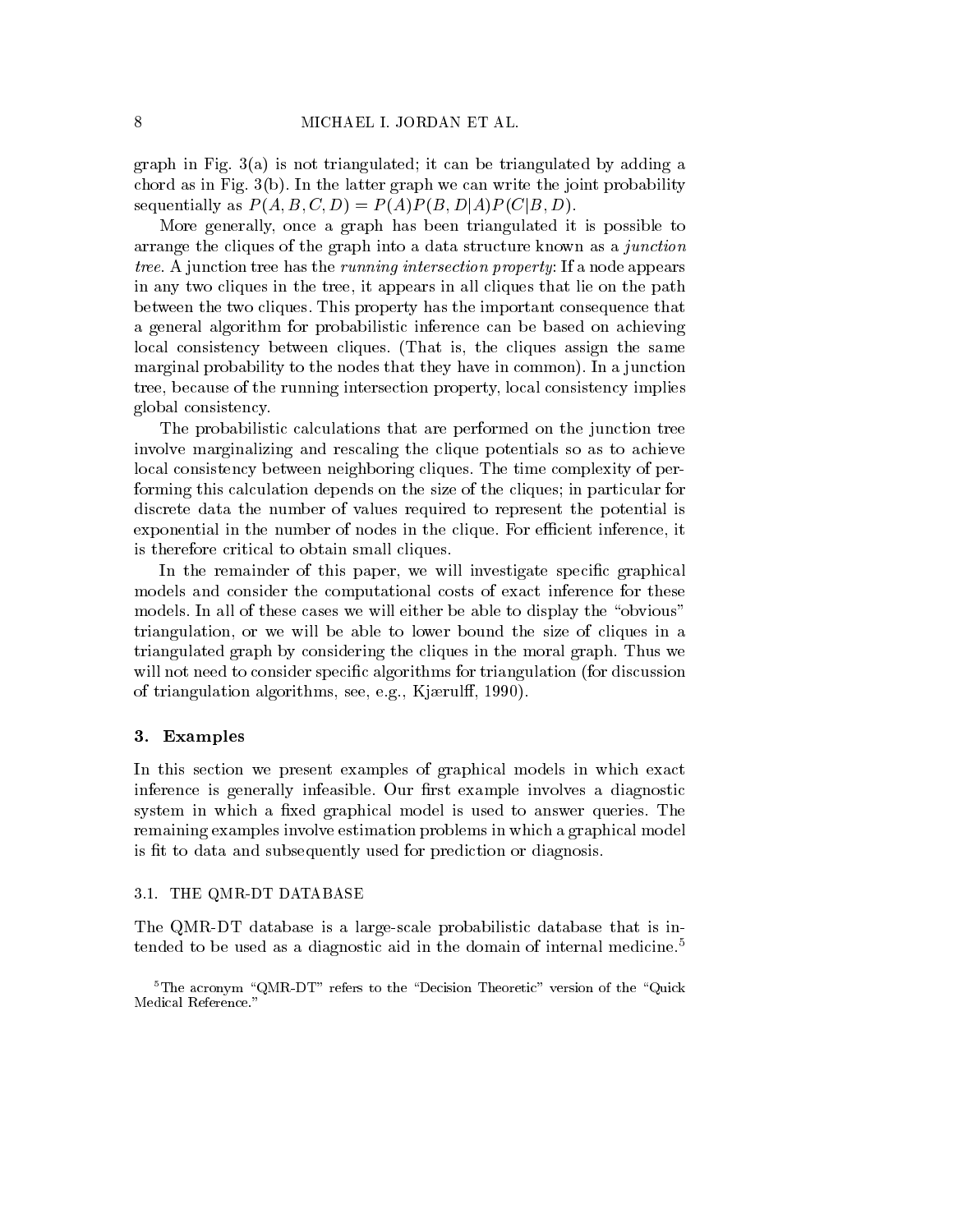graph in Fig. 3(a) is not triangulated; it can be triangulated by adding a chord as in Fig. 3(b). In the latter graph we can write the joint probability sequentially as $P(A, B, C, D) = P(A)P(B, D|A)P(C|B, D)$.

More generally, once a graph has been triangulated it is possible to arrange the cliques of the graph into a data structure known as a *junction tree*. A junction tree has the *running intersection property*: If a node appears in any two cliques in the tree, it appears in all cliques that lie on the path between the two cliques. This property has the important consequence that a general algorithm for probabilistic inference can be based on achieving local consistency between cliques. (That is, the cliques assign the same marginal probability to the nodes that they have in common). In a junction tree, because of the running intersection property, local consistency implies global consistency.

The probabilistic calculations that are performed on the junction tree involve marginalizing and rescaling the clique potentials so as to achieve local consistency between neighboring cliques. The time complexity of performing this calculation depends on the size of the cliques; in particular for discrete data the number of values required to represent the potential is exponential in the number of nodes in the clique. For efficient inference, it is therefore critical to obtain small cliques.

In the remainder of this paper, we will investigate specific graphical models and consider the computational costs of exact inference for these models. In all of these cases we will either be able to display the "obvious" triangulation, or we will be able to lower bound the size of cliques in a triangulated graph by considering the cliques in the moral graph. Thus we will not need to consider specific algorithms for triangulation (for discussion of triangulation algorithms, see, e.g., Kjærulff, 1990).

## 3. Examples

In this section we present examples of graphical models in which exact inference is generally infeasible. Our first example involves a diagnostic system in which a fixed graphical model is used to answer queries. The remaining examples involve estimation problems in which a graphical model is fit to data and subsequently used for prediction or diagnosis.

### 3.1. THE QMR-DT DATABASE

The QMR-DT database is a large-scale probabilistic database that is intended to be used as a diagnostic aid in the domain of internal medicine.[5]

[5]The acronym "QMR-DT" refers to the "Decision Theoretic" version of the "Quick Medical Reference."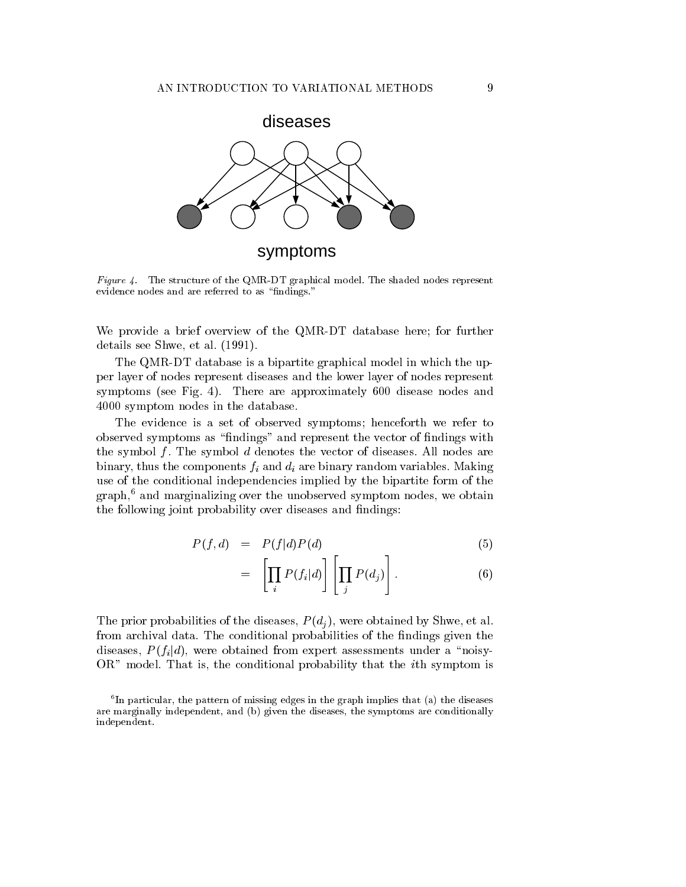diseases

symptoms

*Figure 4.* The structure of the QMR-DT graphical model. The shaded nodes represent evidence nodes and are referred to as "findings."

We provide a brief overview of the QMR-DT database here; for further details see Shwe, et al. (1991).

The QMR-DT database is a bipartite graphical model in which the upper layer of nodes represent diseases and the lower layer of nodes represent symptoms (see Fig. 4). There are approximately 600 disease nodes and 4000 symptom nodes in the database.

The evidence is a set of observed symptoms; henceforth we refer to observed symptoms as "findings" and represent the vector of findings with the symbol $f$. The symbol $d$ denotes the vector of diseases. All nodes are binary, thus the components $f_i$ and $d_i$ are binary random variables. Making use of the conditional independencies implied by the bipartite form of the graph,[6] and marginalizing over the unobserved symptom nodes, we obtain the following joint probability over diseases and findings:

$$
\begin{aligned}
P(f, d) &= P(f|d)P(d) && (5) \\
&= \left[\prod_i P(f_i|d)\right]\left[\prod_j P(d_j)\right]. && (6)
\end{aligned}
$$

The prior probabilities of the diseases, $P(d_j)$, were obtained by Shwe, et al. from archival data. The conditional probabilities of the findings given the diseases, $P(f_i|d)$, were obtained from expert assessments under a "noisy-OR" model. That is, the conditional probability that the $i$th symptom is

[6] In particular, the pattern of missing edges in the graph implies that (a) the diseases are marginally independent, and (b) given the diseases, the symptoms are conditionally independent.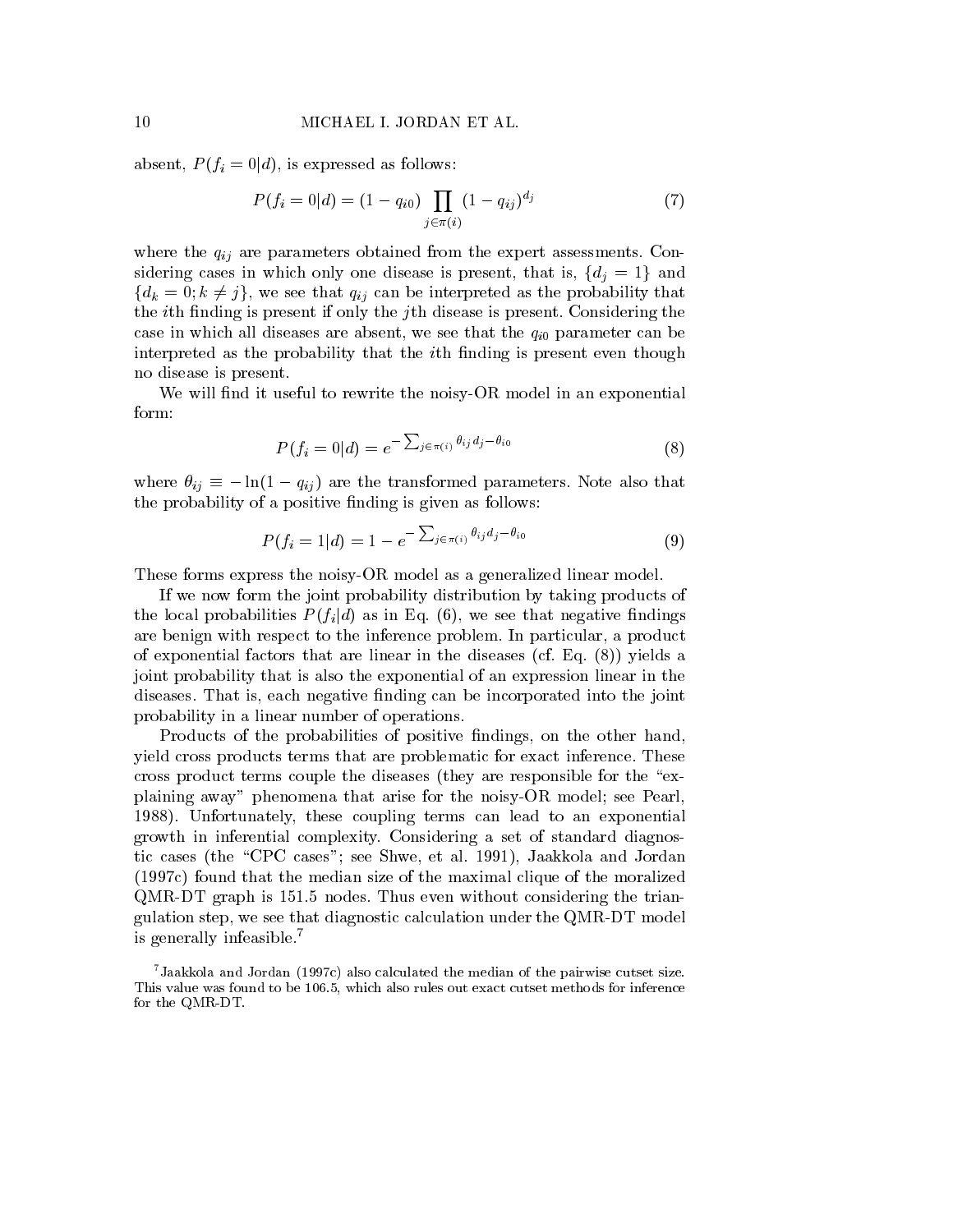absent, $P(f_i = 0|d)$, is expressed as follows:

$$P(f_i = 0|d) = (1 - q_{i0}) \prod_{j \in \pi(i)} (1 - q_{ij})^{d_j} \tag{7}$$

where the $q_{ij}$ are parameters obtained from the expert assessments. Considering cases in which only one disease is present, that is, $\{d_j = 1\}$ and $\{d_k = 0; k \neq j\}$, we see that $q_{ij}$ can be interpreted as the probability that the $i$th finding is present if only the $j$th disease is present. Considering the case in which all diseases are absent, we see that the $q_{i0}$ parameter can be interpreted as the probability that the $i$th finding is present even though no disease is present.

We will find it useful to rewrite the noisy-OR model in an exponential form:

$$P(f_i = 0|d) = e^{-\sum_{j \in \pi(i)} \theta_{ij} d_j - \theta_{i0}} \tag{8}$$

where $\theta_{ij} \equiv -\ln(1 - q_{ij})$ are the transformed parameters. Note also that the probability of a positive finding is given as follows:

$$P(f_i = 1|d) = 1 - e^{-\sum_{j \in \pi(i)} \theta_{ij} d_j - \theta_{i0}} \tag{9}$$

These forms express the noisy-OR model as a generalized linear model.

If we now form the joint probability distribution by taking products of the local probabilities $P(f_i|d)$ as in Eq. (6), we see that negative findings are benign with respect to the inference problem. In particular, a product of exponential factors that are linear in the diseases (cf. Eq. (8)) yields a joint probability that is also the exponential of an expression linear in the diseases. That is, each negative finding can be incorporated into the joint probability in a linear number of operations.

Products of the probabilities of positive findings, on the other hand, yield cross products terms that are problematic for exact inference. These cross product terms couple the diseases (they are responsible for the "explaining away" phenomena that arise for the noisy-OR model; see Pearl, 1988). Unfortunately, these coupling terms can lead to an exponential growth in inferential complexity. Considering a set of standard diagnostic cases (the "CPC cases"; see Shwe, et al. 1991), Jaakkola and Jordan (1997c) found that the median size of the maximal clique of the moralized QMR-DT graph is 151.5 nodes. Thus even without considering the triangulation step, we see that diagnostic calculation under the QMR-DT model is generally infeasible.[7]

[7] Jaakkola and Jordan (1997c) also calculated the median of the pairwise cutset size. This value was found to be 106.5, which also rules out exact cutset methods for inference for the QMR-DT.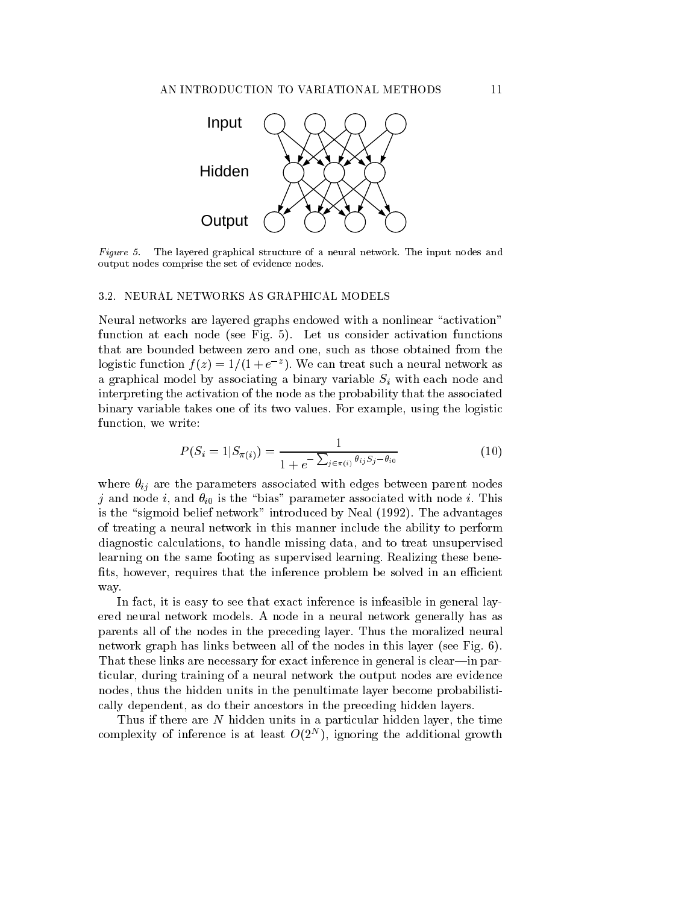*Figure 5.* The layered graphical structure of a neural network. The input nodes and output nodes comprise the set of evidence nodes.

### 3.2. NEURAL NETWORKS AS GRAPHICAL MODELS

Neural networks are layered graphs endowed with a nonlinear "activation" function at each node (see Fig. 5). Let us consider activation functions that are bounded between zero and one, such as those obtained from the logistic function $f(z) = 1/(1+e^{-z})$. We can treat such a neural network as a graphical model by associating a binary variable $S_i$ with each node and interpreting the activation of the node as the probability that the associated binary variable takes one of its two values. For example, using the logistic function, we write:

$$P(S_i = 1 | S_{\pi(i)}) = \frac{1}{1 + e^{-\sum_{j \in \pi(i)} \theta_{ij} S_j - \theta_{i0}}} \tag{10}$$

where $\theta_{ij}$ are the parameters associated with edges between parent nodes $j$ and node $i$, and $\theta_{i0}$ is the "bias" parameter associated with node $i$. This is the "sigmoid belief network" introduced by Neal (1992). The advantages of treating a neural network in this manner include the ability to perform diagnostic calculations, to handle missing data, and to treat unsupervised learning on the same footing as supervised learning. Realizing these benefits, however, requires that the inference problem be solved in an efficient way.

In fact, it is easy to see that exact inference is infeasible in general layered neural network models. A node in a neural network generally has as parents all of the nodes in the preceding layer. Thus the moralized neural network graph has links between all of the nodes in this layer (see Fig. 6). That these links are necessary for exact inference in general is clear—in particular, during training of a neural network the output nodes are evidence nodes, thus the hidden units in the penultimate layer become probabilistically dependent, as do their ancestors in the preceding hidden layers.

Thus if there are $N$ hidden units in a particular hidden layer, the time complexity of inference is at least $O(2^N)$, ignoring the additional growth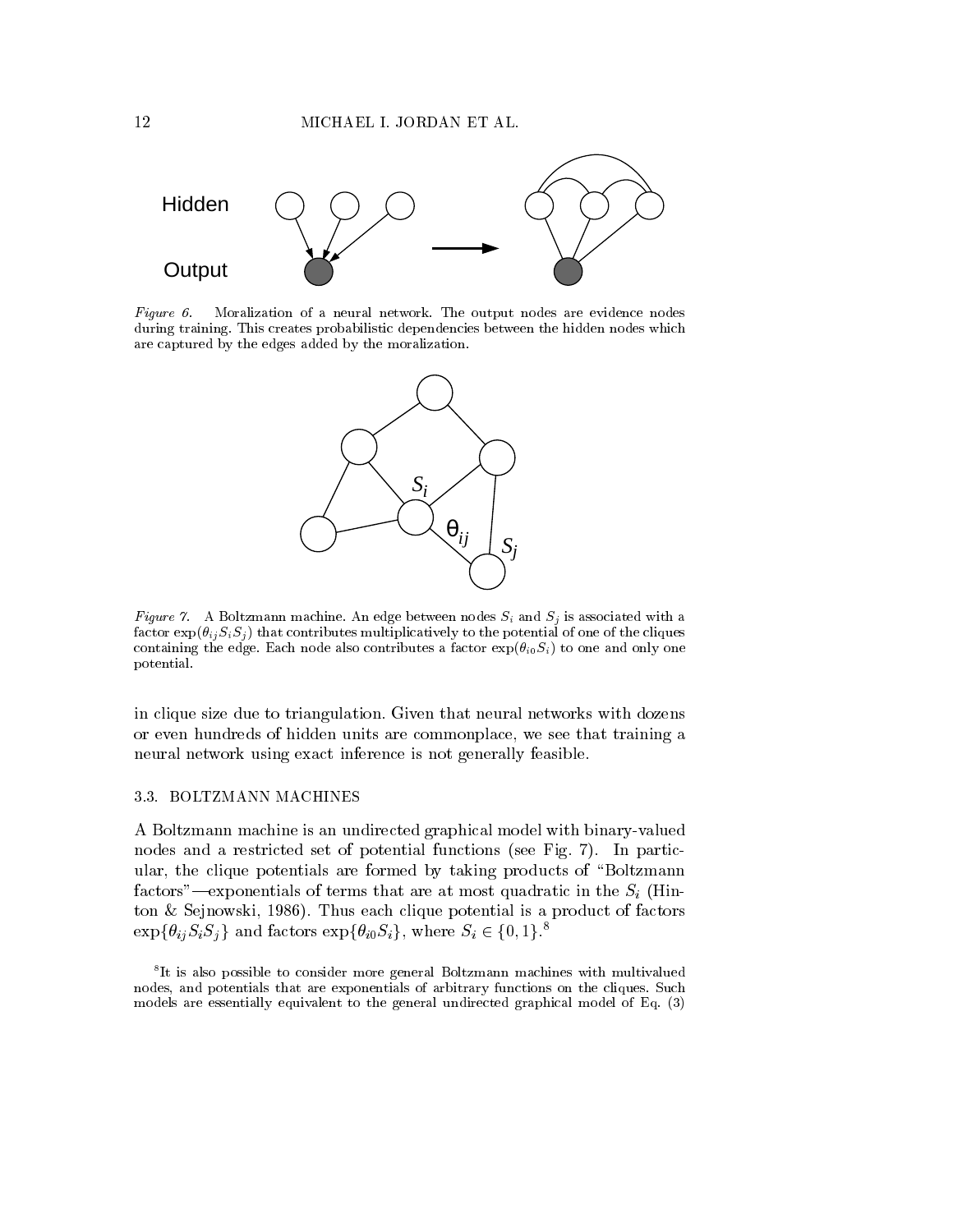*Figure 6.* Moralization of a neural network. The output nodes are evidence nodes during training. This creates probabilistic dependencies between the hidden nodes which are captured by the edges added by the moralization.

*Figure 7.* A Boltzmann machine. An edge between nodes $S_i$ and $S_j$ is associated with a factor $\exp(\theta_{ij} S_i S_j)$ that contributes multiplicatively to the potential of one of the cliques containing the edge. Each node also contributes a factor $\exp(\theta_{i0} S_i)$ to one and only one potential.

in clique size due to triangulation. Given that neural networks with dozens or even hundreds of hidden units are commonplace, we see that training a neural network using exact inference is not generally feasible.

### 3.3. BOLTZMANN MACHINES

A Boltzmann machine is an undirected graphical model with binary-valued nodes and a restricted set of potential functions (see Fig. 7). In particular, the clique potentials are formed by taking products of "Boltzmann factors"—exponentials of terms that are at most quadratic in the $S_i$ (Hinton & Sejnowski, 1986). Thus each clique potential is a product of factors $\exp\{\theta_{ij} S_i S_j\}$ and factors $\exp\{\theta_{i0} S_i\}$, where $S_i \in \{0, 1\}$.[8]

[8] It is also possible to consider more general Boltzmann machines with multivalued nodes, and potentials that are exponentials of arbitrary functions on the cliques. Such models are essentially equivalent to the general undirected graphical model of Eq. (3)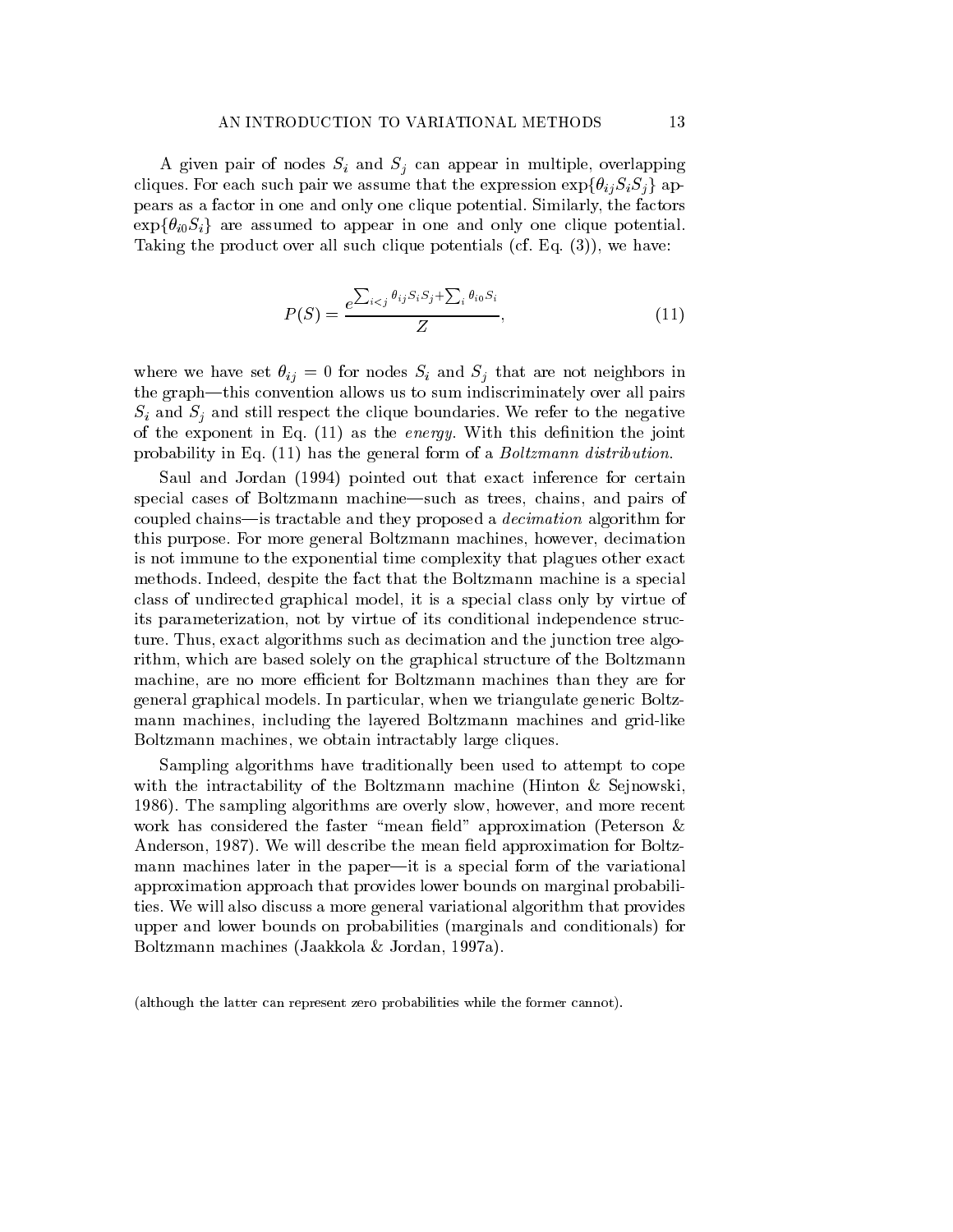A given pair of nodes $S_i$ and $S_j$ can appear in multiple, overlapping cliques. For each such pair we assume that the expression $\exp\{\theta_{ij} S_i S_j\}$ appears as a factor in one and only one clique potential. Similarly, the factors $\exp\{\theta_{i0} S_i\}$ are assumed to appear in one and only one clique potential. Taking the product over all such clique potentials (cf. Eq. (3)), we have:

$$P(S) = \frac{e^{\sum_{i<j} \theta_{ij} S_i S_j + \sum_i \theta_{i0} S_i}}{Z}, \tag{11}$$

where we have set $\theta_{ij} = 0$ for nodes $S_i$ and $S_j$ that are not neighbors in the graph—this convention allows us to sum indiscriminately over all pairs $S_i$ and $S_j$ and still respect the clique boundaries. We refer to the negative of the exponent in Eq. (11) as the *energy*. With this definition the joint probability in Eq. (11) has the general form of a *Boltzmann distribution*.

Saul and Jordan (1994) pointed out that exact inference for certain special cases of Boltzmann machine—such as trees, chains, and pairs of coupled chains—is tractable and they proposed a *decimation* algorithm for this purpose. For more general Boltzmann machines, however, decimation is not immune to the exponential time complexity that plagues other exact methods. Indeed, despite the fact that the Boltzmann machine is a special class of undirected graphical model, it is a special class only by virtue of its parameterization, not by virtue of its conditional independence structure. Thus, exact algorithms such as decimation and the junction tree algorithm, which are based solely on the graphical structure of the Boltzmann machine, are no more efficient for Boltzmann machines than they are for general graphical models. In particular, when we triangulate generic Boltzmann machines, including the layered Boltzmann machines and grid-like Boltzmann machines, we obtain intractably large cliques.

Sampling algorithms have traditionally been used to attempt to cope with the intractability of the Boltzmann machine (Hinton & Sejnowski, 1986). The sampling algorithms are overly slow, however, and more recent work has considered the faster "mean field" approximation (Peterson & Anderson, 1987). We will describe the mean field approximation for Boltzmann machines later in the paper—it is a special form of the variational approximation approach that provides lower bounds on marginal probabilities. We will also discuss a more general variational algorithm that provides upper and lower bounds on probabilities (marginals and conditionals) for Boltzmann machines (Jaakkola & Jordan, 1997a).

(although the latter can represent zero probabilities while the former cannot).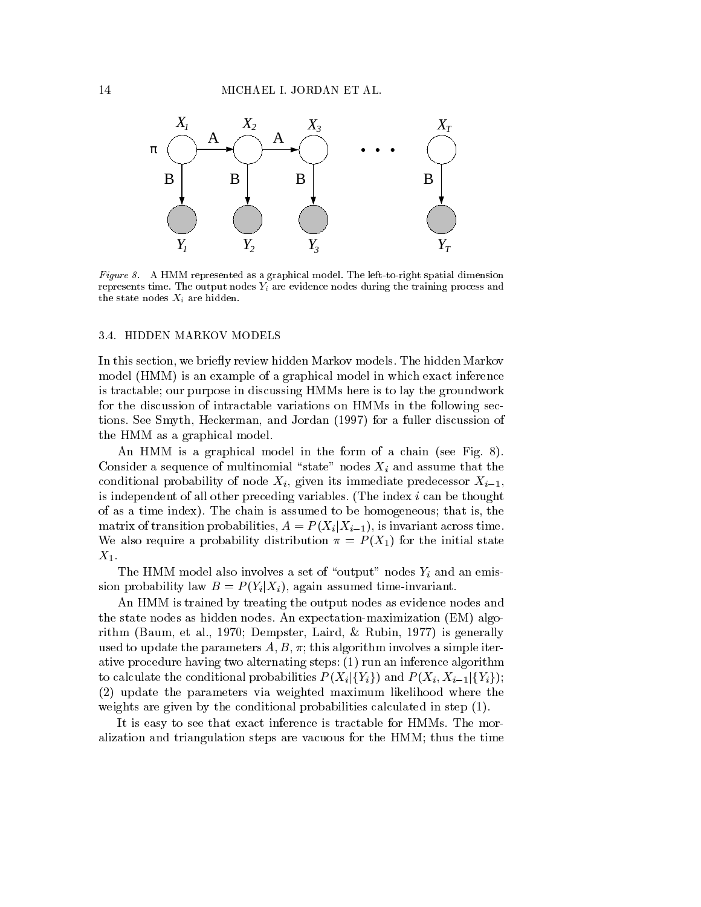*Figure 8.* A HMM represented as a graphical model. The left-to-right spatial dimension represents time. The output nodes $Y_i$ are evidence nodes during the training process and the state nodes $X_i$ are hidden.

### 3.4. HIDDEN MARKOV MODELS

In this section, we briefly review hidden Markov models. The hidden Markov model (HMM) is an example of a graphical model in which exact inference is tractable; our purpose in discussing HMMs here is to lay the groundwork for the discussion of intractable variations on HMMs in the following sections. See Smyth, Heckerman, and Jordan (1997) for a fuller discussion of the HMM as a graphical model.

An HMM is a graphical model in the form of a chain (see Fig. 8). Consider a sequence of multinomial "state" nodes $X_i$ and assume that the conditional probability of node $X_i$, given its immediate predecessor $X_{i-1}$, is independent of all other preceding variables. (The index $i$ can be thought of as a time index). The chain is assumed to be homogeneous; that is, the matrix of transition probabilities, $A = P(X_i|X_{i-1})$, is invariant across time. We also require a probability distribution $\pi = P(X_1)$ for the initial state $X_1$.

The HMM model also involves a set of "output" nodes $Y_i$ and an emission probability law $B = P(Y_i|X_i)$, again assumed time-invariant.

An HMM is trained by treating the output nodes as evidence nodes and the state nodes as hidden nodes. An expectation-maximization (EM) algorithm (Baum, et al., 1970; Dempster, Laird, & Rubin, 1977) is generally used to update the parameters $A, B, \pi$; this algorithm involves a simple iterative procedure having two alternating steps: (1) run an inference algorithm to calculate the conditional probabilities $P(X_i|\{Y_i\})$ and $P(X_i, X_{i-1}|\{Y_i\})$; (2) update the parameters via weighted maximum likelihood where the weights are given by the conditional probabilities calculated in step (1).

It is easy to see that exact inference is tractable for HMMs. The moralization and triangulation steps are vacuous for the HMM; thus the time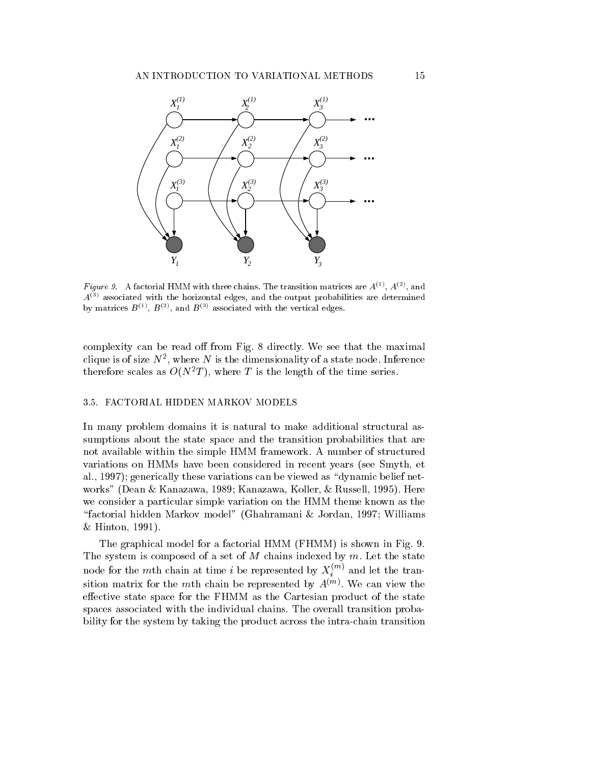*Figure 9.* A factorial HMM with three chains. The transition matrices are $A^{(1)}$, $A^{(2)}$, and $A^{(3)}$ associated with the horizontal edges, and the output probabilities are determined by matrices $B^{(1)}$, $B^{(2)}$, and $B^{(3)}$ associated with the vertical edges.

complexity can be read off from Fig. 8 directly. We see that the maximal clique is of size $N^2$, where $N$ is the dimensionality of a state node. Inference therefore scales as $O(N^2T)$, where $T$ is the length of the time series.

### 3.5. FACTORIAL HIDDEN MARKOV MODELS

In many problem domains it is natural to make additional structural assumptions about the state space and the transition probabilities that are not available within the simple HMM framework. A number of structured variations on HMMs have been considered in recent years (see Smyth, et al., 1997); generically these variations can be viewed as "dynamic belief networks" (Dean & Kanazawa, 1989; Kanazawa, Koller, & Russell, 1995). Here we consider a particular simple variation on the HMM theme known as the "factorial hidden Markov model" (Ghahramani & Jordan, 1997; Williams & Hinton, 1991).

The graphical model for a factorial HMM (FHMM) is shown in Fig. 9. The system is composed of a set of $M$ chains indexed by $m$. Let the state node for the $m$th chain at time $i$ be represented by $X_i^{(m)}$ and let the transition matrix for the $m$th chain be represented by $A^{(m)}$. We can view the effective state space for the FHMM as the Cartesian product of the state spaces associated with the individual chains. The overall transition probability for the system by taking the product across the intra-chain transition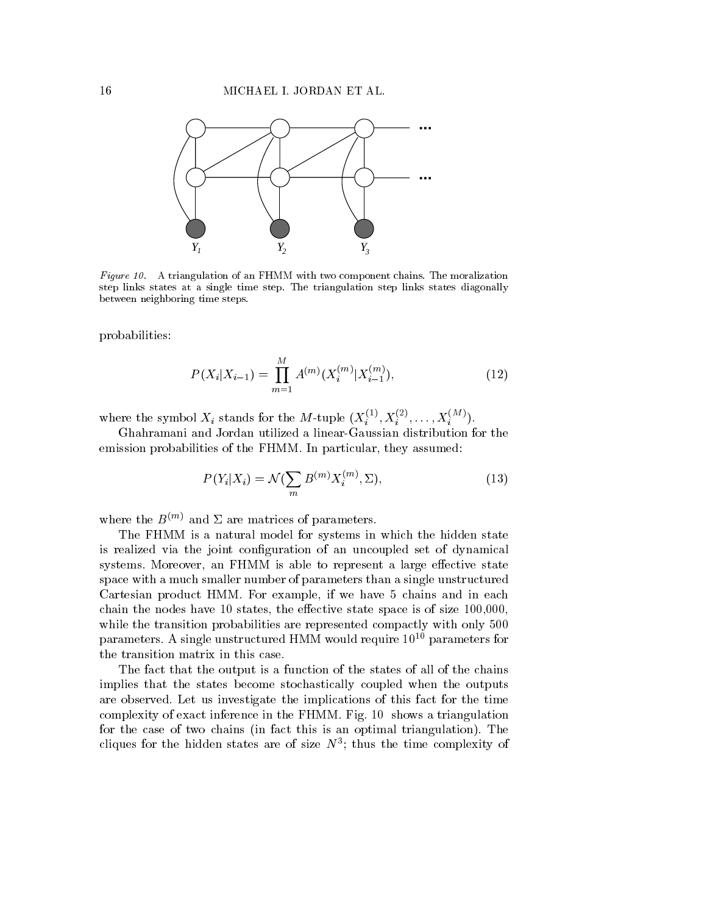Figure 10. A triangulation of an FHMM with two component chains. The moralization step links states at a single time step. The triangulation step links states diagonally between neighboring time steps.

probabilities:

$$P(X_i|X_{i-1}) = \prod_{m=1}^{M} A^{(m)}(X_i^{(m)}|X_{i-1}^{(m)}), \tag{12}$$

where the symbol $X_i$ stands for the $M$-tuple $(X_i^{(1)}, X_i^{(2)}, \ldots, X_i^{(M)})$.

Ghahramani and Jordan utilized a linear-Gaussian distribution for the emission probabilities of the FHMM. In particular, they assumed:

$$P(Y_i|X_i) = \mathcal{N}(\sum_m B^{(m)} X_i^{(m)}, \Sigma), \tag{13}$$

where the $B^{(m)}$ and $\Sigma$ are matrices of parameters.

The FHMM is a natural model for systems in which the hidden state is realized via the joint configuration of an uncoupled set of dynamical systems. Moreover, an FHMM is able to represent a large effective state space with a much smaller number of parameters than a single unstructured Cartesian product HMM. For example, if we have 5 chains and in each chain the nodes have 10 states, the effective state space is of size 100,000, while the transition probabilities are represented compactly with only 500 parameters. A single unstructured HMM would require $10^{10}$ parameters for the transition matrix in this case.

The fact that the output is a function of the states of all of the chains implies that the states become stochastically coupled when the outputs are observed. Let us investigate the implications of this fact for the time complexity of exact inference in the FHMM. Fig. 10 shows a triangulation for the case of two chains (in fact this is an optimal triangulation). The cliques for the hidden states are of size $N^3$; thus the time complexity of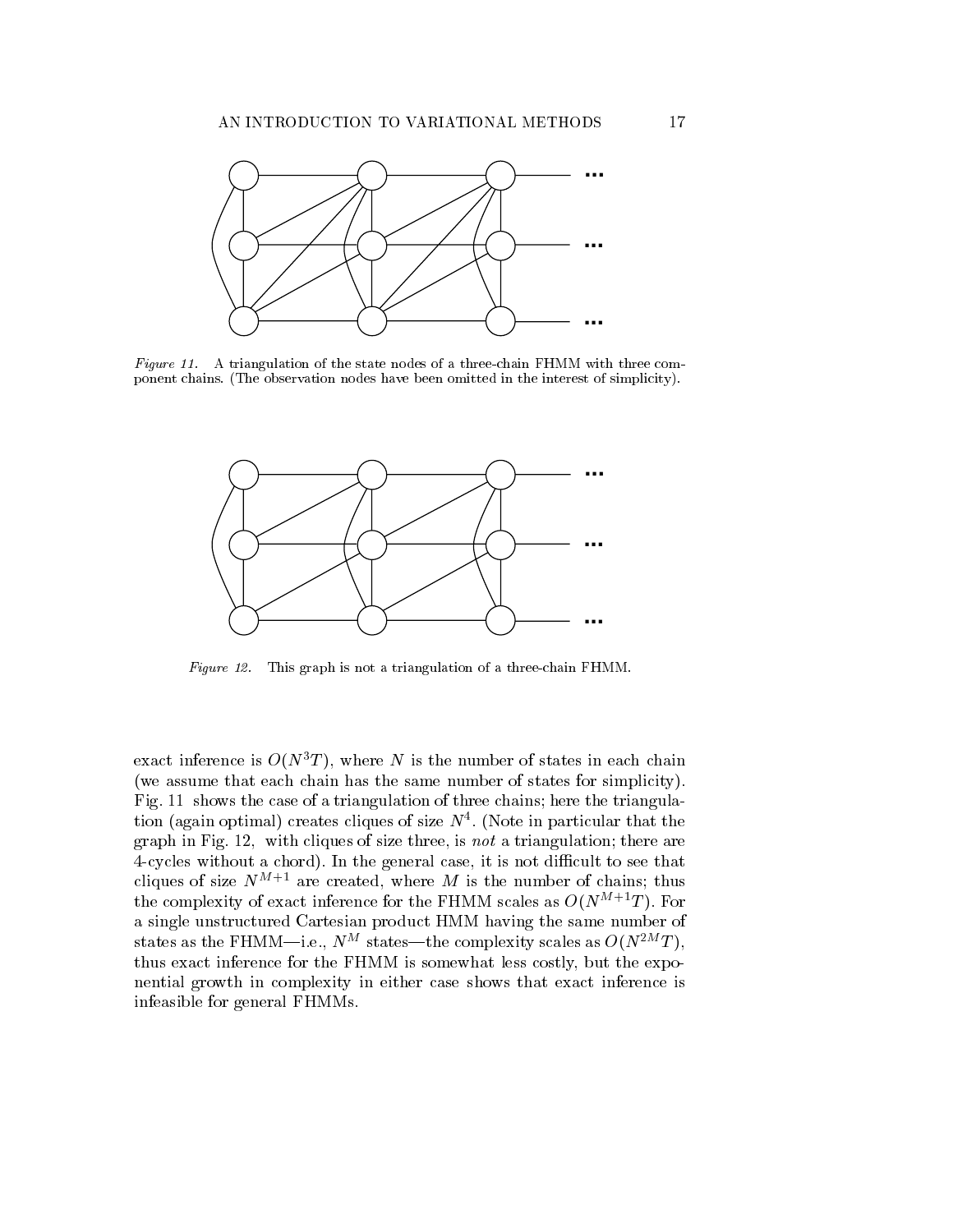*Figure 11.* A triangulation of the state nodes of a three-chain FHMM with three component chains. (The observation nodes have been omitted in the interest of simplicity).

*Figure 12.* This graph is not a triangulation of a three-chain FHMM.

exact inference is $O(N^3 T)$, where $N$ is the number of states in each chain (we assume that each chain has the same number of states for simplicity). Fig. 11 shows the case of a triangulation of three chains; here the triangulation (again optimal) creates cliques of size $N^4$. (Note in particular that the graph in Fig. 12, with cliques of size three, is *not* a triangulation; there are 4-cycles without a chord). In the general case, it is not difficult to see that cliques of size $N^{M+1}$ are created, where $M$ is the number of chains; thus the complexity of exact inference for the FHMM scales as $O(N^{M+1}T)$. For a single unstructured Cartesian product HMM having the same number of states as the FHMM—i.e., $N^M$ states—the complexity scales as $O(N^{2M}T)$, thus exact inference for the FHMM is somewhat less costly, but the exponential growth in complexity in either case shows that exact inference is infeasible for general FHMMs.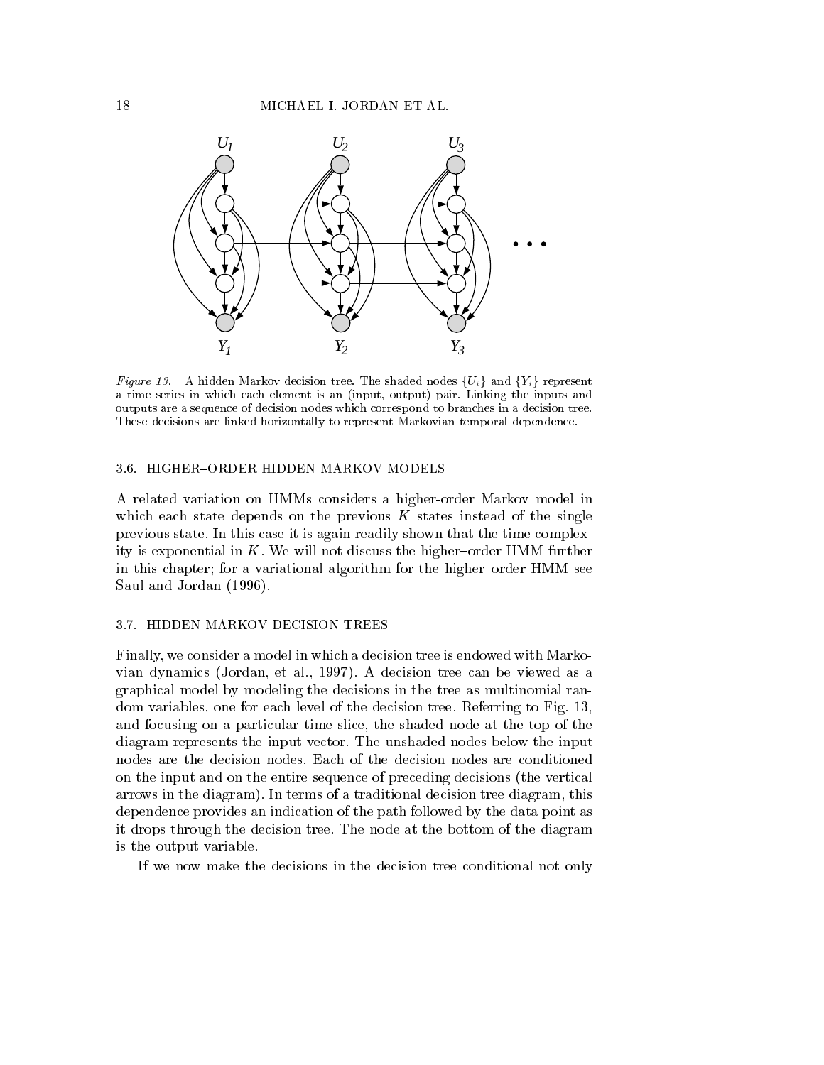*Figure 13.* A hidden Markov decision tree. The shaded nodes $\{U_i\}$ and $\{Y_i\}$ represent a time series in which each element is an (input, output) pair. Linking the inputs and outputs are a sequence of decision nodes which correspond to branches in a decision tree. These decisions are linked horizontally to represent Markovian temporal dependence.

### 3.6. HIGHER–ORDER HIDDEN MARKOV MODELS

A related variation on HMMs considers a higher-order Markov model in which each state depends on the previous $K$ states instead of the single previous state. In this case it is again readily shown that the time complexity is exponential in $K$. We will not discuss the higher–order HMM further in this chapter; for a variational algorithm for the higher–order HMM see Saul and Jordan (1996).

### 3.7. HIDDEN MARKOV DECISION TREES

Finally, we consider a model in which a decision tree is endowed with Markovian dynamics (Jordan, et al., 1997). A decision tree can be viewed as a graphical model by modeling the decisions in the tree as multinomial random variables, one for each level of the decision tree. Referring to Fig. 13, and focusing on a particular time slice, the shaded node at the top of the diagram represents the input vector. The unshaded nodes below the input nodes are the decision nodes. Each of the decision nodes are conditioned on the input and on the entire sequence of preceding decisions (the vertical arrows in the diagram). In terms of a traditional decision tree diagram, this dependence provides an indication of the path followed by the data point as it drops through the decision tree. The node at the bottom of the diagram is the output variable.

If we now make the decisions in the decision tree conditional not only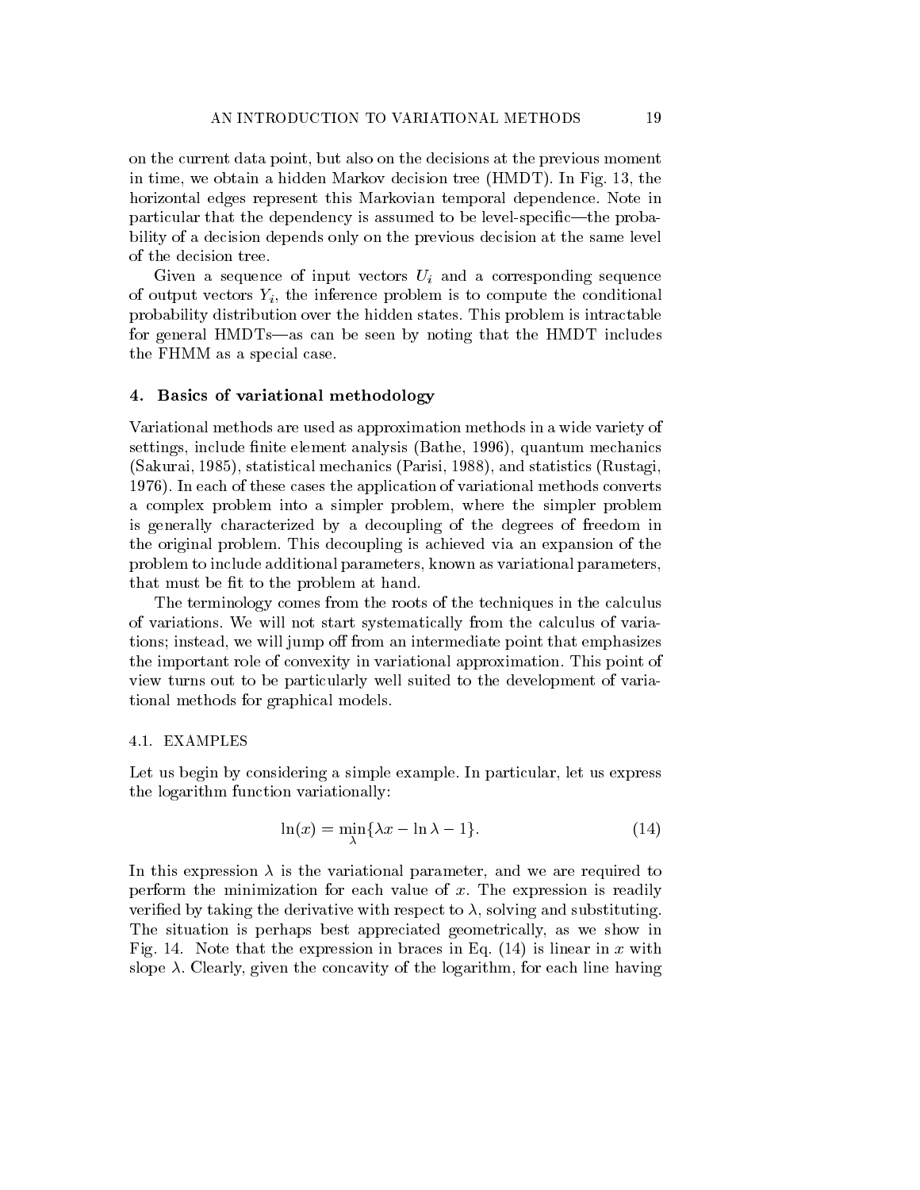on the current data point, but also on the decisions at the previous moment in time, we obtain a hidden Markov decision tree (HMDT). In Fig. 13, the horizontal edges represent this Markovian temporal dependence. Note in particular that the dependency is assumed to be level-specific—the probability of a decision depends only on the previous decision at the same level of the decision tree.

Given a sequence of input vectors $U_i$ and a corresponding sequence of output vectors $Y_i$, the inference problem is to compute the conditional probability distribution over the hidden states. This problem is intractable for general HMDTs—as can be seen by noting that the HMDT includes the FHMM as a special case.

## 4. Basics of variational methodology

Variational methods are used as approximation methods in a wide variety of settings, include finite element analysis (Bathe, 1996), quantum mechanics (Sakurai, 1985), statistical mechanics (Parisi, 1988), and statistics (Rustagi, 1976). In each of these cases the application of variational methods converts a complex problem into a simpler problem, where the simpler problem is generally characterized by a decoupling of the degrees of freedom in the original problem. This decoupling is achieved via an expansion of the problem to include additional parameters, known as variational parameters, that must be fit to the problem at hand.

The terminology comes from the roots of the techniques in the calculus of variations. We will not start systematically from the calculus of variations; instead, we will jump off from an intermediate point that emphasizes the important role of convexity in variational approximation. This point of view turns out to be particularly well suited to the development of variational methods for graphical models.

### 4.1. EXAMPLES

Let us begin by considering a simple example. In particular, let us express the logarithm function variationally:

$$\ln(x) = \min_{\lambda}\{\lambda x - \ln \lambda - 1\}. \tag{14}$$

In this expression $\lambda$ is the variational parameter, and we are required to perform the minimization for each value of $x$. The expression is readily verified by taking the derivative with respect to $\lambda$, solving and substituting. The situation is perhaps best appreciated geometrically, as we show in Fig. 14. Note that the expression in braces in Eq. (14) is linear in $x$ with slope $\lambda$. Clearly, given the concavity of the logarithm, for each line having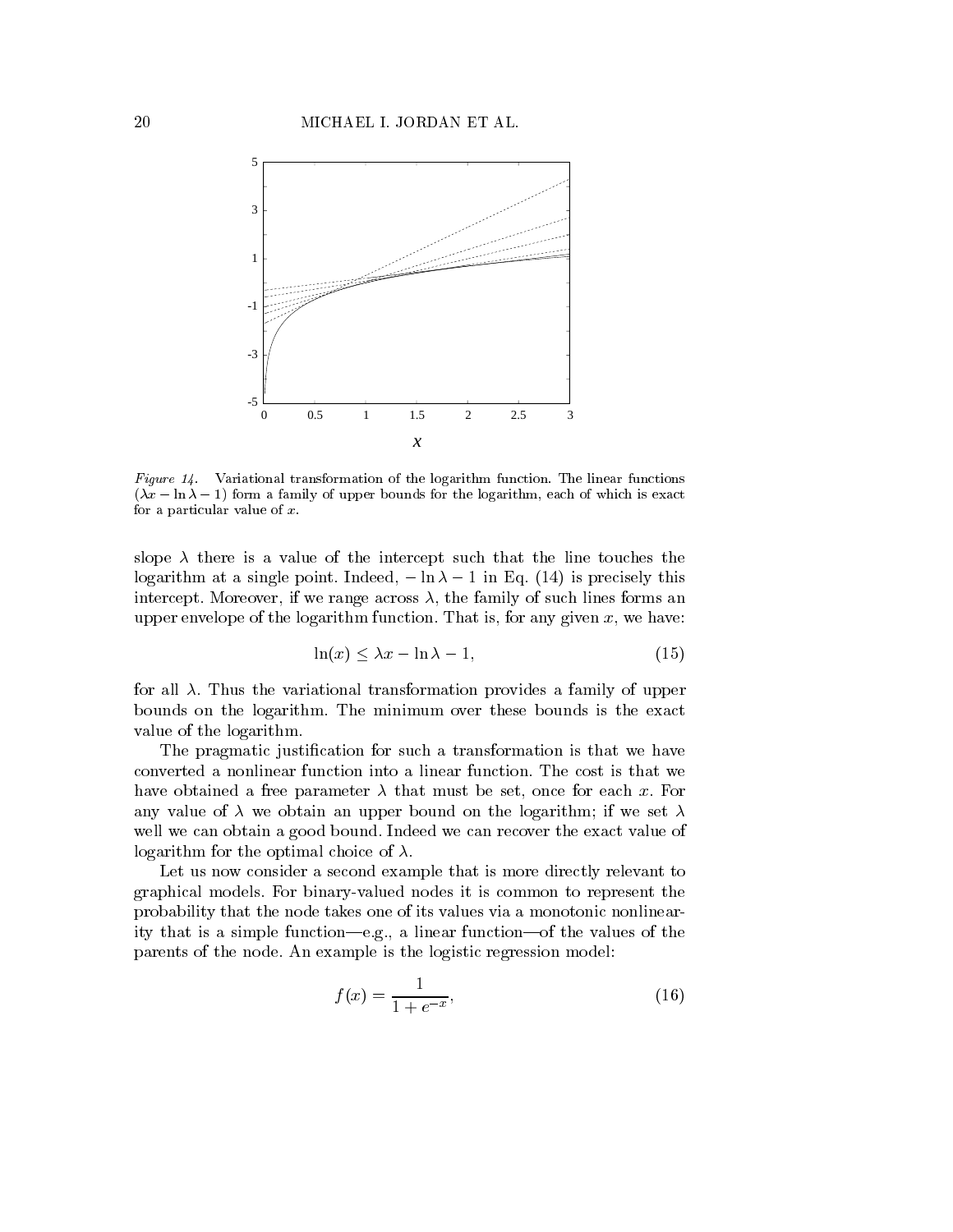*Figure 14.* Variational transformation of the logarithm function. The linear functions $(\lambda x - \ln \lambda - 1)$ form a family of upper bounds for the logarithm, each of which is exact for a particular value of $x$.

slope $\lambda$ there is a value of the intercept such that the line touches the logarithm at a single point. Indeed, $-\ln \lambda - 1$ in Eq. (14) is precisely this intercept. Moreover, if we range across $\lambda$, the family of such lines forms an upper envelope of the logarithm function. That is, for any given $x$, we have:

$$\ln(x) \leq \lambda x - \ln \lambda - 1, \tag{15}$$

for all $\lambda$. Thus the variational transformation provides a family of upper bounds on the logarithm. The minimum over these bounds is the exact value of the logarithm.

The pragmatic justification for such a transformation is that we have converted a nonlinear function into a linear function. The cost is that we have obtained a free parameter $\lambda$ that must be set, once for each $x$. For any value of $\lambda$ we obtain an upper bound on the logarithm; if we set $\lambda$ well we can obtain a good bound. Indeed we can recover the exact value of logarithm for the optimal choice of $\lambda$.

Let us now consider a second example that is more directly relevant to graphical models. For binary-valued nodes it is common to represent the probability that the node takes one of its values via a monotonic nonlinearity that is a simple function—e.g., a linear function—of the values of the parents of the node. An example is the logistic regression model:

$$f(x) = \frac{1}{1 + e^{-x}}, \tag{16}$$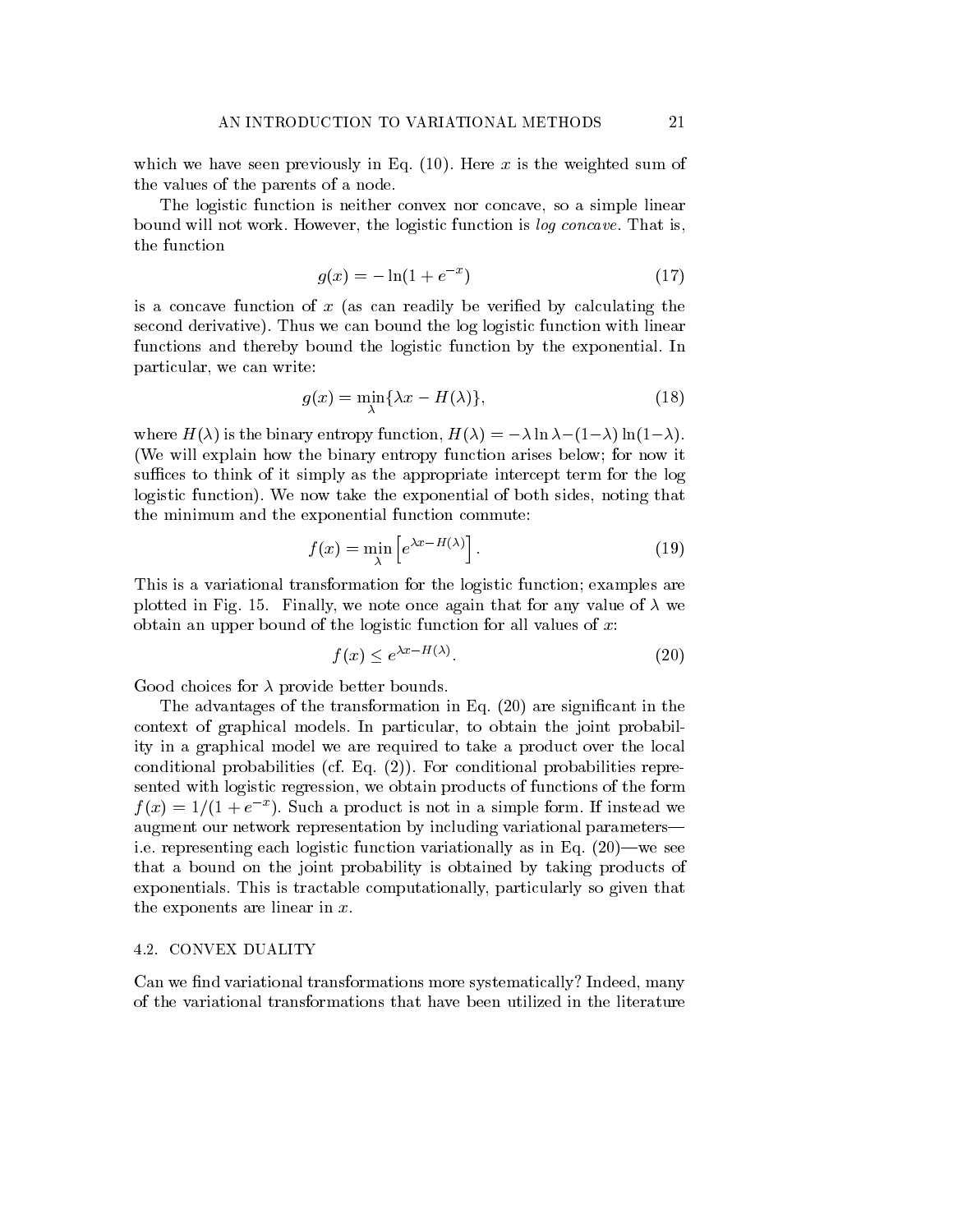which we have seen previously in Eq. (10). Here $x$ is the weighted sum of the values of the parents of a node.

The logistic function is neither convex nor concave, so a simple linear bound will not work. However, the logistic function is *log concave*. That is, the function

$$g(x) = -\ln(1 + e^{-x}) \tag{17}$$

is a concave function of $x$ (as can readily be verified by calculating the second derivative). Thus we can bound the log logistic function with linear functions and thereby bound the logistic function by the exponential. In particular, we can write:

$$g(x) = \min_{\lambda} \{\lambda x - H(\lambda)\}, \tag{18}$$

where $H(\lambda)$ is the binary entropy function, $H(\lambda) = -\lambda \ln \lambda - (1-\lambda)\ln(1-\lambda)$. (We will explain how the binary entropy function arises below; for now it suffices to think of it simply as the appropriate intercept term for the log logistic function). We now take the exponential of both sides, noting that the minimum and the exponential function commute:

$$f(x) = \min_{\lambda} \left[ e^{\lambda x - H(\lambda)} \right]. \tag{19}$$

This is a variational transformation for the logistic function; examples are plotted in Fig. 15. Finally, we note once again that for any value of $\lambda$ we obtain an upper bound of the logistic function for all values of $x$:

$$f(x) \leq e^{\lambda x - H(\lambda)}. \tag{20}$$

Good choices for $\lambda$ provide better bounds.

The advantages of the transformation in Eq. (20) are significant in the context of graphical models. In particular, to obtain the joint probability in a graphical model we are required to take a product over the local conditional probabilities (cf. Eq. (2)). For conditional probabilities represented with logistic regression, we obtain products of functions of the form $f(x) = 1/(1 + e^{-x})$. Such a product is not in a simple form. If instead we augment our network representation by including variational parameters—i.e. representing each logistic function variationally as in Eq. (20)—we see that a bound on the joint probability is obtained by taking products of exponentials. This is tractable computationally, particularly so given that the exponents are linear in $x$.

### 4.2. CONVEX DUALITY

Can we find variational transformations more systematically? Indeed, many of the variational transformations that have been utilized in the literature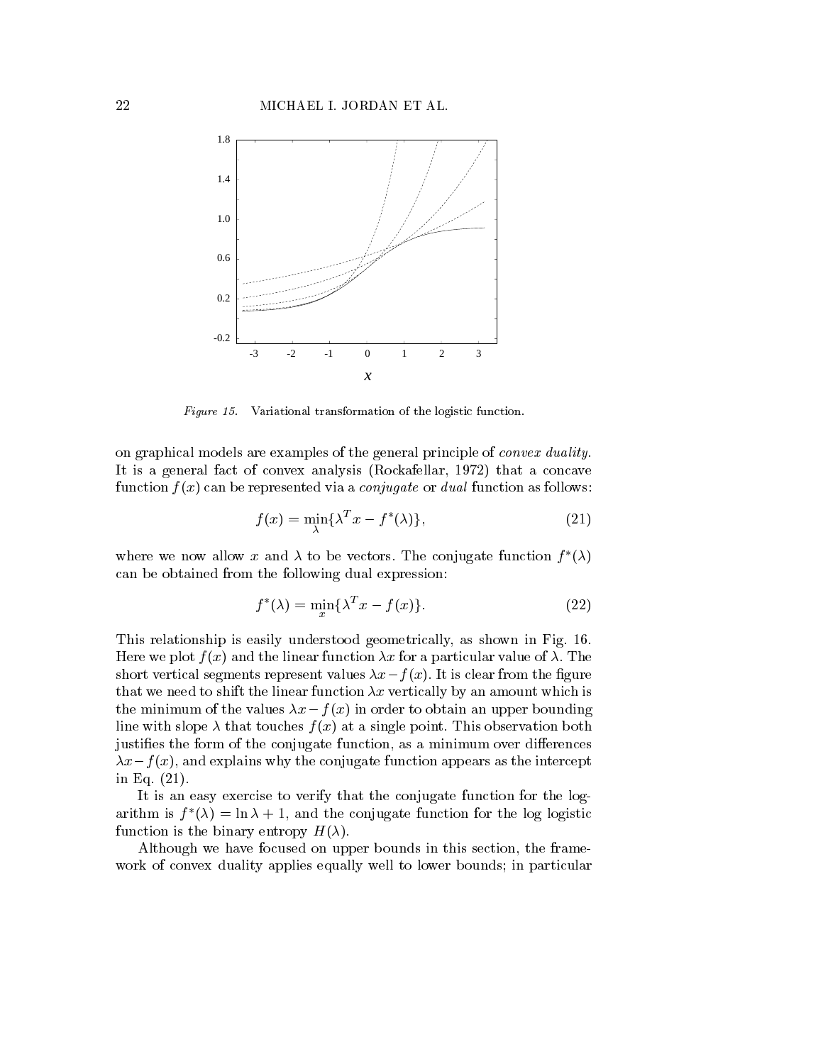*Figure 15.* Variational transformation of the logistic function.

on graphical models are examples of the general principle of *convex duality*. It is a general fact of convex analysis (Rockafellar, 1972) that a concave function $f(x)$ can be represented via a *conjugate* or *dual* function as follows:

$$f(x) = \min_{\lambda}\{\lambda^T x - f^*(\lambda)\}, \tag{21}$$

where we now allow $x$ and $\lambda$ to be vectors. The conjugate function $f^*(\lambda)$ can be obtained from the following dual expression:

$$f^*(\lambda) = \min_{x}\{\lambda^T x - f(x)\}. \tag{22}$$

This relationship is easily understood geometrically, as shown in Fig. 16. Here we plot $f(x)$ and the linear function $\lambda x$ for a particular value of $\lambda$. The short vertical segments represent values $\lambda x - f(x)$. It is clear from the figure that we need to shift the linear function $\lambda x$ vertically by an amount which is the minimum of the values $\lambda x - f(x)$ in order to obtain an upper bounding line with slope $\lambda$ that touches $f(x)$ at a single point. This observation both justifies the form of the conjugate function, as a minimum over differences $\lambda x - f(x)$, and explains why the conjugate function appears as the intercept in Eq. (21).

It is an easy exercise to verify that the conjugate function for the logarithm is $f^*(\lambda) = \ln \lambda + 1$, and the conjugate function for the log logistic function is the binary entropy $H(\lambda)$.

Although we have focused on upper bounds in this section, the framework of convex duality applies equally well to lower bounds; in particular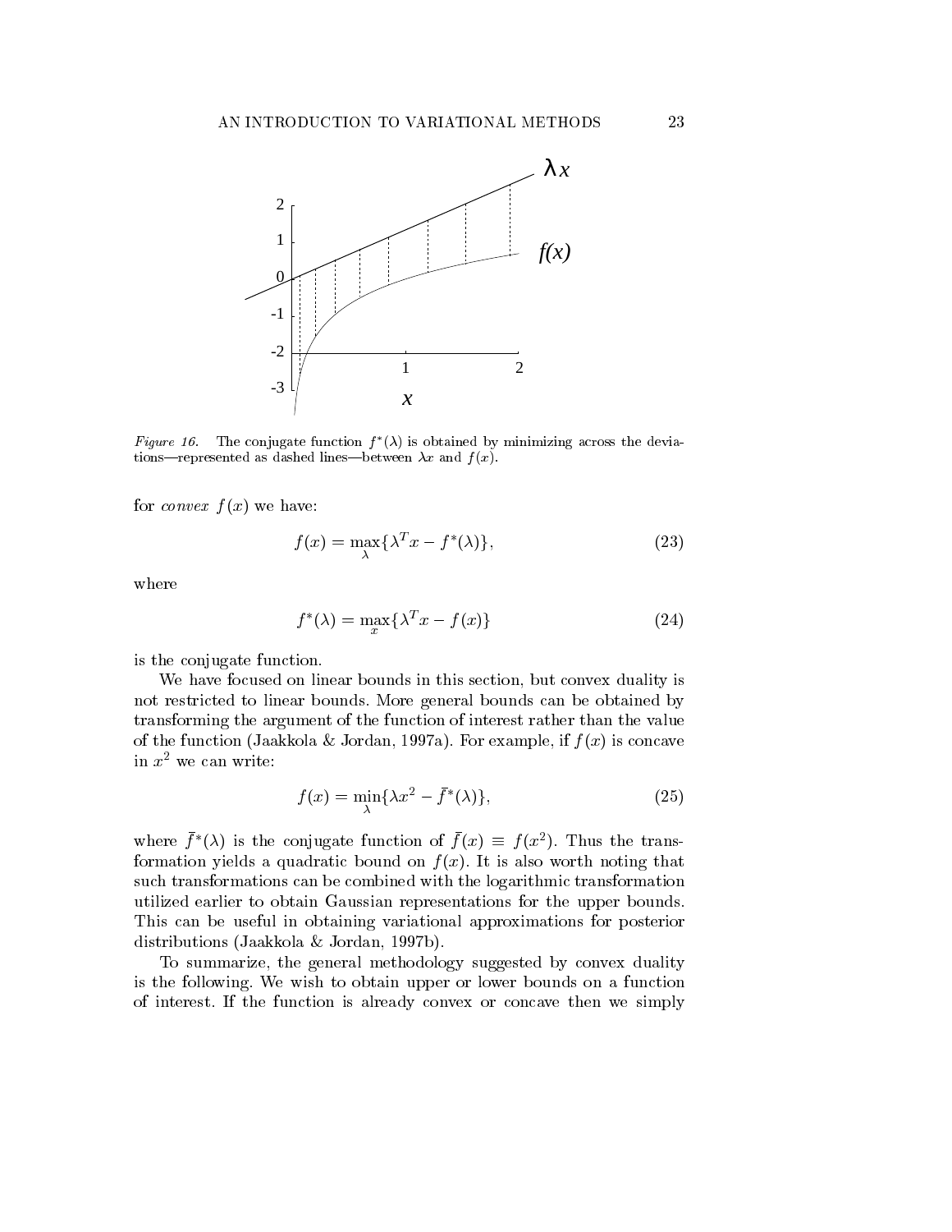*Figure 16.* The conjugate function $f^*(\lambda)$ is obtained by minimizing across the deviations—represented as dashed lines—between $\lambda x$ and $f(x)$.

for *convex* $f(x)$ we have:

$$f(x) = \max_{\lambda}\{\lambda^T x - f^*(\lambda)\}, \tag{23}$$

where

$$f^*(\lambda) = \max_{x}\{\lambda^T x - f(x)\} \tag{24}$$

is the conjugate function.

We have focused on linear bounds in this section, but convex duality is not restricted to linear bounds. More general bounds can be obtained by transforming the argument of the function of interest rather than the value of the function (Jaakkola & Jordan, 1997a). For example, if $f(x)$ is concave in $x^2$ we can write:

$$f(x) = \min_{\lambda}\{\lambda x^2 - \bar{f}^*(\lambda)\}, \tag{25}$$

where $\bar{f}^*(\lambda)$ is the conjugate function of $\bar{f}(x) \equiv f(x^2)$. Thus the transformation yields a quadratic bound on $f(x)$. It is also worth noting that such transformations can be combined with the logarithmic transformation utilized earlier to obtain Gaussian representations for the upper bounds. This can be useful in obtaining variational approximations for posterior distributions (Jaakkola & Jordan, 1997b).

To summarize, the general methodology suggested by convex duality is the following. We wish to obtain upper or lower bounds on a function of interest. If the function is already convex or concave then we simply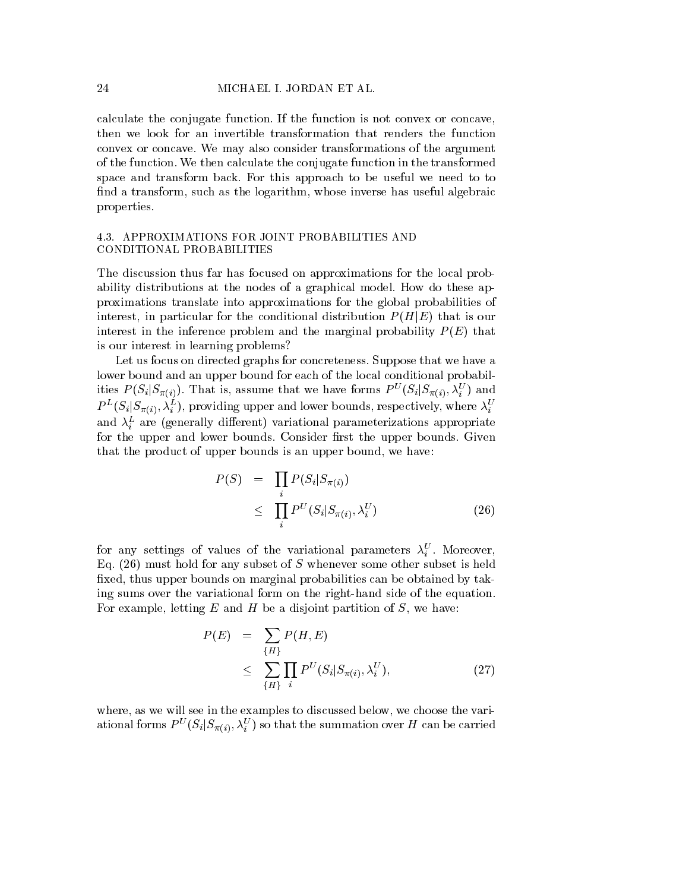calculate the conjugate function. If the function is not convex or concave, then we look for an invertible transformation that renders the function convex or concave. We may also consider transformations of the argument of the function. We then calculate the conjugate function in the transformed space and transform back. For this approach to be useful we need to to find a transform, such as the logarithm, whose inverse has useful algebraic properties.

### 4.3. APPROXIMATIONS FOR JOINT PROBABILITIES AND CONDITIONAL PROBABILITIES

The discussion thus far has focused on approximations for the local probability distributions at the nodes of a graphical model. How do these approximations translate into approximations for the global probabilities of interest, in particular for the conditional distribution $P(H|E)$ that is our interest in the inference problem and the marginal probability $P(E)$ that is our interest in learning problems?

Let us focus on directed graphs for concreteness. Suppose that we have a lower bound and an upper bound for each of the local conditional probabilities $P(S_i|S_{\pi(i)})$. That is, assume that we have forms $P^U(S_i|S_{\pi(i)}, \lambda_i^U)$ and $P^L(S_i|S_{\pi(i)}, \lambda_i^L)$, providing upper and lower bounds, respectively, where $\lambda_i^U$ and $\lambda_i^L$ are (generally different) variational parameterizations appropriate for the upper and lower bounds. Consider first the upper bounds. Given that the product of upper bounds is an upper bound, we have:

$$
\begin{aligned}
P(S) &= \prod_i P(S_i|S_{\pi(i)}) \\
&\leq \prod_i P^U(S_i|S_{\pi(i)}, \lambda_i^U)
\end{aligned}
\tag{26}
$$

for any settings of values of the variational parameters $\lambda_i^U$. Moreover, Eq. (26) must hold for any subset of $S$ whenever some other subset is held fixed, thus upper bounds on marginal probabilities can be obtained by taking sums over the variational form on the right-hand side of the equation. For example, letting $E$ and $H$ be a disjoint partition of $S$, we have:

$$
\begin{aligned}
P(E) &= \sum_{\{H\}} P(H, E) \\
&\leq \sum_{\{H\}} \prod_i P^U(S_i|S_{\pi(i)}, \lambda_i^U),
\end{aligned}
\tag{27}
$$

where, as we will see in the examples to discussed below, we choose the variational forms $P^U(S_i|S_{\pi(i)}, \lambda_i^U)$ so that the summation over $H$ can be carried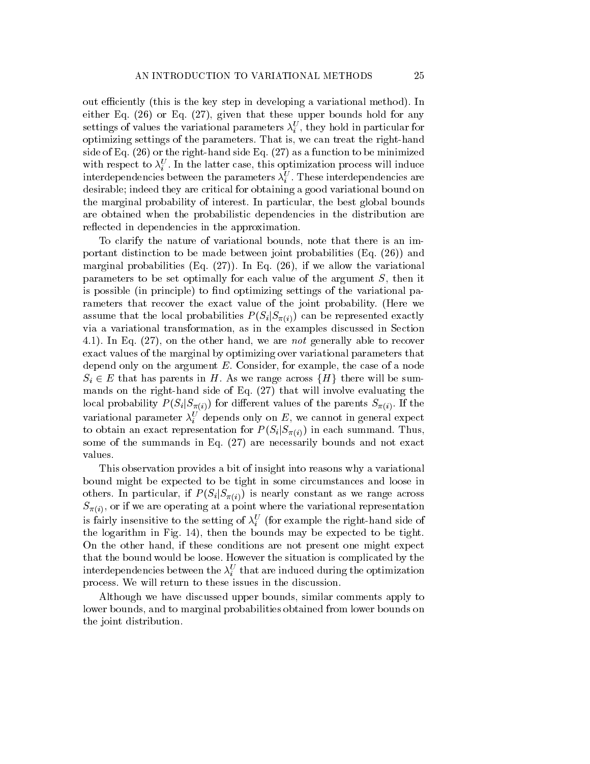out efficiently (this is the key step in developing a variational method). In either Eq. (26) or Eq. (27), given that these upper bounds hold for any settings of values the variational parameters $\lambda_i^U$, they hold in particular for optimizing settings of the parameters. That is, we can treat the right-hand side of Eq. (26) or the right-hand side Eq. (27) as a function to be minimized with respect to $\lambda_i^U$. In the latter case, this optimization process will induce interdependencies between the parameters $\lambda_i^U$. These interdependencies are desirable; indeed they are critical for obtaining a good variational bound on the marginal probability of interest. In particular, the best global bounds are obtained when the probabilistic dependencies in the distribution are reflected in dependencies in the approximation.

To clarify the nature of variational bounds, note that there is an important distinction to be made between joint probabilities (Eq. (26)) and marginal probabilities (Eq. (27)). In Eq. (26), if we allow the variational parameters to be set optimally for each value of the argument $S$, then it is possible (in principle) to find optimizing settings of the variational parameters that recover the exact value of the joint probability. (Here we assume that the local probabilities $P(S_i|S_{\pi(i)})$ can be represented exactly via a variational transformation, as in the examples discussed in Section 4.1). In Eq. (27), on the other hand, we are *not* generally able to recover exact values of the marginal by optimizing over variational parameters that depend only on the argument $E$. Consider, for example, the case of a node $S_i \in E$ that has parents in $H$. As we range across $\{H\}$ there will be summands on the right-hand side of Eq. (27) that will involve evaluating the local probability $P(S_i|S_{\pi(i)})$ for different values of the parents $S_{\pi(i)}$. If the variational parameter $\lambda_i^U$ depends only on $E$, we cannot in general expect to obtain an exact representation for $P(S_i|S_{\pi(i)})$ in each summand. Thus, some of the summands in Eq. (27) are necessarily bounds and not exact values.

This observation provides a bit of insight into reasons why a variational bound might be expected to be tight in some circumstances and loose in others. In particular, if $P(S_i|S_{\pi(i)})$ is nearly constant as we range across $S_{\pi(i)}$, or if we are operating at a point where the variational representation is fairly insensitive to the setting of $\lambda_i^U$ (for example the right-hand side of the logarithm in Fig. 14), then the bounds may be expected to be tight. On the other hand, if these conditions are not present one might expect that the bound would be loose. However the situation is complicated by the interdependencies between the $\lambda_i^U$ that are induced during the optimization process. We will return to these issues in the discussion.

Although we have discussed upper bounds, similar comments apply to lower bounds, and to marginal probabilities obtained from lower bounds on the joint distribution.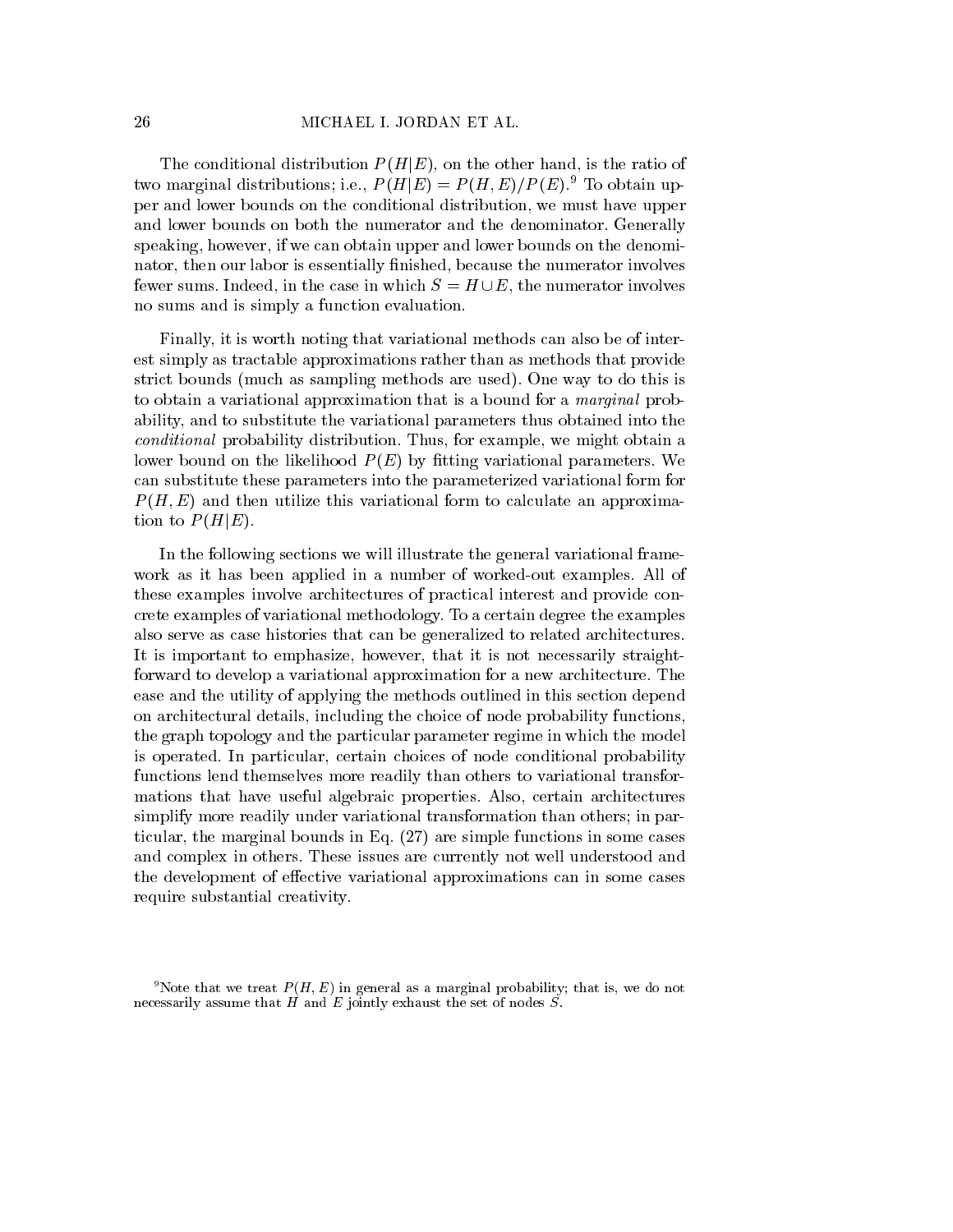The conditional distribution $P(H|E)$, on the other hand, is the ratio of two marginal distributions; i.e., $P(H|E) = P(H,E)/P(E)$.[9] To obtain upper and lower bounds on the conditional distribution, we must have upper and lower bounds on both the numerator and the denominator. Generally speaking, however, if we can obtain upper and lower bounds on the denominator, then our labor is essentially finished, because the numerator involves fewer sums. Indeed, in the case in which $S = H \cup E$, the numerator involves no sums and is simply a function evaluation.

Finally, it is worth noting that variational methods can also be of interest simply as tractable approximations rather than as methods that provide strict bounds (much as sampling methods are used). One way to do this is to obtain a variational approximation that is a bound for a *marginal* probability, and to substitute the variational parameters thus obtained into the *conditional* probability distribution. Thus, for example, we might obtain a lower bound on the likelihood $P(E)$ by fitting variational parameters. We can substitute these parameters into the parameterized variational form for $P(H,E)$ and then utilize this variational form to calculate an approximation to $P(H|E)$.

In the following sections we will illustrate the general variational framework as it has been applied in a number of worked-out examples. All of these examples involve architectures of practical interest and provide concrete examples of variational methodology. To a certain degree the examples also serve as case histories that can be generalized to related architectures. It is important to emphasize, however, that it is not necessarily straightforward to develop a variational approximation for a new architecture. The ease and the utility of applying the methods outlined in this section depend on architectural details, including the choice of node probability functions, the graph topology and the particular parameter regime in which the model is operated. In particular, certain choices of node conditional probability functions lend themselves more readily than others to variational transformations that have useful algebraic properties. Also, certain architectures simplify more readily under variational transformation than others; in particular, the marginal bounds in Eq. (27) are simple functions in some cases and complex in others. These issues are currently not well understood and the development of effective variational approximations can in some cases require substantial creativity.

[9]Note that we treat $P(H,E)$ in general as a marginal probability; that is, we do not necessarily assume that $H$ and $E$ jointly exhaust the set of nodes $S$.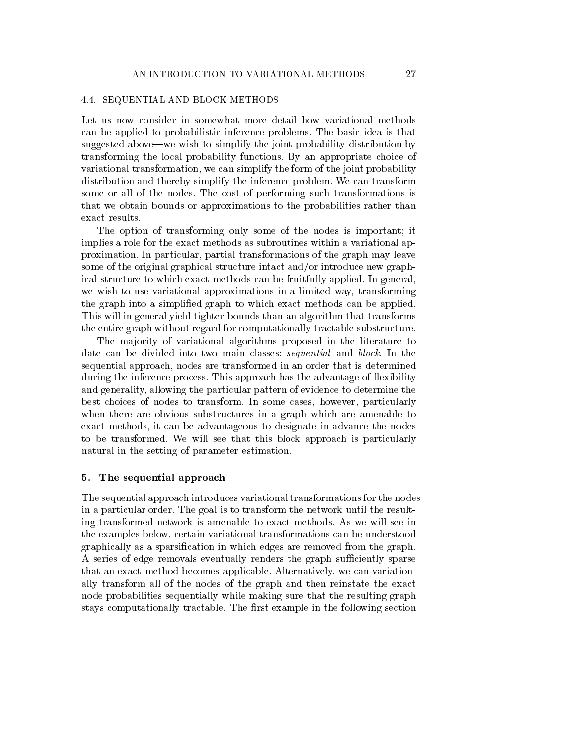### 4.4. SEQUENTIAL AND BLOCK METHODS

Let us now consider in somewhat more detail how variational methods can be applied to probabilistic inference problems. The basic idea is that suggested above—we wish to simplify the joint probability distribution by transforming the local probability functions. By an appropriate choice of variational transformation, we can simplify the form of the joint probability distribution and thereby simplify the inference problem. We can transform some or all of the nodes. The cost of performing such transformations is that we obtain bounds or approximations to the probabilities rather than exact results.

The option of transforming only some of the nodes is important; it implies a role for the exact methods as subroutines within a variational approximation. In particular, partial transformations of the graph may leave some of the original graphical structure intact and/or introduce new graphical structure to which exact methods can be fruitfully applied. In general, we wish to use variational approximations in a limited way, transforming the graph into a simplified graph to which exact methods can be applied. This will in general yield tighter bounds than an algorithm that transforms the entire graph without regard for computationally tractable substructure.

The majority of variational algorithms proposed in the literature to date can be divided into two main classes: *sequential* and *block*. In the sequential approach, nodes are transformed in an order that is determined during the inference process. This approach has the advantage of flexibility and generality, allowing the particular pattern of evidence to determine the best choices of nodes to transform. In some cases, however, particularly when there are obvious substructures in a graph which are amenable to exact methods, it can be advantageous to designate in advance the nodes to be transformed. We will see that this block approach is particularly natural in the setting of parameter estimation.

## 5. The sequential approach

The sequential approach introduces variational transformations for the nodes in a particular order. The goal is to transform the network until the resulting transformed network is amenable to exact methods. As we will see in the examples below, certain variational transformations can be understood graphically as a sparsification in which edges are removed from the graph. A series of edge removals eventually renders the graph sufficiently sparse that an exact method becomes applicable. Alternatively, we can variationally transform all of the nodes of the graph and then reinstate the exact node probabilities sequentially while making sure that the resulting graph stays computationally tractable. The first example in the following section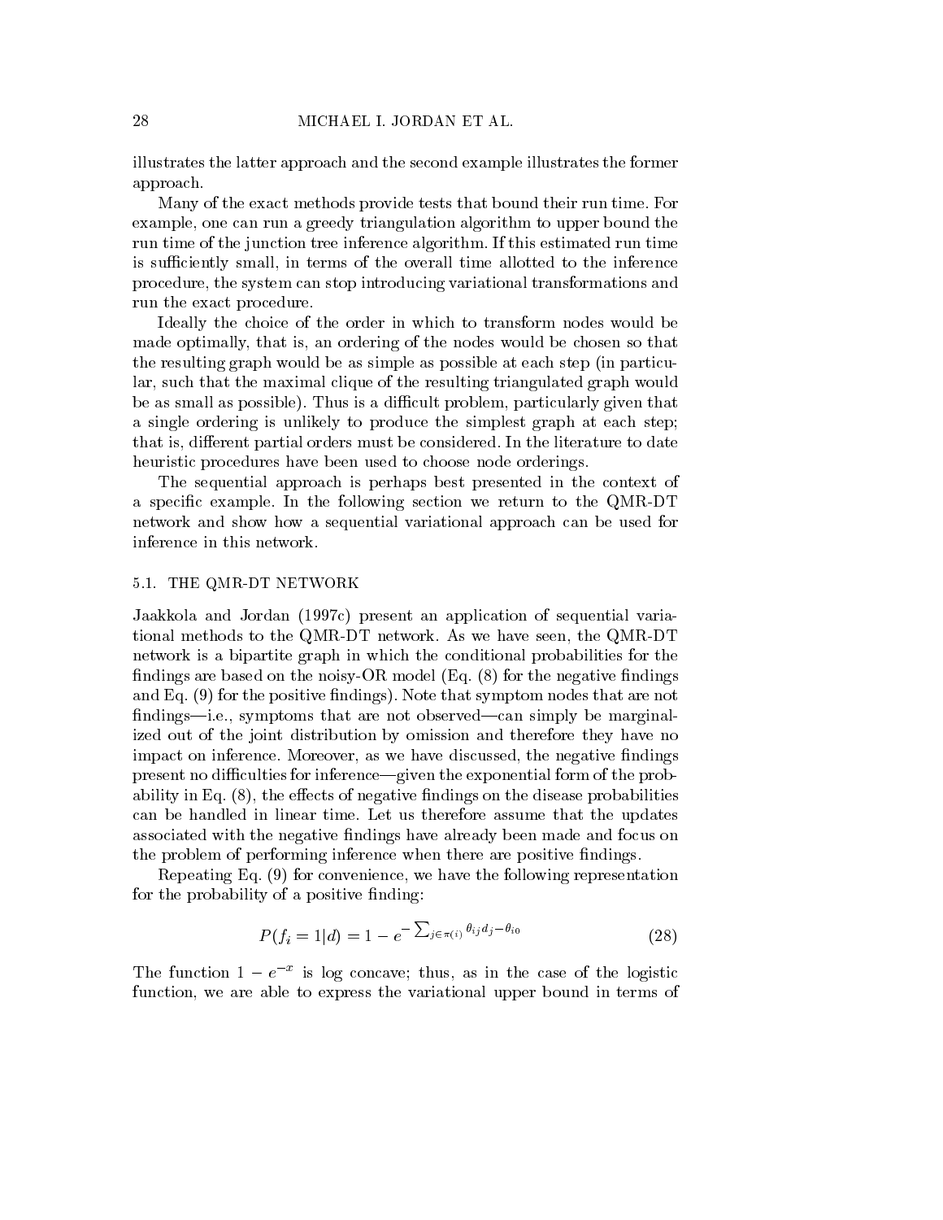illustrates the latter approach and the second example illustrates the former approach.

Many of the exact methods provide tests that bound their run time. For example, one can run a greedy triangulation algorithm to upper bound the run time of the junction tree inference algorithm. If this estimated run time is sufficiently small, in terms of the overall time allotted to the inference procedure, the system can stop introducing variational transformations and run the exact procedure.

Ideally the choice of the order in which to transform nodes would be made optimally, that is, an ordering of the nodes would be chosen so that the resulting graph would be as simple as possible at each step (in particular, such that the maximal clique of the resulting triangulated graph would be as small as possible). Thus is a difficult problem, particularly given that a single ordering is unlikely to produce the simplest graph at each step; that is, different partial orders must be considered. In the literature to date heuristic procedures have been used to choose node orderings.

The sequential approach is perhaps best presented in the context of a specific example. In the following section we return to the QMR-DT network and show how a sequential variational approach can be used for inference in this network.

### 5.1. THE QMR-DT NETWORK

Jaakkola and Jordan (1997c) present an application of sequential variational methods to the QMR-DT network. As we have seen, the QMR-DT network is a bipartite graph in which the conditional probabilities for the findings are based on the noisy-OR model (Eq. (8) for the negative findings and Eq. (9) for the positive findings). Note that symptom nodes that are not findings—i.e., symptoms that are not observed—can simply be marginalized out of the joint distribution by omission and therefore they have no impact on inference. Moreover, as we have discussed, the negative findings present no difficulties for inference—given the exponential form of the probability in Eq. (8), the effects of negative findings on the disease probabilities can be handled in linear time. Let us therefore assume that the updates associated with the negative findings have already been made and focus on the problem of performing inference when there are positive findings.

Repeating Eq. (9) for convenience, we have the following representation for the probability of a positive finding:

$$P(f_i = 1|d) = 1 - e^{-\sum_{j \in \pi(i)} \theta_{ij} d_j - \theta_{i0}} \tag{28}$$

The function $1 - e^{-x}$ is log concave; thus, as in the case of the logistic function, we are able to express the variational upper bound in terms of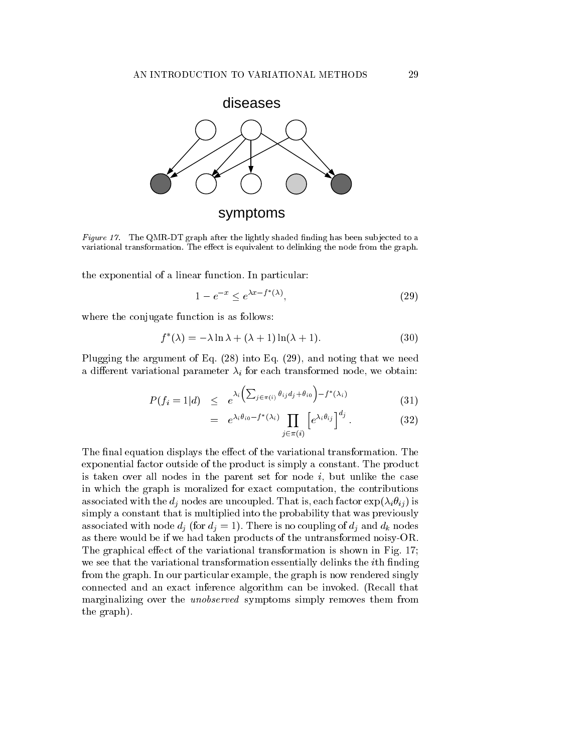diseases

symptoms

*Figure 17.* The QMR-DT graph after the lightly shaded finding has been subjected to a variational transformation. The effect is equivalent to delinking the node from the graph.

the exponential of a linear function. In particular:

$$1 - e^{-x} \leq e^{\lambda x - f^*(\lambda)}, \tag{29}$$

where the conjugate function is as follows:

$$f^*(\lambda) = -\lambda \ln \lambda + (\lambda + 1) \ln(\lambda + 1). \tag{30}$$

Plugging the argument of Eq. (28) into Eq. (29), and noting that we need a different variational parameter $\lambda_i$ for each transformed node, we obtain:

$$P(f_i = 1|d) \leq e^{\lambda_i \left( \sum_{j \in \pi(i)} \theta_{ij} d_j + \theta_{i0} \right) - f^*(\lambda_i)} \tag{31}$$

$$= e^{\lambda_i \theta_{i0} - f^*(\lambda_i)} \prod_{j \in \pi(i)} \left[ e^{\lambda_i \theta_{ij}} \right]^{d_j}. \tag{32}$$

The final equation displays the effect of the variational transformation. The exponential factor outside of the product is simply a constant. The product is taken over all nodes in the parent set for node $i$, but unlike the case in which the graph is moralized for exact computation, the contributions associated with the $d_j$ nodes are uncoupled. That is, each factor $\exp(\lambda_i \theta_{ij})$ is simply a constant that is multiplied into the probability that was previously associated with node $d_j$ (for $d_j = 1$). There is no coupling of $d_j$ and $d_k$ nodes as there would be if we had taken products of the untransformed noisy-OR. The graphical effect of the variational transformation is shown in Fig. 17; we see that the variational transformation essentially delinks the $i$th finding from the graph. In our particular example, the graph is now rendered singly connected and an exact inference algorithm can be invoked. (Recall that marginalizing over the *unobserved* symptoms simply removes them from the graph).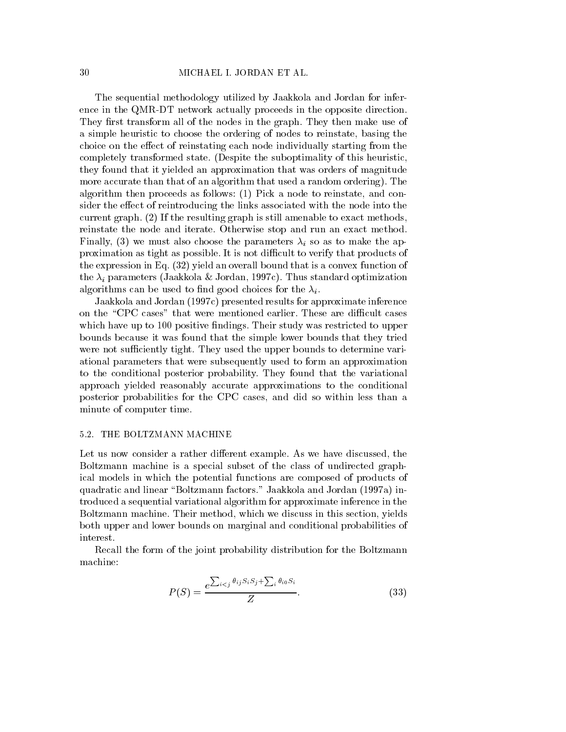The sequential methodology utilized by Jaakkola and Jordan for inference in the QMR-DT network actually proceeds in the opposite direction. They first transform all of the nodes in the graph. They then make use of a simple heuristic to choose the ordering of nodes to reinstate, basing the choice on the effect of reinstating each node individually starting from the completely transformed state. (Despite the suboptimality of this heuristic, they found that it yielded an approximation that was orders of magnitude more accurate than that of an algorithm that used a random ordering). The algorithm then proceeds as follows: (1) Pick a node to reinstate, and consider the effect of reintroducing the links associated with the node into the current graph. (2) If the resulting graph is still amenable to exact methods, reinstate the node and iterate. Otherwise stop and run an exact method. Finally, (3) we must also choose the parameters $\lambda_i$ so as to make the approximation as tight as possible. It is not difficult to verify that products of the expression in Eq. (32) yield an overall bound that is a convex function of the $\lambda_i$ parameters (Jaakkola & Jordan, 1997c). Thus standard optimization algorithms can be used to find good choices for the $\lambda_i$.

Jaakkola and Jordan (1997c) presented results for approximate inference on the "CPC cases" that were mentioned earlier. These are difficult cases which have up to 100 positive findings. Their study was restricted to upper bounds because it was found that the simple lower bounds that they tried were not sufficiently tight. They used the upper bounds to determine variational parameters that were subsequently used to form an approximation to the conditional posterior probability. They found that the variational approach yielded reasonably accurate approximations to the conditional posterior probabilities for the CPC cases, and did so within less than a minute of computer time.

### 5.2. THE BOLTZMANN MACHINE

Let us now consider a rather different example. As we have discussed, the Boltzmann machine is a special subset of the class of undirected graphical models in which the potential functions are composed of products of quadratic and linear "Boltzmann factors." Jaakkola and Jordan (1997a) introduced a sequential variational algorithm for approximate inference in the Boltzmann machine. Their method, which we discuss in this section, yields both upper and lower bounds on marginal and conditional probabilities of interest.

Recall the form of the joint probability distribution for the Boltzmann machine:

$$P(S) = \frac{e^{\sum_{i<j} \theta_{ij} S_i S_j + \sum_i \theta_{i0} S_i}}{Z}. \tag{33}$$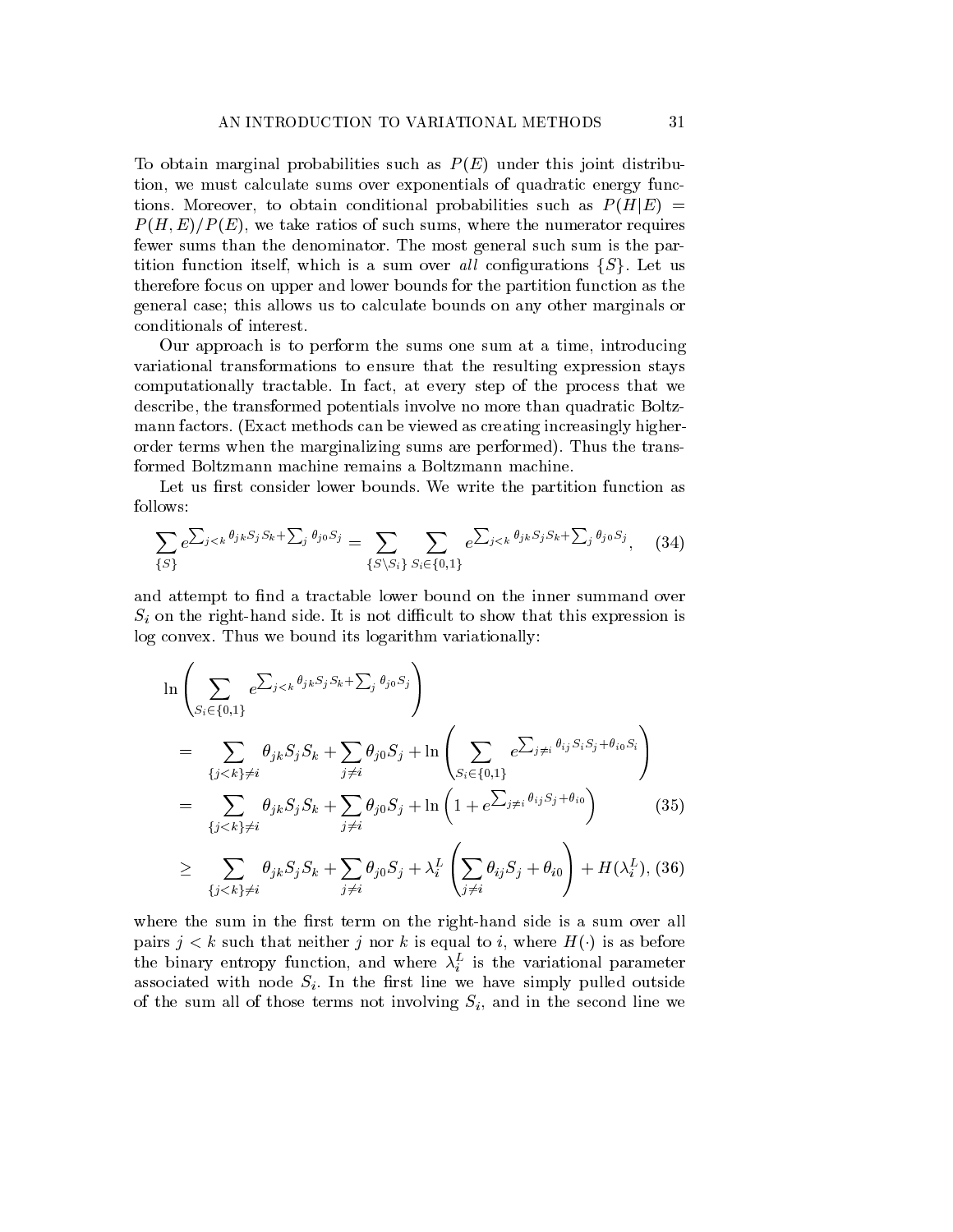To obtain marginal probabilities such as $P(E)$ under this joint distribution, we must calculate sums over exponentials of quadratic energy functions. Moreover, to obtain conditional probabilities such as $P(H|E) = P(H,E)/P(E)$, we take ratios of such sums, where the numerator requires fewer sums than the denominator. The most general such sum is the partition function itself, which is a sum over *all* configurations $\{S\}$. Let us therefore focus on upper and lower bounds for the partition function as the general case; this allows us to calculate bounds on any other marginals or conditionals of interest.

Our approach is to perform the sums one sum at a time, introducing variational transformations to ensure that the resulting expression stays computationally tractable. In fact, at every step of the process that we describe, the transformed potentials involve no more than quadratic Boltzmann factors. (Exact methods can be viewed as creating increasingly higher-order terms when the marginalizing sums are performed). Thus the transformed Boltzmann machine remains a Boltzmann machine.

Let us first consider lower bounds. We write the partition function as follows:

$$\sum_{\{S\}} e^{\sum_{j<k} \theta_{jk} S_j S_k + \sum_j \theta_{j0} S_j} = \sum_{\{S \setminus S_i\}} \sum_{S_i \in \{0,1\}} e^{\sum_{j<k} \theta_{jk} S_j S_k + \sum_j \theta_{j0} S_j}, \quad (34)$$

and attempt to find a tractable lower bound on the inner summand over $S_i$ on the right-hand side. It is not difficult to show that this expression is log convex. Thus we bound its logarithm variationally:

$$
\begin{aligned}
&\ln \left( \sum_{S_i \in \{0,1\}} e^{\sum_{j<k} \theta_{jk} S_j S_k + \sum_j \theta_{j0} S_j} \right) \\
&= \sum_{\{j<k\} \neq i} \theta_{jk} S_j S_k + \sum_{j \neq i} \theta_{j0} S_j + \ln \left( \sum_{S_i \in \{0,1\}} e^{\sum_{j \neq i} \theta_{ij} S_i S_j + \theta_{i0} S_i} \right) \\
&= \sum_{\{j<k\} \neq i} \theta_{jk} S_j S_k + \sum_{j \neq i} \theta_{j0} S_j + \ln \left( 1 + e^{\sum_{j \neq i} \theta_{ij} S_j + \theta_{i0}} \right) \quad (35) \\
&\geq \sum_{\{j<k\} \neq i} \theta_{jk} S_j S_k + \sum_{j \neq i} \theta_{j0} S_j + \lambda_i^L \left( \sum_{j \neq i} \theta_{ij} S_j + \theta_{i0} \right) + H(\lambda_i^L), \quad (36)
\end{aligned}
$$

where the sum in the first term on the right-hand side is a sum over all pairs $j < k$ such that neither $j$ nor $k$ is equal to $i$, where $H(\cdot)$ is as before the binary entropy function, and where $\lambda_i^L$ is the variational parameter associated with node $S_i$. In the first line we have simply pulled outside of the sum all of those terms not involving $S_i$, and in the second line we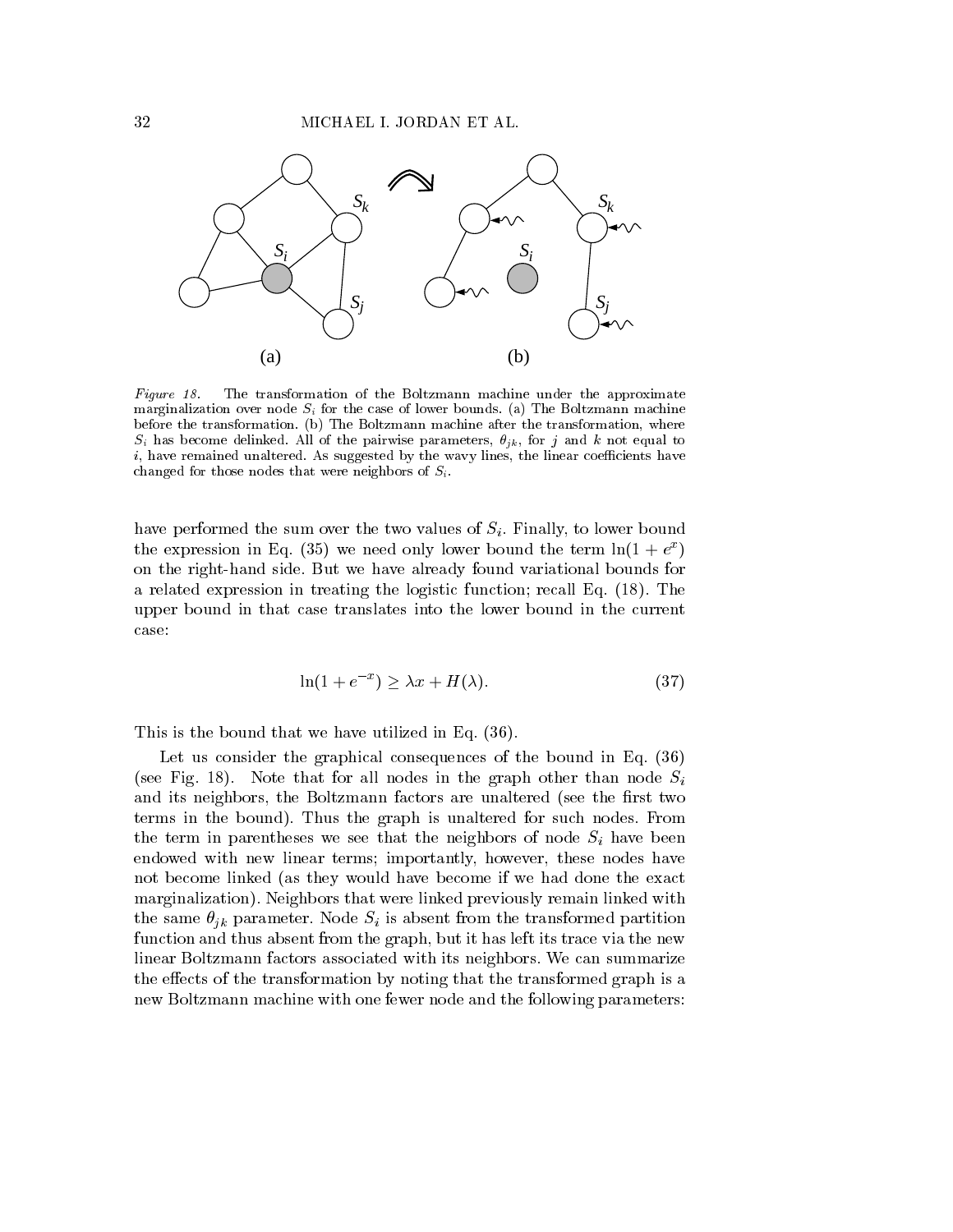*Figure 18.* The transformation of the Boltzmann machine under the approximate marginalization over node $S_i$ for the case of lower bounds. (a) The Boltzmann machine before the transformation. (b) The Boltzmann machine after the transformation, where $S_i$ has become delinked. All of the pairwise parameters, $\theta_{jk}$, for $j$ and $k$ not equal to $i$, have remained unaltered. As suggested by the wavy lines, the linear coefficients have changed for those nodes that were neighbors of $S_i$.

have performed the sum over the two values of $S_i$. Finally, to lower bound the expression in Eq. (35) we need only lower bound the term $\ln(1 + e^x)$ on the right-hand side. But we have already found variational bounds for a related expression in treating the logistic function; recall Eq. (18). The upper bound in that case translates into the lower bound in the current case:

$$\ln(1 + e^{-x}) \geq \lambda x + H(\lambda). \tag{37}$$

This is the bound that we have utilized in Eq. (36).

Let us consider the graphical consequences of the bound in Eq. (36) (see Fig. 18). Note that for all nodes in the graph other than node $S_i$ and its neighbors, the Boltzmann factors are unaltered (see the first two terms in the bound). Thus the graph is unaltered for such nodes. From the term in parentheses we see that the neighbors of node $S_i$ have been endowed with new linear terms; importantly, however, these nodes have not become linked (as they would have become if we had done the exact marginalization). Neighbors that were linked previously remain linked with the same $\theta_{jk}$ parameter. Node $S_i$ is absent from the transformed partition function and thus absent from the graph, but it has left its trace via the new linear Boltzmann factors associated with its neighbors. We can summarize the effects of the transformation by noting that the transformed graph is a new Boltzmann machine with one fewer node and the following parameters: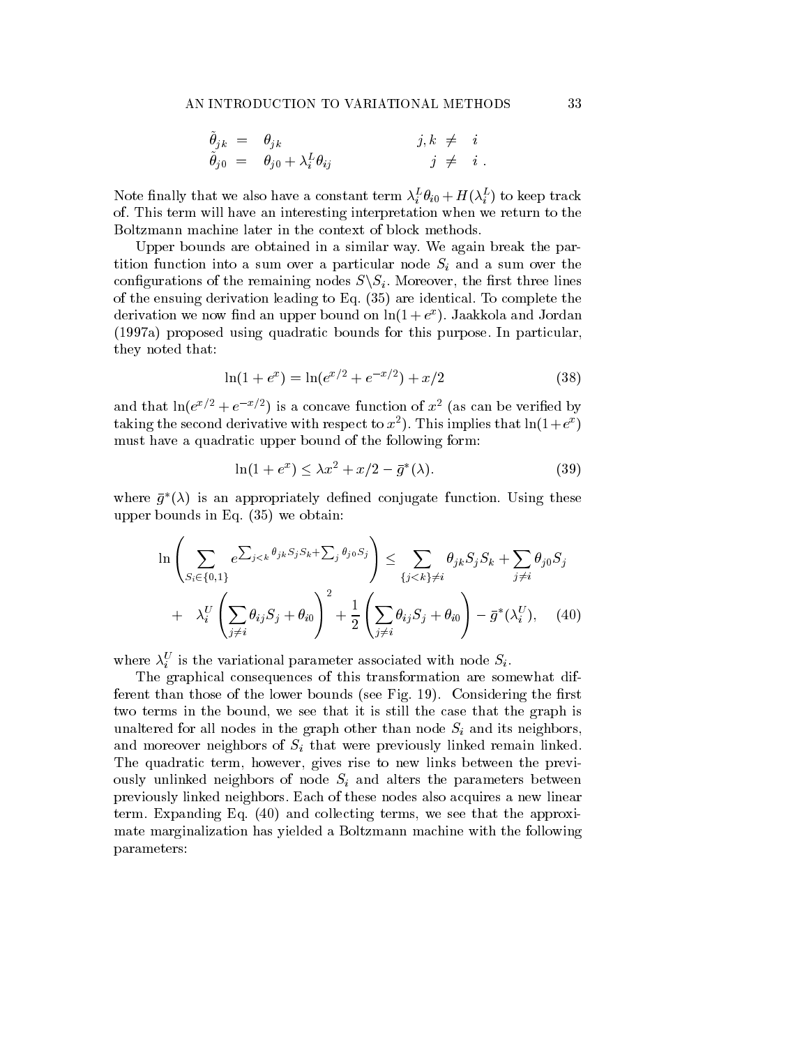$$
\begin{aligned}
\tilde{\theta}_{jk} &= \theta_{jk} & j, k &\neq i \\
\tilde{\theta}_{j0} &= \theta_{j0} + \lambda_i^L \theta_{ij} & j &\neq i \,.
\end{aligned}
$$

Note finally that we also have a constant term $\lambda_i^L \theta_{i0} + H(\lambda_i^L)$ to keep track of. This term will have an interesting interpretation when we return to the Boltzmann machine later in the context of block methods.

Upper bounds are obtained in a similar way. We again break the partition function into a sum over a particular node $S_i$ and a sum over the configurations of the remaining nodes $S \backslash S_i$. Moreover, the first three lines of the ensuing derivation leading to Eq. (35) are identical. To complete the derivation we now find an upper bound on $\ln(1+e^x)$. Jaakkola and Jordan (1997a) proposed using quadratic bounds for this purpose. In particular, they noted that:

$$
\ln(1+e^x) = \ln(e^{x/2} + e^{-x/2}) + x/2 \tag{38}
$$

and that $\ln(e^{x/2} + e^{-x/2})$ is a concave function of $x^2$ (as can be verified by taking the second derivative with respect to $x^2$). This implies that $\ln(1+e^x)$ must have a quadratic upper bound of the following form:

$$
\ln(1+e^x) \leq \lambda x^2 + x/2 - \bar{g}^*(\lambda). \tag{39}
$$

where $\bar{g}^*(\lambda)$ is an appropriately defined conjugate function. Using these upper bounds in Eq. (35) we obtain:

$$
\begin{aligned}
\ln\left( \sum_{S_i \in \{0,1\}} e^{\sum_{j<k} \theta_{jk} S_j S_k + \sum_j \theta_{j0} S_j} \right) &\leq \sum_{\{j<k\} \neq i} \theta_{jk} S_j S_k + \sum_{j \neq i} \theta_{j0} S_j \\
&+ \lambda_i^U \left( \sum_{j \neq i} \theta_{ij} S_j + \theta_{i0} \right)^2 + \frac{1}{2} \left( \sum_{j \neq i} \theta_{ij} S_j + \theta_{i0} \right) - \bar{g}^*(\lambda_i^U),
\end{aligned} \tag{40}
$$

where $\lambda_i^U$ is the variational parameter associated with node $S_i$.

The graphical consequences of this transformation are somewhat different than those of the lower bounds (see Fig. 19). Considering the first two terms in the bound, we see that it is still the case that the graph is unaltered for all nodes in the graph other than node $S_i$ and its neighbors, and moreover neighbors of $S_i$ that were previously linked remain linked. The quadratic term, however, gives rise to new links between the previously unlinked neighbors of node $S_i$ and alters the parameters between previously linked neighbors. Each of these nodes also acquires a new linear term. Expanding Eq. (40) and collecting terms, we see that the approximate marginalization has yielded a Boltzmann machine with the following parameters: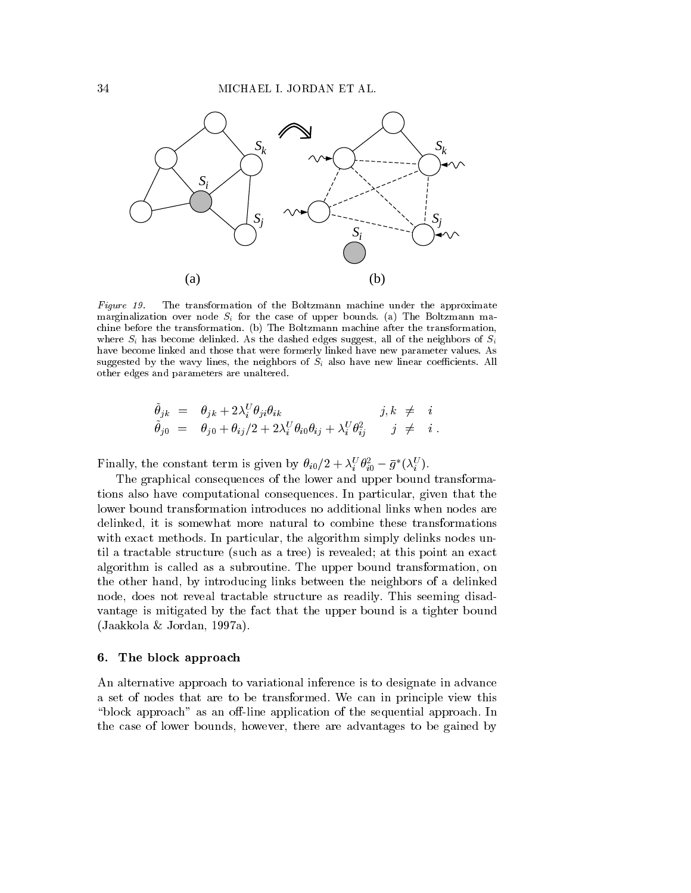*Figure 19.* The transformation of the Boltzmann machine under the approximate marginalization over node $S_i$ for the case of upper bounds. (a) The Boltzmann machine before the transformation. (b) The Boltzmann machine after the transformation, where $S_i$ has become delinked. As the dashed edges suggest, all of the neighbors of $S_i$ have become linked and those that were formerly linked have new parameter values. As suggested by the wavy lines, the neighbors of $S_i$ also have new linear coefficients. All other edges and parameters are unaltered.

$$
\begin{aligned}
\tilde{\theta}_{jk} &= \theta_{jk} + 2\lambda_i^U \theta_{ji}\theta_{ik} & j,k &\neq i \\
\tilde{\theta}_{j0} &= \theta_{j0} + \theta_{ij}/2 + 2\lambda_i^U \theta_{i0}\theta_{ij} + \lambda_i^U \theta_{ij}^2 & j &\neq i \,.
\end{aligned}
$$

Finally, the constant term is given by $\theta_{i0}/2 + \lambda_i^U \theta_{i0}^2 - \bar{g}^*(\lambda_i^U)$.

The graphical consequences of the lower and upper bound transformations also have computational consequences. In particular, given that the lower bound transformation introduces no additional links when nodes are delinked, it is somewhat more natural to combine these transformations with exact methods. In particular, the algorithm simply delinks nodes until a tractable structure (such as a tree) is revealed; at this point an exact algorithm is called as a subroutine. The upper bound transformation, on the other hand, by introducing links between the neighbors of a delinked node, does not reveal tractable structure as readily. This seeming disadvantage is mitigated by the fact that the upper bound is a tighter bound (Jaakkola & Jordan, 1997a).

## 6. The block approach

An alternative approach to variational inference is to designate in advance a set of nodes that are to be transformed. We can in principle view this "block approach" as an off-line application of the sequential approach. In the case of lower bounds, however, there are advantages to be gained by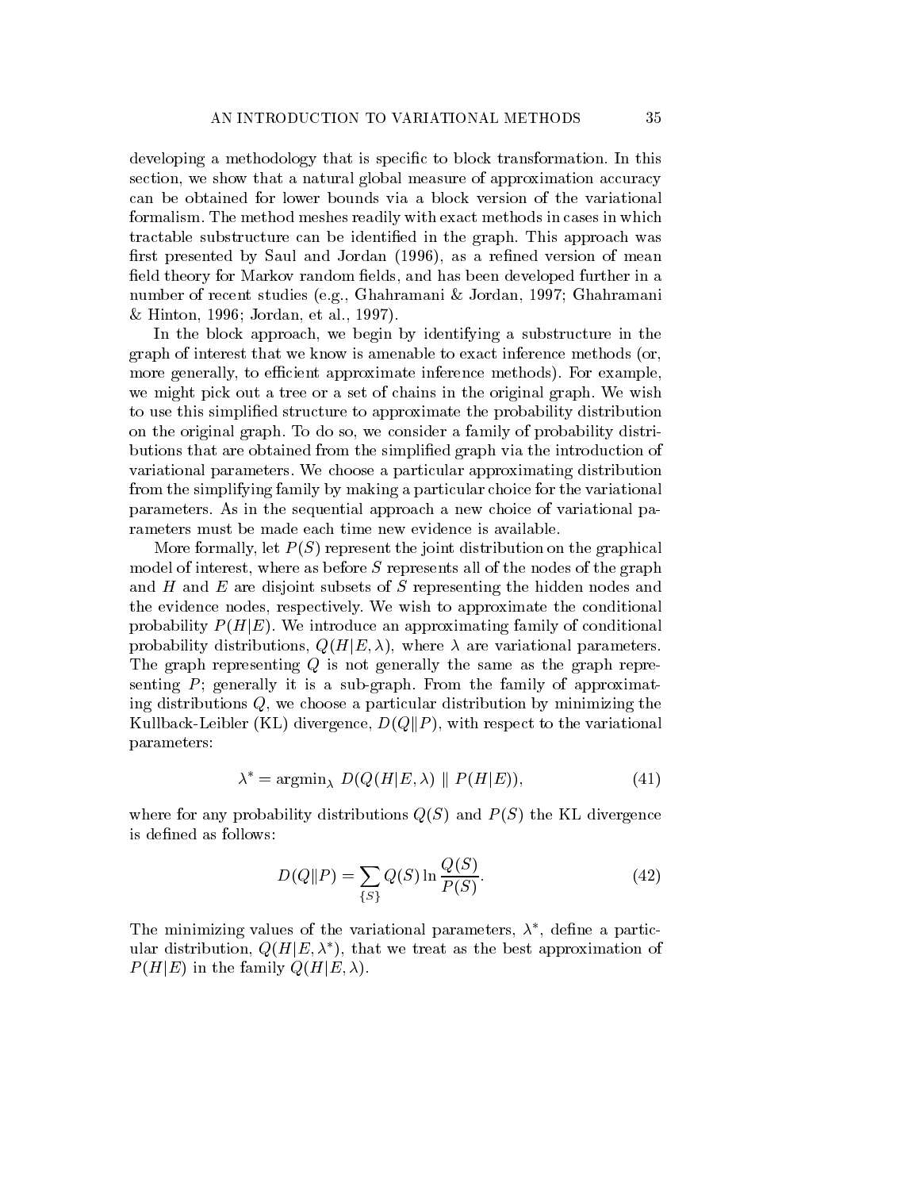developing a methodology that is specific to block transformation. In this section, we show that a natural global measure of approximation accuracy can be obtained for lower bounds via a block version of the variational formalism. The method meshes readily with exact methods in cases in which tractable substructure can be identified in the graph. This approach was first presented by Saul and Jordan (1996), as a refined version of mean field theory for Markov random fields, and has been developed further in a number of recent studies (e.g., Ghahramani & Jordan, 1997; Ghahramani & Hinton, 1996; Jordan, et al., 1997).

In the block approach, we begin by identifying a substructure in the graph of interest that we know is amenable to exact inference methods (or, more generally, to efficient approximate inference methods). For example, we might pick out a tree or a set of chains in the original graph. We wish to use this simplified structure to approximate the probability distribution on the original graph. To do so, we consider a family of probability distributions that are obtained from the simplified graph via the introduction of variational parameters. We choose a particular approximating distribution from the simplifying family by making a particular choice for the variational parameters. As in the sequential approach a new choice of variational parameters must be made each time new evidence is available.

More formally, let $P(S)$ represent the joint distribution on the graphical model of interest, where as before $S$ represents all of the nodes of the graph and $H$ and $E$ are disjoint subsets of $S$ representing the hidden nodes and the evidence nodes, respectively. We wish to approximate the conditional probability $P(H|E)$. We introduce an approximating family of conditional probability distributions, $Q(H|E, \lambda)$, where $\lambda$ are variational parameters. The graph representing $Q$ is not generally the same as the graph representing $P$; generally it is a sub-graph. From the family of approximating distributions $Q$, we choose a particular distribution by minimizing the Kullback-Leibler (KL) divergence, $D(Q\|P)$, with respect to the variational parameters:

$$\lambda^* = \mathrm{argmin}_\lambda \; D(Q(H|E, \lambda) \; \| \; P(H|E)), \tag{41}$$

where for any probability distributions $Q(S)$ and $P(S)$ the KL divergence is defined as follows:

$$D(Q\|P) = \sum_{\{S\}} Q(S) \ln \frac{Q(S)}{P(S)}. \tag{42}$$

The minimizing values of the variational parameters, $\lambda^*$, define a particular distribution, $Q(H|E, \lambda^*)$, that we treat as the best approximation of $P(H|E)$ in the family $Q(H|E, \lambda)$.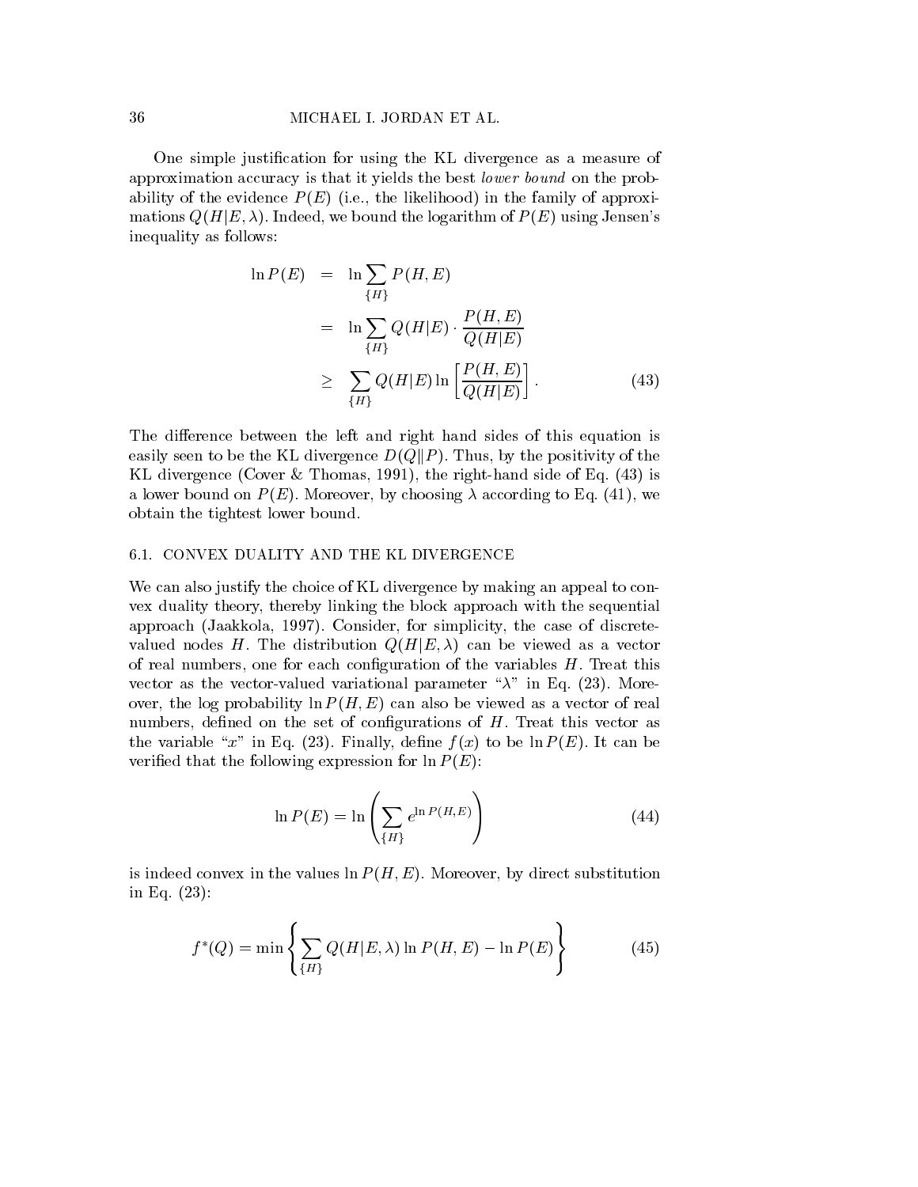One simple justification for using the KL divergence as a measure of approximation accuracy is that it yields the best *lower bound* on the probability of the evidence $P(E)$ (i.e., the likelihood) in the family of approximations $Q(H|E,\lambda)$. Indeed, we bound the logarithm of $P(E)$ using Jensen's inequality as follows:

$$
\begin{aligned}
\ln P(E) &= \ln \sum_{\{H\}} P(H,E) \\
&= \ln \sum_{\{H\}} Q(H|E) \cdot \frac{P(H,E)}{Q(H|E)} \\
&\geq \sum_{\{H\}} Q(H|E) \ln \left[ \frac{P(H,E)}{Q(H|E)} \right]. \qquad (43)
\end{aligned}
$$

The difference between the left and right hand sides of this equation is easily seen to be the KL divergence $D(Q\|P)$. Thus, by the positivity of the KL divergence (Cover & Thomas, 1991), the right-hand side of Eq. (43) is a lower bound on $P(E)$. Moreover, by choosing $\lambda$ according to Eq. (41), we obtain the tightest lower bound.

## 6.1. CONVEX DUALITY AND THE KL DIVERGENCE

We can also justify the choice of KL divergence by making an appeal to convex duality theory, thereby linking the block approach with the sequential approach (Jaakkola, 1997). Consider, for simplicity, the case of discrete-valued nodes $H$. The distribution $Q(H|E,\lambda)$ can be viewed as a vector of real numbers, one for each configuration of the variables $H$. Treat this vector as the vector-valued variational parameter "$\lambda$" in Eq. (23). Moreover, the log probability $\ln P(H,E)$ can also be viewed as a vector of real numbers, defined on the set of configurations of $H$. Treat this vector as the variable "$x$" in Eq. (23). Finally, define $f(x)$ to be $\ln P(E)$. It can be verified that the following expression for $\ln P(E)$:

$$
\ln P(E) = \ln \left( \sum_{\{H\}} e^{\ln P(H,E)} \right) \qquad (44)
$$

is indeed convex in the values $\ln P(H,E)$. Moreover, by direct substitution in Eq. (23):

$$
f^*(Q) = \min \left\{ \sum_{\{H\}} Q(H|E,\lambda) \ln P(H,E) - \ln P(E) \right\} \qquad (45)
$$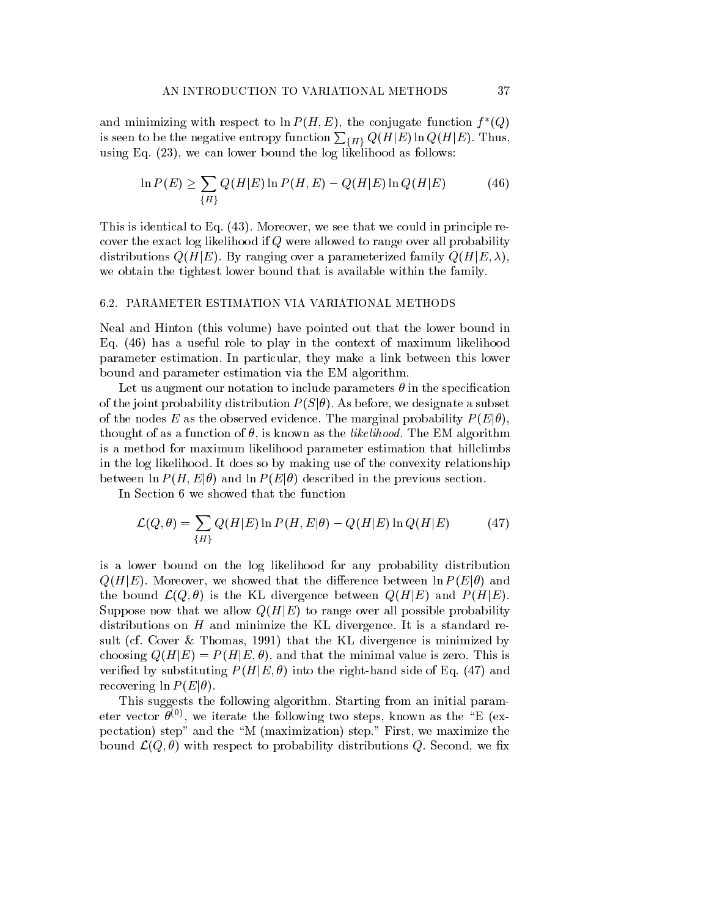and minimizing with respect to $\ln P(H, E)$, the conjugate function $f^*(Q)$ is seen to be the negative entropy function $\sum_{\{H\}} Q(H|E) \ln Q(H|E)$. Thus, using Eq. (23), we can lower bound the log likelihood as follows:

$$\ln P(E) \geq \sum_{\{H\}} Q(H|E) \ln P(H, E) - Q(H|E) \ln Q(H|E) \tag{46}$$

This is identical to Eq. (43). Moreover, we see that we could in principle recover the exact log likelihood if $Q$ were allowed to range over all probability distributions $Q(H|E)$. By ranging over a parameterized family $Q(H|E, \lambda)$, we obtain the tightest lower bound that is available within the family.

### 6.2. PARAMETER ESTIMATION VIA VARIATIONAL METHODS

Neal and Hinton (this volume) have pointed out that the lower bound in Eq. (46) has a useful role to play in the context of maximum likelihood parameter estimation. In particular, they make a link between this lower bound and parameter estimation via the EM algorithm.

Let us augment our notation to include parameters $\theta$ in the specification of the joint probability distribution $P(S|\theta)$. As before, we designate a subset of the nodes $E$ as the observed evidence. The marginal probability $P(E|\theta)$, thought of as a function of $\theta$, is known as the *likelihood*. The EM algorithm is a method for maximum likelihood parameter estimation that hillclimbs in the log likelihood. It does so by making use of the convexity relationship between $\ln P(H, E|\theta)$ and $\ln P(E|\theta)$ described in the previous section.

In Section 6 we showed that the function

$$\mathcal{L}(Q, \theta) = \sum_{\{H\}} Q(H|E) \ln P(H, E|\theta) - Q(H|E) \ln Q(H|E) \tag{47}$$

is a lower bound on the log likelihood for any probability distribution $Q(H|E)$. Moreover, we showed that the difference between $\ln P(E|\theta)$ and the bound $\mathcal{L}(Q, \theta)$ is the KL divergence between $Q(H|E)$ and $P(H|E)$. Suppose now that we allow $Q(H|E)$ to range over all possible probability distributions on $H$ and minimize the KL divergence. It is a standard result (cf. Cover & Thomas, 1991) that the KL divergence is minimized by choosing $Q(H|E) = P(H|E, \theta)$, and that the minimal value is zero. This is verified by substituting $P(H|E, \theta)$ into the right-hand side of Eq. (47) and recovering $\ln P(E|\theta)$.

This suggests the following algorithm. Starting from an initial parameter vector $\theta^{(0)}$, we iterate the following two steps, known as the "E (expectation) step" and the "M (maximization) step." First, we maximize the bound $\mathcal{L}(Q, \theta)$ with respect to probability distributions $Q$. Second, we fix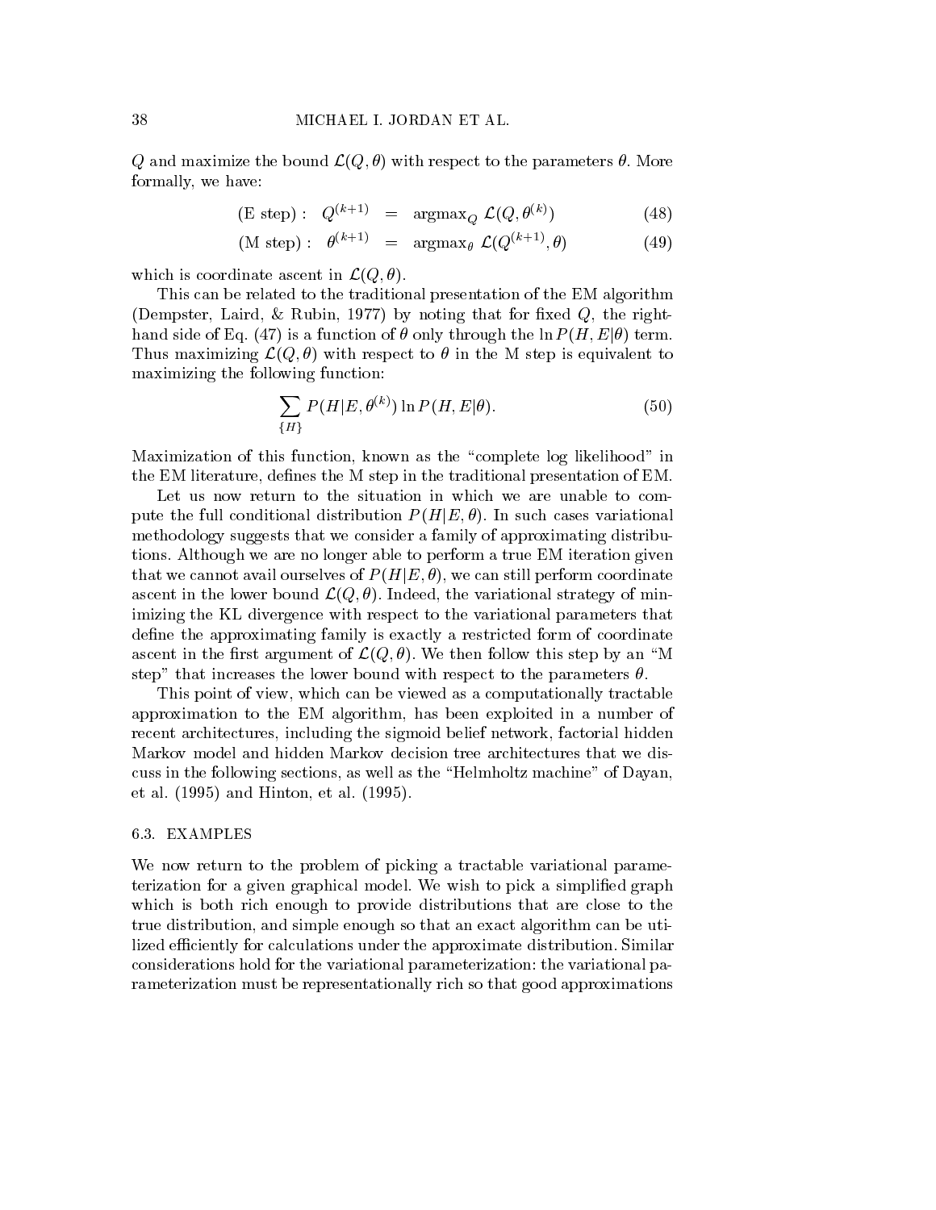$Q$ and maximize the bound $\mathcal{L}(Q, \theta)$ with respect to the parameters $\theta$. More formally, we have:

$$
\begin{aligned}
\text{(E step)}: \quad Q^{(k+1)} &= \text{argmax}_Q \ \mathcal{L}(Q, \theta^{(k)}) &(48)\\
\text{(M step)}: \quad \theta^{(k+1)} &= \text{argmax}_\theta \ \mathcal{L}(Q^{(k+1)}, \theta) &(49)
\end{aligned}
$$

which is coordinate ascent in $\mathcal{L}(Q, \theta)$.

This can be related to the traditional presentation of the EM algorithm (Dempster, Laird, & Rubin, 1977) by noting that for fixed $Q$, the right-hand side of Eq. (47) is a function of $\theta$ only through the $\ln P(H, E|\theta)$ term. Thus maximizing $\mathcal{L}(Q, \theta)$ with respect to $\theta$ in the M step is equivalent to maximizing the following function:

$$
\sum_{\{H\}} P(H|E, \theta^{(k)}) \ln P(H, E|\theta). \tag{50}
$$

Maximization of this function, known as the "complete log likelihood" in the EM literature, defines the M step in the traditional presentation of EM.

Let us now return to the situation in which we are unable to compute the full conditional distribution $P(H|E, \theta)$. In such cases variational methodology suggests that we consider a family of approximating distributions. Although we are no longer able to perform a true EM iteration given that we cannot avail ourselves of $P(H|E, \theta)$, we can still perform coordinate ascent in the lower bound $\mathcal{L}(Q, \theta)$. Indeed, the variational strategy of minimizing the KL divergence with respect to the variational parameters that define the approximating family is exactly a restricted form of coordinate ascent in the first argument of $\mathcal{L}(Q, \theta)$. We then follow this step by an "M step" that increases the lower bound with respect to the parameters $\theta$.

This point of view, which can be viewed as a computationally tractable approximation to the EM algorithm, has been exploited in a number of recent architectures, including the sigmoid belief network, factorial hidden Markov model and hidden Markov decision tree architectures that we discuss in the following sections, as well as the "Helmholtz machine" of Dayan, et al. (1995) and Hinton, et al. (1995).

### 6.3. EXAMPLES

We now return to the problem of picking a tractable variational parameterization for a given graphical model. We wish to pick a simplified graph which is both rich enough to provide distributions that are close to the true distribution, and simple enough so that an exact algorithm can be utilized efficiently for calculations under the approximate distribution. Similar considerations hold for the variational parameterization: the variational parameterization must be representationally rich so that good approximations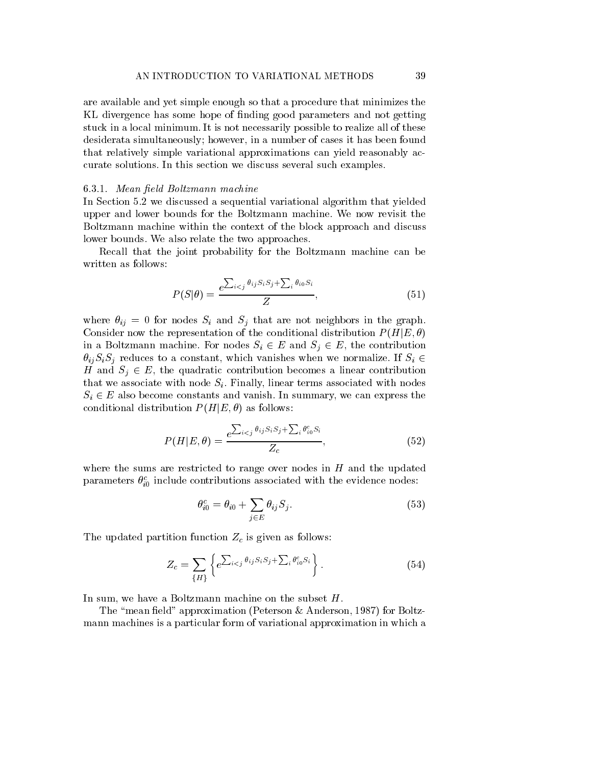are available and yet simple enough so that a procedure that minimizes the KL divergence has some hope of finding good parameters and not getting stuck in a local minimum. It is not necessarily possible to realize all of these desiderata simultaneously; however, in a number of cases it has been found that relatively simple variational approximations can yield reasonably accurate solutions. In this section we discuss several such examples.

### 6.3.1. *Mean field Boltzmann machine*

In Section 5.2 we discussed a sequential variational algorithm that yielded upper and lower bounds for the Boltzmann machine. We now revisit the Boltzmann machine within the context of the block approach and discuss lower bounds. We also relate the two approaches.

Recall that the joint probability for the Boltzmann machine can be written as follows:

$$P(S|\theta) = \frac{e^{\sum_{i<j} \theta_{ij} S_i S_j + \sum_i \theta_{i0} S_i}}{Z}, \tag{51}$$

where $\theta_{ij} = 0$ for nodes $S_i$ and $S_j$ that are not neighbors in the graph. Consider now the representation of the conditional distribution $P(H|E, \theta)$ in a Boltzmann machine. For nodes $S_i \in E$ and $S_j \in E$, the contribution $\theta_{ij} S_i S_j$ reduces to a constant, which vanishes when we normalize. If $S_i \in H$ and $S_j \in E$, the quadratic contribution becomes a linear contribution that we associate with node $S_i$. Finally, linear terms associated with nodes $S_i \in E$ also become constants and vanish. In summary, we can express the conditional distribution $P(H|E, \theta)$ as follows:

$$P(H|E, \theta) = \frac{e^{\sum_{i<j} \theta_{ij} S_i S_j + \sum_i \theta_{i0}^c S_i}}{Z_c}, \tag{52}$$

where the sums are restricted to range over nodes in $H$ and the updated parameters $\theta_{i0}^c$ include contributions associated with the evidence nodes:

$$\theta_{i0}^c = \theta_{i0} + \sum_{j \in E} \theta_{ij} S_j. \tag{53}$$

The updated partition function $Z_c$ is given as follows:

$$Z_c = \sum_{\{H\}} \left\{ e^{\sum_{i<j} \theta_{ij} S_i S_j + \sum_i \theta_{i0}^c S_i} \right\}. \tag{54}$$

In sum, we have a Boltzmann machine on the subset $H$.

The "mean field" approximation (Peterson & Anderson, 1987) for Boltzmann machines is a particular form of variational approximation in which a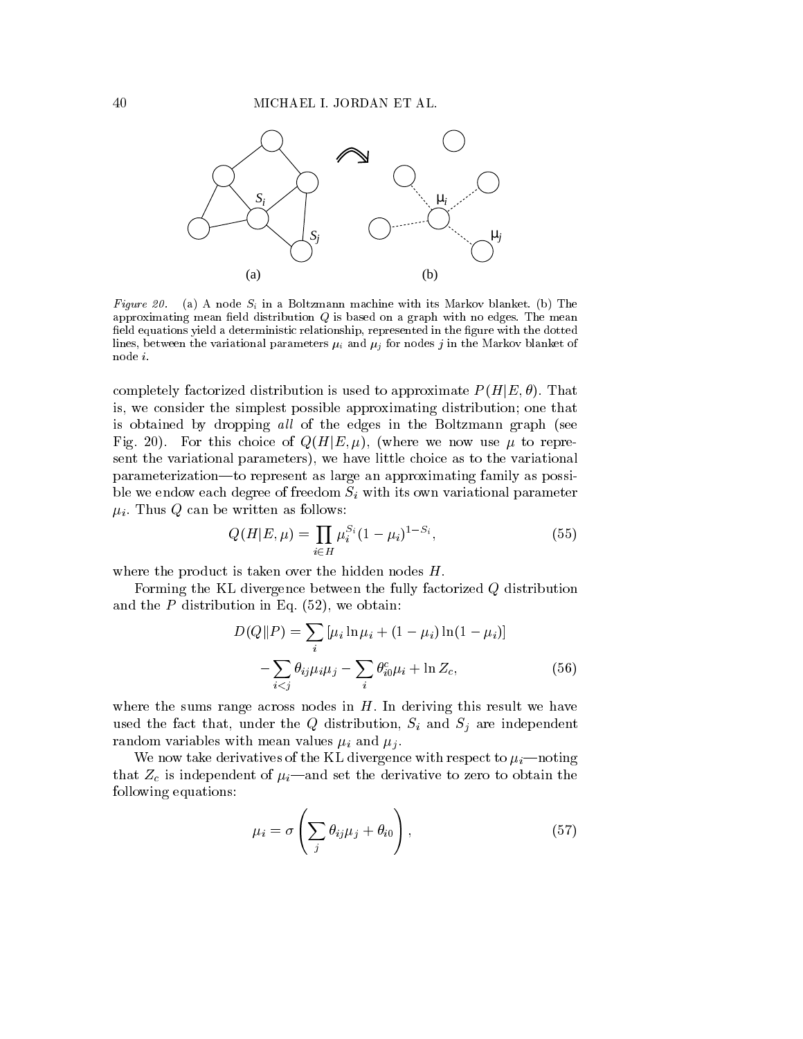*Figure 20.* (a) A node $S_i$ in a Boltzmann machine with its Markov blanket. (b) The approximating mean field distribution $Q$ is based on a graph with no edges. The mean field equations yield a deterministic relationship, represented in the figure with the dotted lines, between the variational parameters $\mu_i$ and $\mu_j$ for nodes $j$ in the Markov blanket of node $i$.

completely factorized distribution is used to approximate $P(H|E, \theta)$. That is, we consider the simplest possible approximating distribution; one that is obtained by dropping *all* of the edges in the Boltzmann graph (see Fig. 20). For this choice of $Q(H|E, \mu)$, (where we now use $\mu$ to represent the variational parameters), we have little choice as to the variational parameterization—to represent as large an approximating family as possible we endow each degree of freedom $S_i$ with its own variational parameter $\mu_i$. Thus $Q$ can be written as follows:

$$Q(H|E, \mu) = \prod_{i \in H} \mu_i^{S_i} (1 - \mu_i)^{1 - S_i}, \tag{55}$$

where the product is taken over the hidden nodes $H$.

Forming the KL divergence between the fully factorized $Q$ distribution and the $P$ distribution in Eq. (52), we obtain:

$$\begin{aligned} D(Q\|P) = \sum_i \left[\mu_i \ln \mu_i + (1 - \mu_i) \ln(1 - \mu_i)\right] \\ - \sum_{i<j} \theta_{ij} \mu_i \mu_j - \sum_i \theta_{i0}^c \mu_i + \ln Z_c, \end{aligned} \tag{56}$$

where the sums range across nodes in $H$. In deriving this result we have used the fact that, under the $Q$ distribution, $S_i$ and $S_j$ are independent random variables with mean values $\mu_i$ and $\mu_j$.

We now take derivatives of the KL divergence with respect to $\mu_i$—noting that $Z_c$ is independent of $\mu_i$—and set the derivative to zero to obtain the following equations:

$$\mu_i = \sigma\left(\sum_j \theta_{ij} \mu_j + \theta_{i0}\right), \tag{57}$$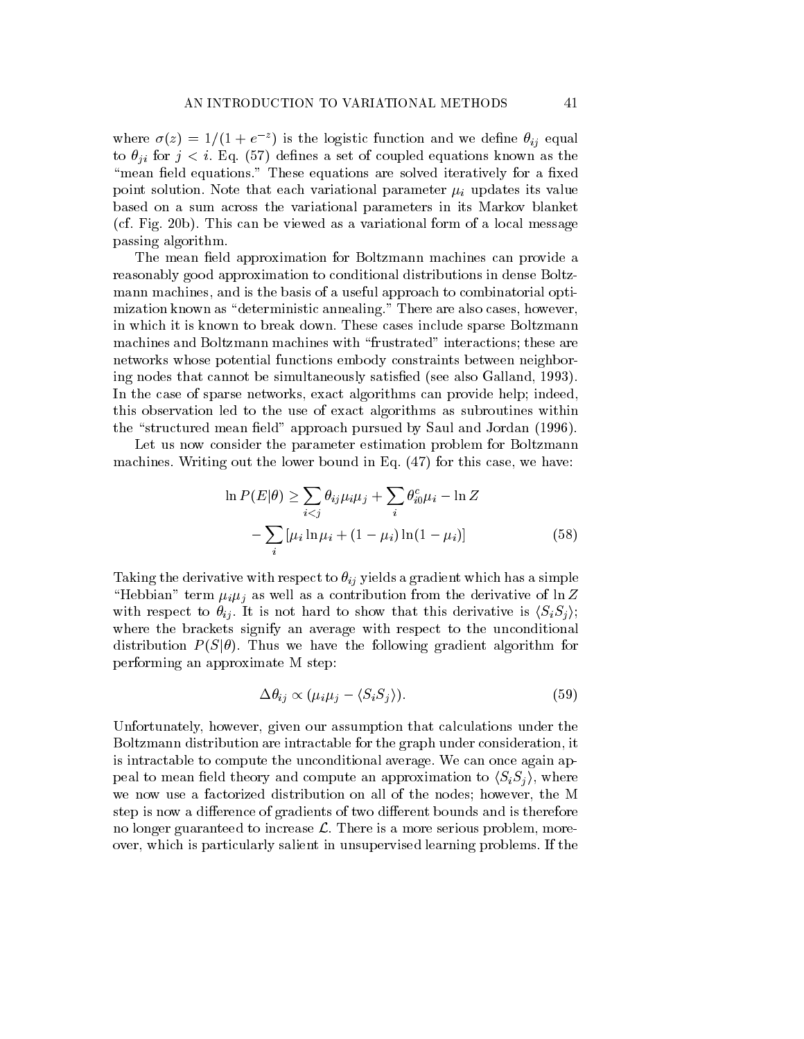where $\sigma(z) = 1/(1 + e^{-z})$ is the logistic function and we define $\theta_{ij}$ equal to $\theta_{ji}$ for $j < i$. Eq. (57) defines a set of coupled equations known as the "mean field equations." These equations are solved iteratively for a fixed point solution. Note that each variational parameter $\mu_i$ updates its value based on a sum across the variational parameters in its Markov blanket (cf. Fig. 20b). This can be viewed as a variational form of a local message passing algorithm.

The mean field approximation for Boltzmann machines can provide a reasonably good approximation to conditional distributions in dense Boltzmann machines, and is the basis of a useful approach to combinatorial optimization known as "deterministic annealing." There are also cases, however, in which it is known to break down. These cases include sparse Boltzmann machines and Boltzmann machines with "frustrated" interactions; these are networks whose potential functions embody constraints between neighboring nodes that cannot be simultaneously satisfied (see also Galland, 1993). In the case of sparse networks, exact algorithms can provide help; indeed, this observation led to the use of exact algorithms as subroutines within the "structured mean field" approach pursued by Saul and Jordan (1996).

Let us now consider the parameter estimation problem for Boltzmann machines. Writing out the lower bound in Eq. (47) for this case, we have:

$$
\begin{aligned}
\ln P(E|\theta) \geq \sum_{i<j} \theta_{ij} \mu_i \mu_j + \sum_i \theta_{i0}^c \mu_i - \ln Z \\
- \sum_i \left[ \mu_i \ln \mu_i + (1 - \mu_i) \ln(1 - \mu_i) \right]
\end{aligned} \tag{58}
$$

Taking the derivative with respect to $\theta_{ij}$ yields a gradient which has a simple "Hebbian" term $\mu_i \mu_j$ as well as a contribution from the derivative of $\ln Z$ with respect to $\theta_{ij}$. It is not hard to show that this derivative is $\langle S_i S_j \rangle$; where the brackets signify an average with respect to the unconditional distribution $P(S|\theta)$. Thus we have the following gradient algorithm for performing an approximate M step:

$$
\Delta \theta_{ij} \propto (\mu_i \mu_j - \langle S_i S_j \rangle). \tag{59}
$$

Unfortunately, however, given our assumption that calculations under the Boltzmann distribution are intractable for the graph under consideration, it is intractable to compute the unconditional average. We can once again appeal to mean field theory and compute an approximation to $\langle S_i S_j \rangle$, where we now use a factorized distribution on all of the nodes; however, the M step is now a difference of gradients of two different bounds and is therefore no longer guaranteed to increase $\mathcal{L}$. There is a more serious problem, moreover, which is particularly salient in unsupervised learning problems. If the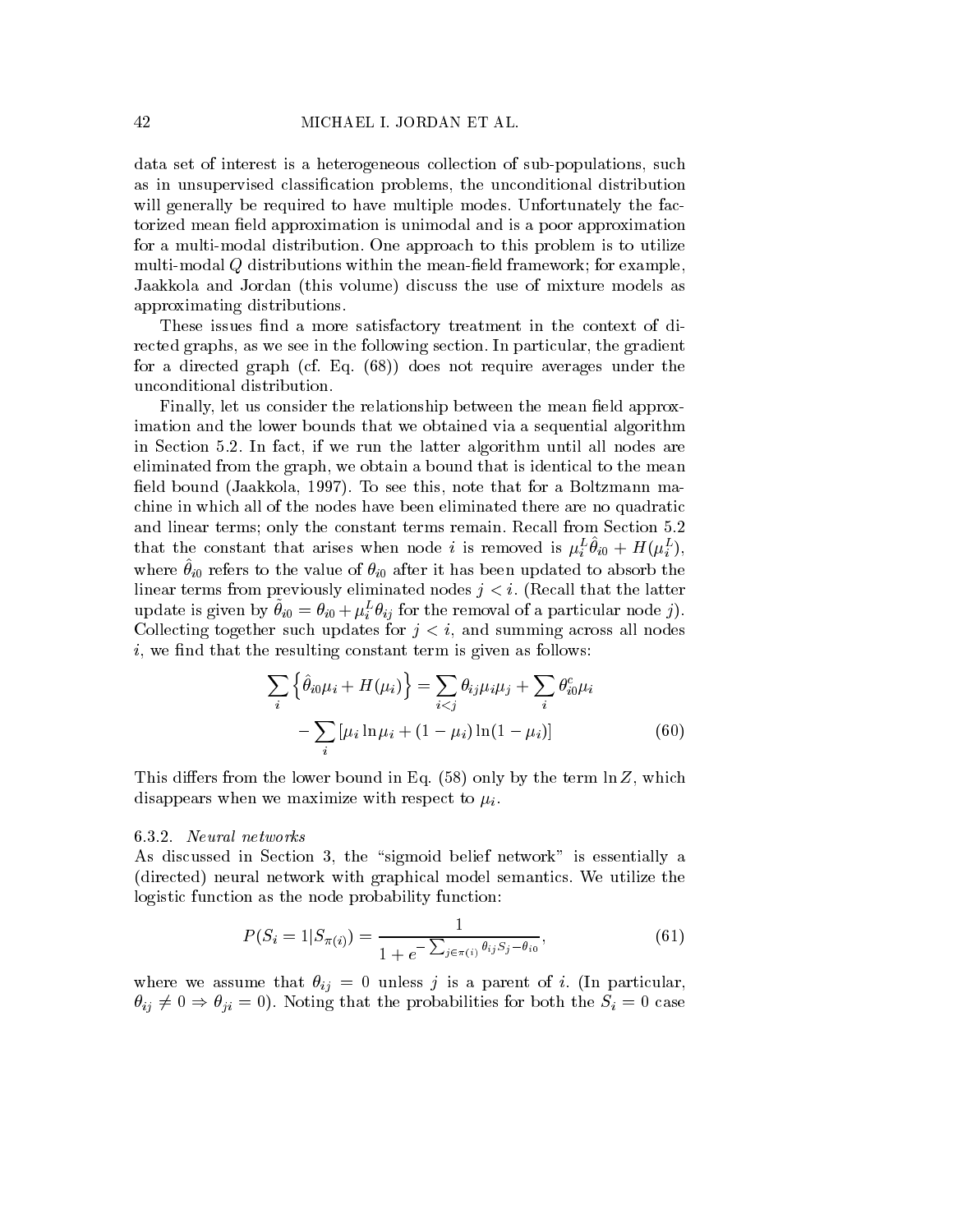data set of interest is a heterogeneous collection of sub-populations, such as in unsupervised classification problems, the unconditional distribution will generally be required to have multiple modes. Unfortunately the factorized mean field approximation is unimodal and is a poor approximation for a multi-modal distribution. One approach to this problem is to utilize multi-modal $Q$ distributions within the mean-field framework; for example, Jaakkola and Jordan (this volume) discuss the use of mixture models as approximating distributions.

These issues find a more satisfactory treatment in the context of directed graphs, as we see in the following section. In particular, the gradient for a directed graph (cf. Eq. (68)) does not require averages under the unconditional distribution.

Finally, let us consider the relationship between the mean field approximation and the lower bounds that we obtained via a sequential algorithm in Section 5.2. In fact, if we run the latter algorithm until all nodes are eliminated from the graph, we obtain a bound that is identical to the mean field bound (Jaakkola, 1997). To see this, note that for a Boltzmann machine in which all of the nodes have been eliminated there are no quadratic and linear terms; only the constant terms remain. Recall from Section 5.2 that the constant that arises when node $i$ is removed is $\mu_i^L \hat{\theta}_{i0} + H(\mu_i^L)$, where $\hat{\theta}_{i0}$ refers to the value of $\theta_{i0}$ after it has been updated to absorb the linear terms from previously eliminated nodes $j < i$. (Recall that the latter update is given by $\tilde{\theta}_{i0} = \theta_{i0} + \mu_i^L \theta_{ij}$ for the removal of a particular node $j$). Collecting together such updates for $j < i$, and summing across all nodes $i$, we find that the resulting constant term is given as follows:

$$
\begin{aligned}
\sum_i \left\{ \hat{\theta}_{i0} \mu_i + H(\mu_i) \right\} &= \sum_{i<j} \theta_{ij} \mu_i \mu_j + \sum_i \theta_{i0}^c \mu_i \\
&\quad - \sum_i \left[ \mu_i \ln \mu_i + (1 - \mu_i) \ln (1 - \mu_i) \right] \qquad (60)
\end{aligned}
$$

This differs from the lower bound in Eq. (58) only by the term $\ln Z$, which disappears when we maximize with respect to $\mu_i$.

### 6.3.2. *Neural networks*

As discussed in Section 3, the "sigmoid belief network" is essentially a (directed) neural network with graphical model semantics. We utilize the logistic function as the node probability function:

$$
P(S_i = 1 | S_{\pi(i)}) = \frac{1}{1 + e^{-\sum_{j \in \pi(i)} \theta_{ij} S_j - \theta_{i0}}}, \qquad (61)
$$

where we assume that $\theta_{ij} = 0$ unless $j$ is a parent of $i$. (In particular, $\theta_{ij} \neq 0 \Rightarrow \theta_{ji} = 0$). Noting that the probabilities for both the $S_i = 0$ case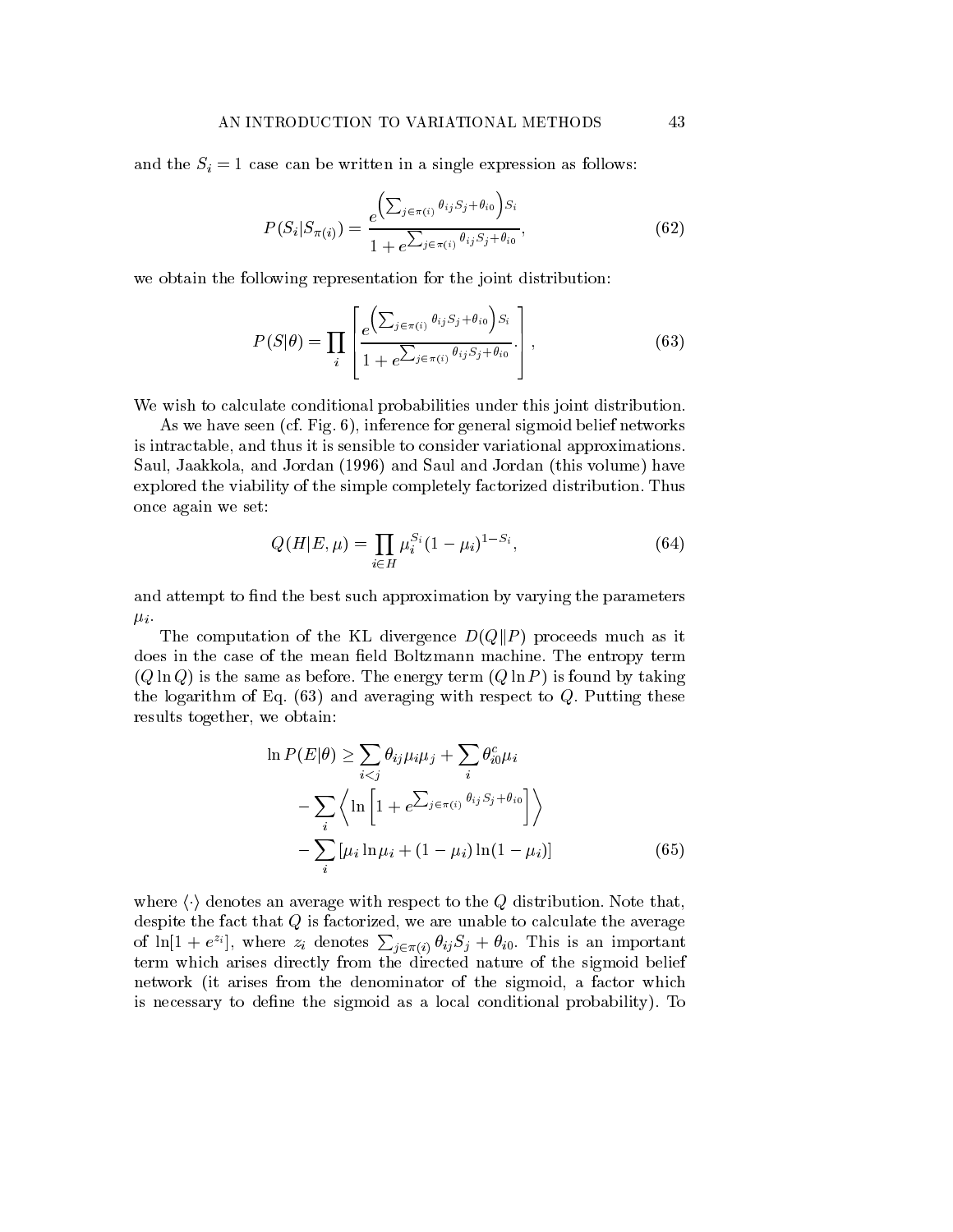and the $S_i = 1$ case can be written in a single expression as follows:

$$P(S_i|S_{\pi(i)}) = \frac{e^{\left(\sum_{j\in\pi(i)} \theta_{ij} S_j + \theta_{i0}\right) S_i}}{1 + e^{\sum_{j\in\pi(i)} \theta_{ij} S_j + \theta_{i0}}}, \tag{62}$$

we obtain the following representation for the joint distribution:

$$P(S|\theta) = \prod_i \left[ \frac{e^{\left(\sum_{j\in\pi(i)} \theta_{ij} S_j + \theta_{i0}\right) S_i}}{1 + e^{\sum_{j\in\pi(i)} \theta_{ij} S_j + \theta_{i0}}}. \right], \tag{63}$$

We wish to calculate conditional probabilities under this joint distribution.

As we have seen (cf. Fig. 6), inference for general sigmoid belief networks is intractable, and thus it is sensible to consider variational approximations. Saul, Jaakkola, and Jordan (1996) and Saul and Jordan (this volume) have explored the viability of the simple completely factorized distribution. Thus once again we set:

$$Q(H|E, \mu) = \prod_{i \in H} \mu_i^{S_i} (1 - \mu_i)^{1 - S_i}, \tag{64}$$

and attempt to find the best such approximation by varying the parameters $\mu_i$.

The computation of the KL divergence $D(Q\|P)$ proceeds much as it does in the case of the mean field Boltzmann machine. The entropy term $(Q \ln Q)$ is the same as before. The energy term $(Q \ln P)$ is found by taking the logarithm of Eq. (63) and averaging with respect to $Q$. Putting these results together, we obtain:

$$\begin{aligned} \ln P(E|\theta) \geq & \sum_{i<j} \theta_{ij} \mu_i \mu_j + \sum_i \theta_{i0}^c \mu_i \\ & - \sum_i \left\langle \ln \left[ 1 + e^{\sum_{j\in\pi(i)} \theta_{ij} S_j + \theta_{i0}} \right] \right\rangle \\ & - \sum_i \left[ \mu_i \ln \mu_i + (1 - \mu_i) \ln(1 - \mu_i) \right] \end{aligned} \tag{65}$$

where $\langle \cdot \rangle$ denotes an average with respect to the $Q$ distribution. Note that, despite the fact that $Q$ is factorized, we are unable to calculate the average of $\ln[1 + e^{z_i}]$, where $z_i$ denotes $\sum_{j\in\pi(i)} \theta_{ij} S_j + \theta_{i0}$. This is an important term which arises directly from the directed nature of the sigmoid belief network (it arises from the denominator of the sigmoid, a factor which is necessary to define the sigmoid as a local conditional probability). To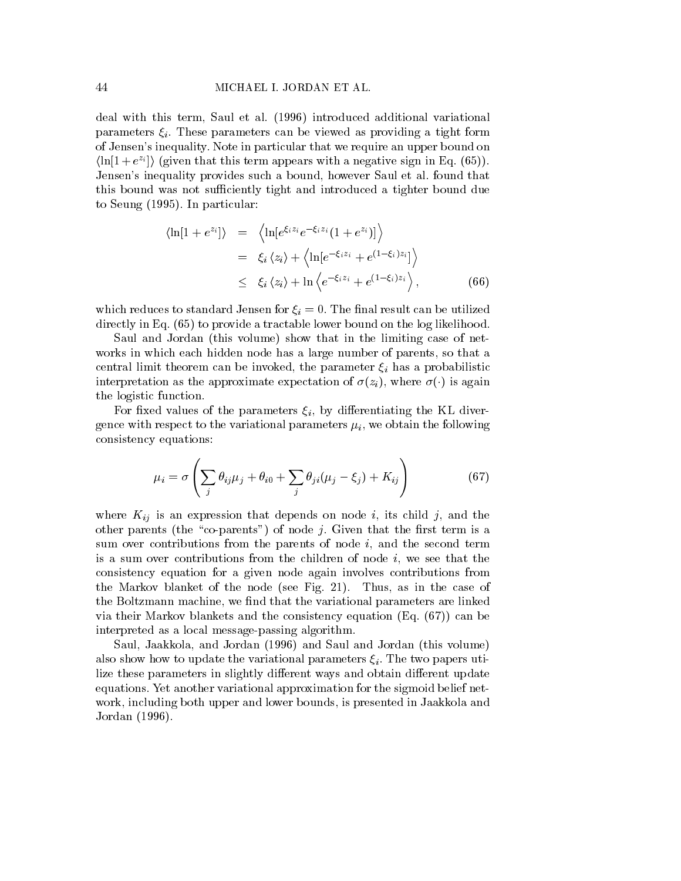deal with this term, Saul et al. (1996) introduced additional variational parameters $\xi_i$. These parameters can be viewed as providing a tight form of Jensen's inequality. Note in particular that we require an upper bound on $\langle \ln[1+e^{z_i}] \rangle$ (given that this term appears with a negative sign in Eq. (65)). Jensen's inequality provides such a bound, however Saul et al. found that this bound was not sufficiently tight and introduced a tighter bound due to Seung (1995). In particular:

$$
\begin{aligned}
\langle \ln[1+e^{z_i}] \rangle &= \left\langle \ln[e^{\xi_i z_i} e^{-\xi_i z_i}(1+e^{z_i})] \right\rangle \\
&= \xi_i \langle z_i \rangle + \left\langle \ln[e^{-\xi_i z_i} + e^{(1-\xi_i)z_i}] \right\rangle \\
&\leq \xi_i \langle z_i \rangle + \ln \left\langle e^{-\xi_i z_i} + e^{(1-\xi_i)z_i} \right\rangle, \qquad (66)
\end{aligned}
$$

which reduces to standard Jensen for $\xi_i = 0$. The final result can be utilized directly in Eq. (65) to provide a tractable lower bound on the log likelihood.

Saul and Jordan (this volume) show that in the limiting case of networks in which each hidden node has a large number of parents, so that a central limit theorem can be invoked, the parameter $\xi_i$ has a probabilistic interpretation as the approximate expectation of $\sigma(z_i)$, where $\sigma(\cdot)$ is again the logistic function.

For fixed values of the parameters $\xi_i$, by differentiating the KL divergence with respect to the variational parameters $\mu_i$, we obtain the following consistency equations:

$$
\mu_i = \sigma\left( \sum_j \theta_{ij}\mu_j + \theta_{i0} + \sum_j \theta_{ji}(\mu_j - \xi_j) + K_{ij} \right) \qquad (67)
$$

where $K_{ij}$ is an expression that depends on node $i$, its child $j$, and the other parents (the "co-parents") of node $j$. Given that the first term is a sum over contributions from the parents of node $i$, and the second term is a sum over contributions from the children of node $i$, we see that the consistency equation for a given node again involves contributions from the Markov blanket of the node (see Fig. 21). Thus, as in the case of the Boltzmann machine, we find that the variational parameters are linked via their Markov blankets and the consistency equation (Eq. (67)) can be interpreted as a local message-passing algorithm.

Saul, Jaakkola, and Jordan (1996) and Saul and Jordan (this volume) also show how to update the variational parameters $\xi_i$. The two papers utilize these parameters in slightly different ways and obtain different update equations. Yet another variational approximation for the sigmoid belief network, including both upper and lower bounds, is presented in Jaakkola and Jordan (1996).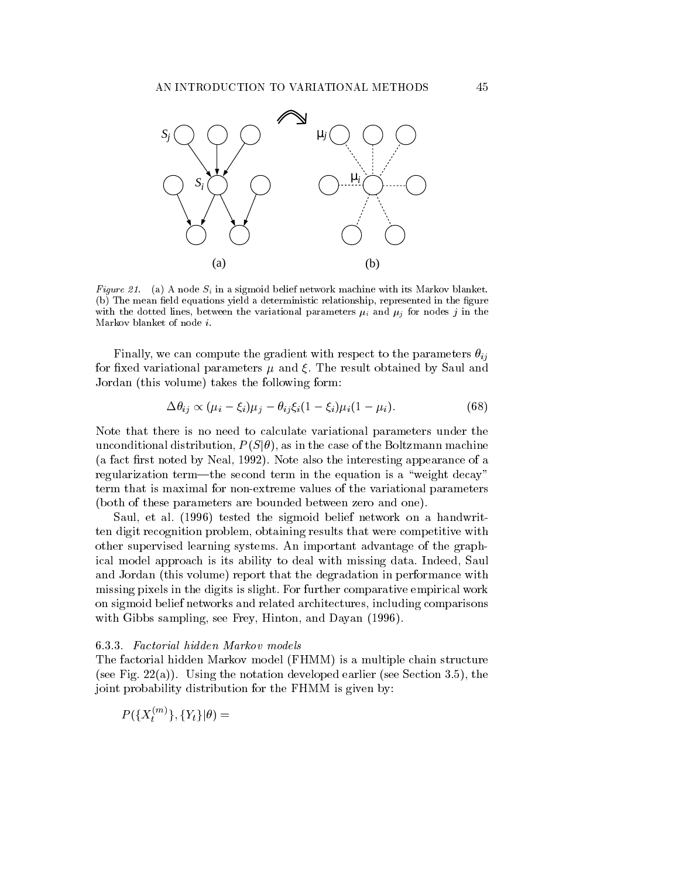*Figure 21.* (a) A node $S_i$ in a sigmoid belief network machine with its Markov blanket. (b) The mean field equations yield a deterministic relationship, represented in the figure with the dotted lines, between the variational parameters $\mu_i$ and $\mu_j$ for nodes $j$ in the Markov blanket of node $i$.

Finally, we can compute the gradient with respect to the parameters $\theta_{ij}$ for fixed variational parameters $\mu$ and $\xi$. The result obtained by Saul and Jordan (this volume) takes the following form:

$$\Delta\theta_{ij} \propto (\mu_i - \xi_i)\mu_j - \theta_{ij}\xi_i(1-\xi_i)\mu_i(1-\mu_i). \tag{68}$$

Note that there is no need to calculate variational parameters under the unconditional distribution, $P(S|\theta)$, as in the case of the Boltzmann machine (a fact first noted by Neal, 1992). Note also the interesting appearance of a regularization term—the second term in the equation is a "weight decay" term that is maximal for non-extreme values of the variational parameters (both of these parameters are bounded between zero and one).

Saul, et al. (1996) tested the sigmoid belief network on a handwritten digit recognition problem, obtaining results that were competitive with other supervised learning systems. An important advantage of the graphical model approach is its ability to deal with missing data. Indeed, Saul and Jordan (this volume) report that the degradation in performance with missing pixels in the digits is slight. For further comparative empirical work on sigmoid belief networks and related architectures, including comparisons with Gibbs sampling, see Frey, Hinton, and Dayan (1996).

### 6.3.3. *Factorial hidden Markov models*

The factorial hidden Markov model (FHMM) is a multiple chain structure (see Fig. 22(a)). Using the notation developed earlier (see Section 3.5), the joint probability distribution for the FHMM is given by:

$$P(\{X_t^{(m)}\}, \{Y_t\}|\theta) =$$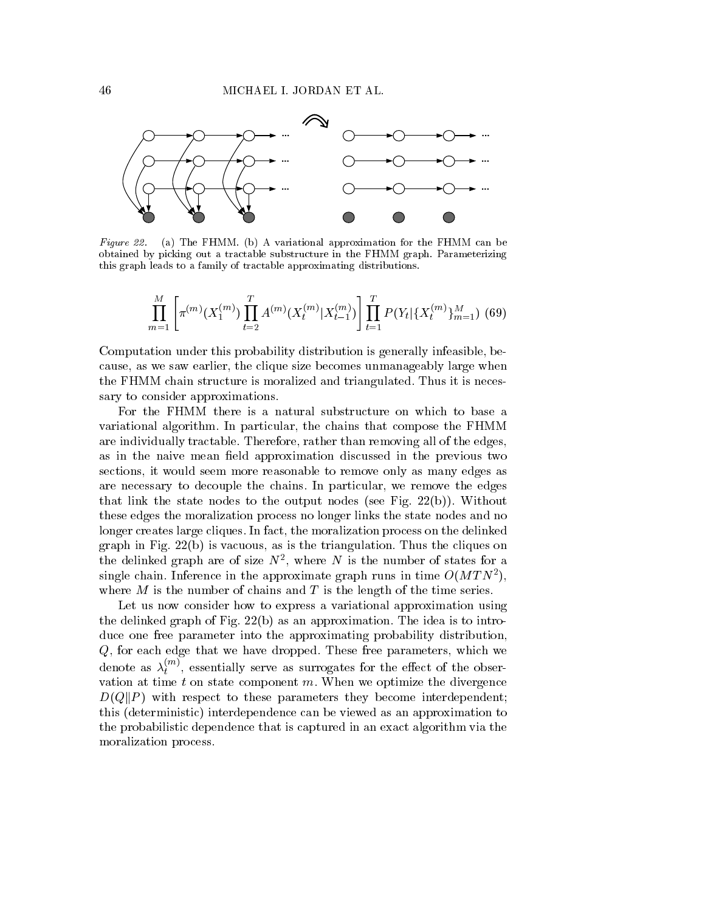*Figure 22.* (a) The FHMM. (b) A variational approximation for the FHMM can be obtained by picking out a tractable substructure in the FHMM graph. Parameterizing this graph leads to a family of tractable approximating distributions.

$$\prod_{m=1}^{M} \left[ \pi^{(m)}(X_1^{(m)}) \prod_{t=2}^{T} A^{(m)}(X_t^{(m)}|X_{t-1}^{(m)}) \right] \prod_{t=1}^{T} P(Y_t|\{X_t^{(m)}\}_{m=1}^{M}) \quad (69)$$

Computation under this probability distribution is generally infeasible, because, as we saw earlier, the clique size becomes unmanageably large when the FHMM chain structure is moralized and triangulated. Thus it is necessary to consider approximations.

For the FHMM there is a natural substructure on which to base a variational algorithm. In particular, the chains that compose the FHMM are individually tractable. Therefore, rather than removing all of the edges, as in the naive mean field approximation discussed in the previous two sections, it would seem more reasonable to remove only as many edges as are necessary to decouple the chains. In particular, we remove the edges that link the state nodes to the output nodes (see Fig. 22(b)). Without these edges the moralization process no longer links the state nodes and no longer creates large cliques. In fact, the moralization process on the delinked graph in Fig. 22(b) is vacuous, as is the triangulation. Thus the cliques on the delinked graph are of size $N^2$, where $N$ is the number of states for a single chain. Inference in the approximate graph runs in time $O(MTN^2)$, where $M$ is the number of chains and $T$ is the length of the time series.

Let us now consider how to express a variational approximation using the delinked graph of Fig. 22(b) as an approximation. The idea is to introduce one free parameter into the approximating probability distribution, $Q$, for each edge that we have dropped. These free parameters, which we denote as $\lambda_t^{(m)}$, essentially serve as surrogates for the effect of the observation at time $t$ on state component $m$. When we optimize the divergence $D(Q\|P)$ with respect to these parameters they become interdependent; this (deterministic) interdependence can be viewed as an approximation to the probabilistic dependence that is captured in an exact algorithm via the moralization process.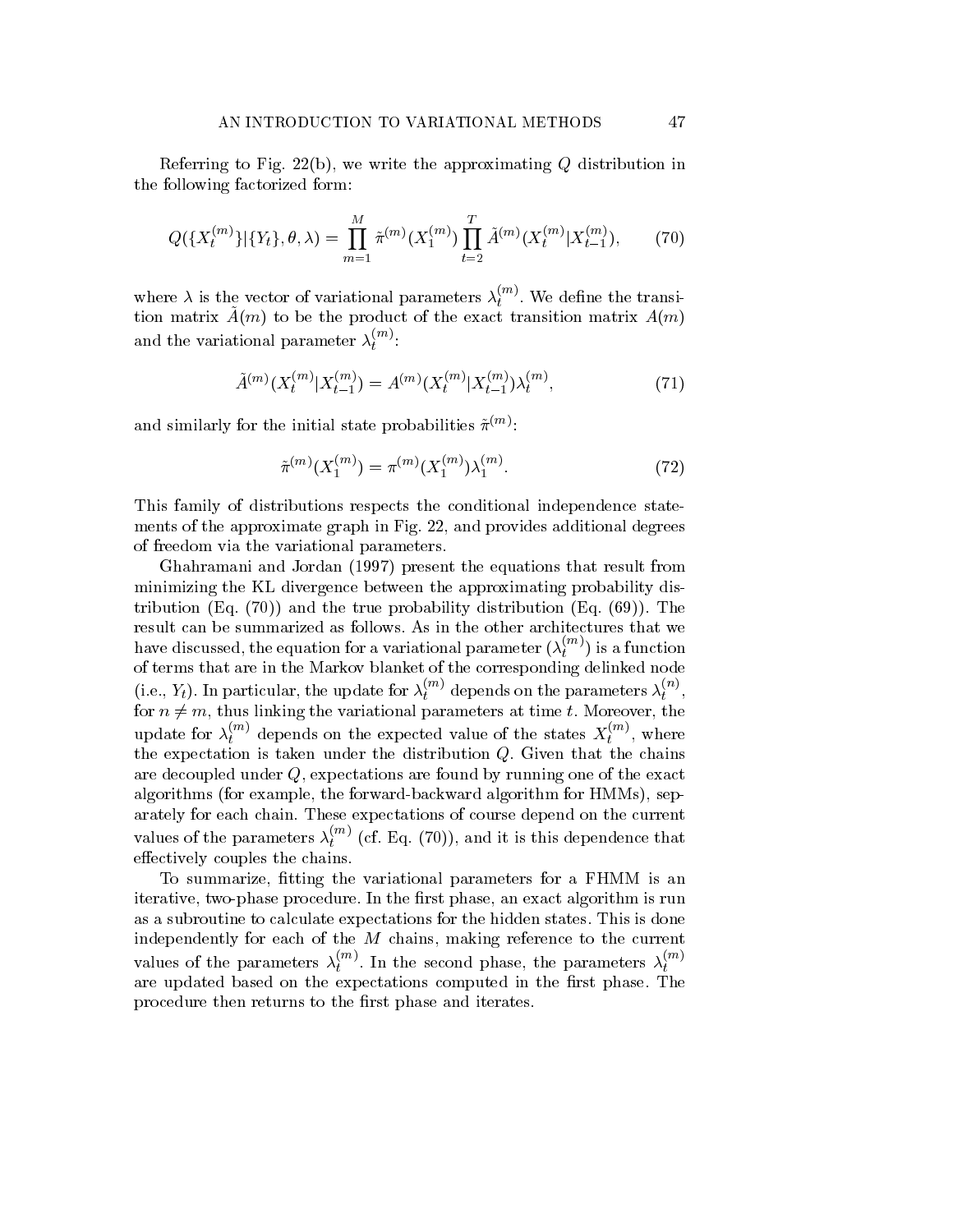Referring to Fig. 22(b), we write the approximating $Q$ distribution in the following factorized form:

$$Q(\{X_t^{(m)}\}|\{Y_t\}, \theta, \lambda) = \prod_{m=1}^{M} \tilde{\pi}^{(m)}(X_1^{(m)}) \prod_{t=2}^{T} \tilde{A}^{(m)}(X_t^{(m)}|X_{t-1}^{(m)}), \qquad (70)$$

where $\lambda$ is the vector of variational parameters $\lambda_t^{(m)}$. We define the transition matrix $\tilde{A}(m)$ to be the product of the exact transition matrix $A(m)$ and the variational parameter $\lambda_t^{(m)}$:

$$\tilde{A}^{(m)}(X_t^{(m)}|X_{t-1}^{(m)}) = A^{(m)}(X_t^{(m)}|X_{t-1}^{(m)})\lambda_t^{(m)}, \qquad (71)$$

and similarly for the initial state probabilities $\tilde{\pi}^{(m)}$:

$$\tilde{\pi}^{(m)}(X_1^{(m)}) = \pi^{(m)}(X_1^{(m)})\lambda_1^{(m)}. \qquad (72)$$

This family of distributions respects the conditional independence statements of the approximate graph in Fig. 22, and provides additional degrees of freedom via the variational parameters.

Ghahramani and Jordan (1997) present the equations that result from minimizing the KL divergence between the approximating probability distribution (Eq. (70)) and the true probability distribution (Eq. (69)). The result can be summarized as follows. As in the other architectures that we have discussed, the equation for a variational parameter ($\lambda_t^{(m)}$) is a function of terms that are in the Markov blanket of the corresponding delinked node (i.e., $Y_t$). In particular, the update for $\lambda_t^{(m)}$ depends on the parameters $\lambda_t^{(n)}$, for $n \neq m$, thus linking the variational parameters at time $t$. Moreover, the update for $\lambda_t^{(m)}$ depends on the expected value of the states $X_t^{(m)}$, where the expectation is taken under the distribution $Q$. Given that the chains are decoupled under $Q$, expectations are found by running one of the exact algorithms (for example, the forward-backward algorithm for HMMs), separately for each chain. These expectations of course depend on the current values of the parameters $\lambda_t^{(m)}$ (cf. Eq. (70)), and it is this dependence that effectively couples the chains.

To summarize, fitting the variational parameters for a FHMM is an iterative, two-phase procedure. In the first phase, an exact algorithm is run as a subroutine to calculate expectations for the hidden states. This is done independently for each of the $M$ chains, making reference to the current values of the parameters $\lambda_t^{(m)}$. In the second phase, the parameters $\lambda_t^{(m)}$ are updated based on the expectations computed in the first phase. The procedure then returns to the first phase and iterates.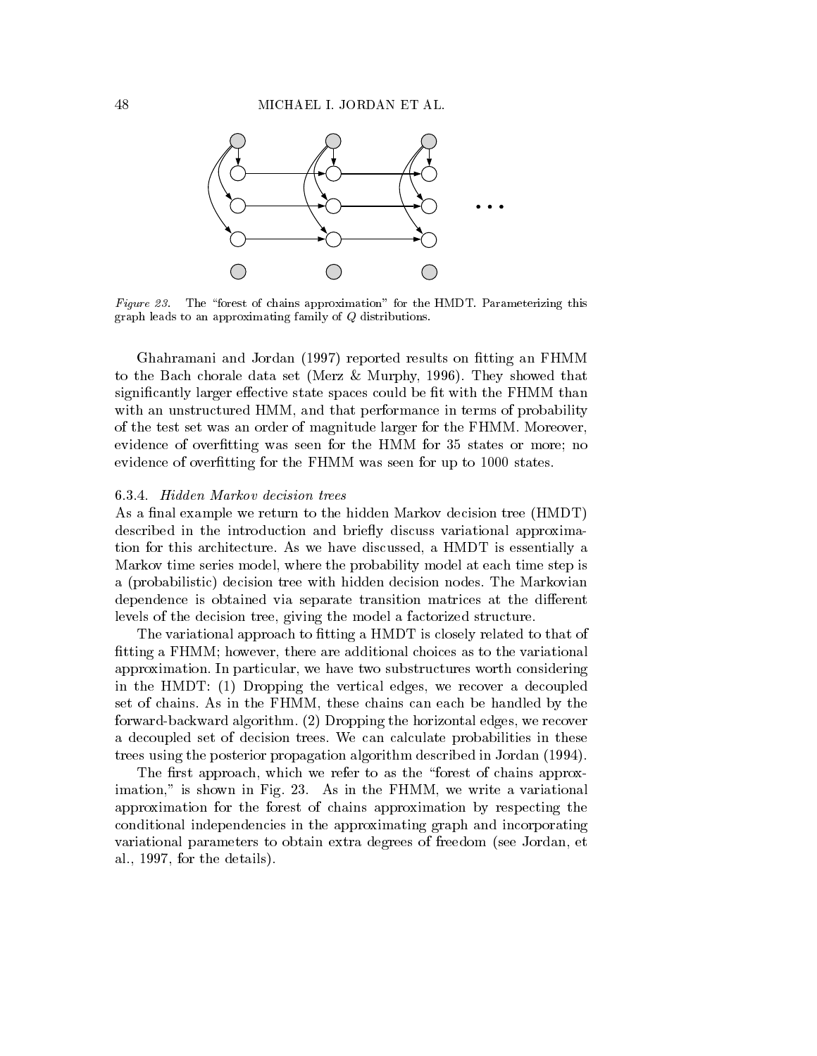*Figure 23.* The "forest of chains approximation" for the HMDT. Parameterizing this graph leads to an approximating family of $Q$ distributions.

Ghahramani and Jordan (1997) reported results on fitting an FHMM to the Bach chorale data set (Merz & Murphy, 1996). They showed that significantly larger effective state spaces could be fit with the FHMM than with an unstructured HMM, and that performance in terms of probability of the test set was an order of magnitude larger for the FHMM. Moreover, evidence of overfitting was seen for the HMM for 35 states or more; no evidence of overfitting for the FHMM was seen for up to 1000 states.

### 6.3.4. *Hidden Markov decision trees*

As a final example we return to the hidden Markov decision tree (HMDT) described in the introduction and briefly discuss variational approximation for this architecture. As we have discussed, a HMDT is essentially a Markov time series model, where the probability model at each time step is a (probabilistic) decision tree with hidden decision nodes. The Markovian dependence is obtained via separate transition matrices at the different levels of the decision tree, giving the model a factorized structure.

The variational approach to fitting a HMDT is closely related to that of fitting a FHMM; however, there are additional choices as to the variational approximation. In particular, we have two substructures worth considering in the HMDT: (1) Dropping the vertical edges, we recover a decoupled set of chains. As in the FHMM, these chains can each be handled by the forward-backward algorithm. (2) Dropping the horizontal edges, we recover a decoupled set of decision trees. We can calculate probabilities in these trees using the posterior propagation algorithm described in Jordan (1994).

The first approach, which we refer to as the "forest of chains approximation," is shown in Fig. 23. As in the FHMM, we write a variational approximation for the forest of chains approximation by respecting the conditional independencies in the approximating graph and incorporating variational parameters to obtain extra degrees of freedom (see Jordan, et al., 1997, for the details).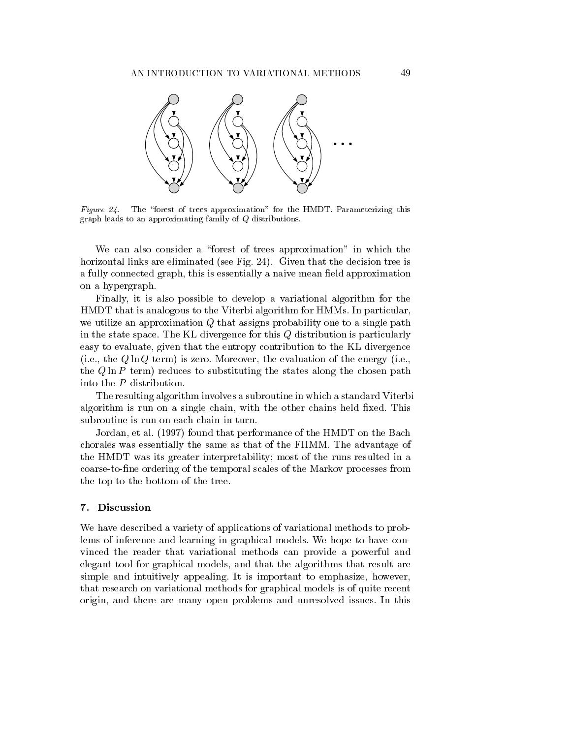*Figure 24.* The "forest of trees approximation" for the HMDT. Parameterizing this graph leads to an approximating family of $Q$ distributions.

We can also consider a "forest of trees approximation" in which the horizontal links are eliminated (see Fig. 24). Given that the decision tree is a fully connected graph, this is essentially a naive mean field approximation on a hypergraph.

Finally, it is also possible to develop a variational algorithm for the HMDT that is analogous to the Viterbi algorithm for HMMs. In particular, we utilize an approximation $Q$ that assigns probability one to a single path in the state space. The KL divergence for this $Q$ distribution is particularly easy to evaluate, given that the entropy contribution to the KL divergence (i.e., the $Q \ln Q$ term) is zero. Moreover, the evaluation of the energy (i.e., the $Q \ln P$ term) reduces to substituting the states along the chosen path into the $P$ distribution.

The resulting algorithm involves a subroutine in which a standard Viterbi algorithm is run on a single chain, with the other chains held fixed. This subroutine is run on each chain in turn.

Jordan, et al. (1997) found that performance of the HMDT on the Bach chorales was essentially the same as that of the FHMM. The advantage of the HMDT was its greater interpretability; most of the runs resulted in a coarse-to-fine ordering of the temporal scales of the Markov processes from the top to the bottom of the tree.

## 7. Discussion

We have described a variety of applications of variational methods to problems of inference and learning in graphical models. We hope to have convinced the reader that variational methods can provide a powerful and elegant tool for graphical models, and that the algorithms that result are simple and intuitively appealing. It is important to emphasize, however, that research on variational methods for graphical models is of quite recent origin, and there are many open problems and unresolved issues. In this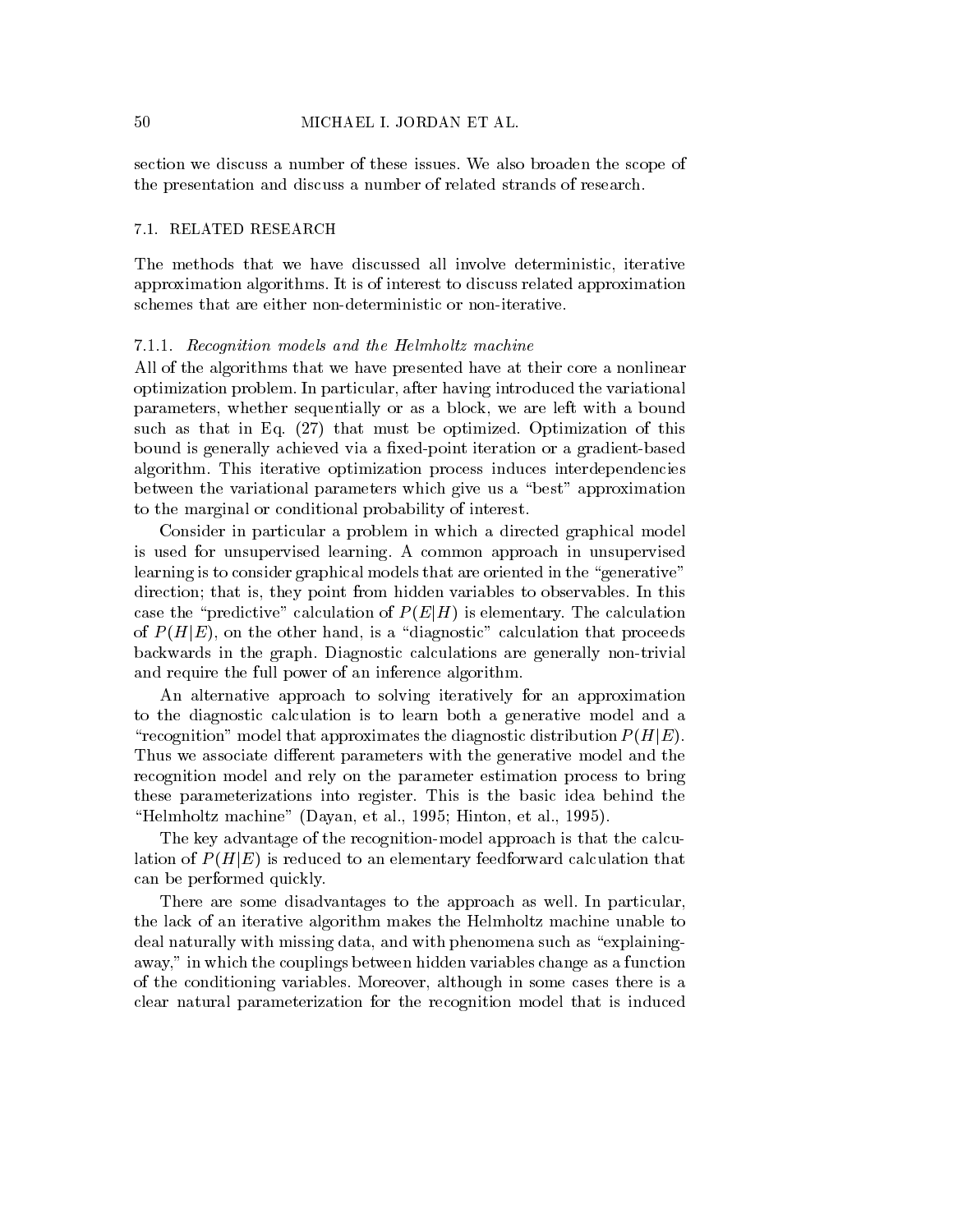section we discuss a number of these issues. We also broaden the scope of the presentation and discuss a number of related strands of research.

## 7.1. RELATED RESEARCH

The methods that we have discussed all involve deterministic, iterative approximation algorithms. It is of interest to discuss related approximation schemes that are either non-deterministic or non-iterative.

### 7.1.1. *Recognition models and the Helmholtz machine*

All of the algorithms that we have presented have at their core a nonlinear optimization problem. In particular, after having introduced the variational parameters, whether sequentially or as a block, we are left with a bound such as that in Eq. (27) that must be optimized. Optimization of this bound is generally achieved via a fixed-point iteration or a gradient-based algorithm. This iterative optimization process induces interdependencies between the variational parameters which give us a "best" approximation to the marginal or conditional probability of interest.

Consider in particular a problem in which a directed graphical model is used for unsupervised learning. A common approach in unsupervised learning is to consider graphical models that are oriented in the "generative" direction; that is, they point from hidden variables to observables. In this case the "predictive" calculation of $P(E|H)$ is elementary. The calculation of $P(H|E)$, on the other hand, is a "diagnostic" calculation that proceeds backwards in the graph. Diagnostic calculations are generally non-trivial and require the full power of an inference algorithm.

An alternative approach to solving iteratively for an approximation to the diagnostic calculation is to learn both a generative model and a "recognition" model that approximates the diagnostic distribution $P(H|E)$. Thus we associate different parameters with the generative model and the recognition model and rely on the parameter estimation process to bring these parameterizations into register. This is the basic idea behind the "Helmholtz machine" (Dayan, et al., 1995; Hinton, et al., 1995).

The key advantage of the recognition-model approach is that the calculation of $P(H|E)$ is reduced to an elementary feedforward calculation that can be performed quickly.

There are some disadvantages to the approach as well. In particular, the lack of an iterative algorithm makes the Helmholtz machine unable to deal naturally with missing data, and with phenomena such as "explaining-away," in which the couplings between hidden variables change as a function of the conditioning variables. Moreover, although in some cases there is a clear natural parameterization for the recognition model that is induced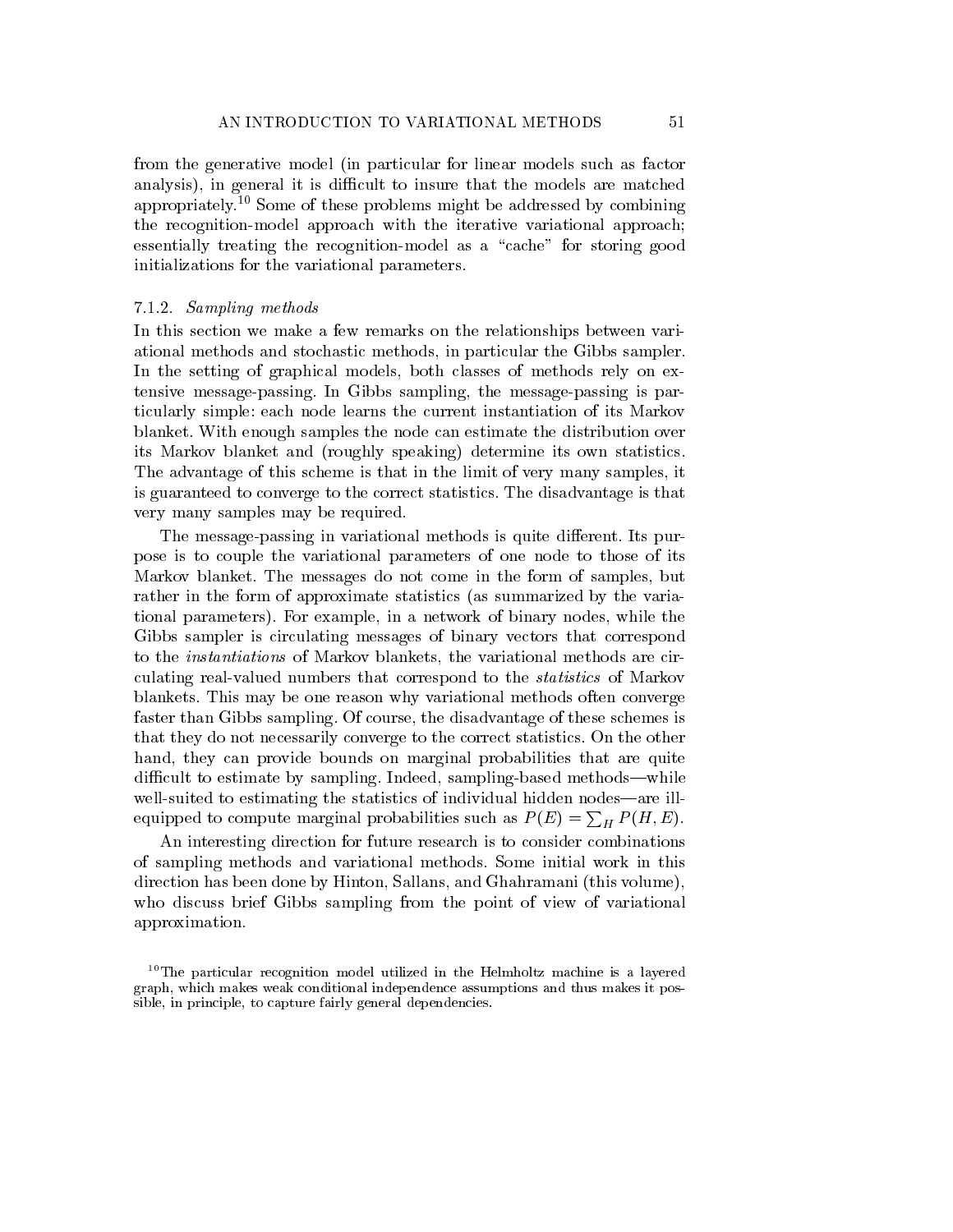from the generative model (in particular for linear models such as factor analysis), in general it is difficult to insure that the models are matched appropriately.[10] Some of these problems might be addressed by combining the recognition-model approach with the iterative variational approach; essentially treating the recognition-model as a "cache" for storing good initializations for the variational parameters.

### 7.1.2. *Sampling methods*

In this section we make a few remarks on the relationships between variational methods and stochastic methods, in particular the Gibbs sampler. In the setting of graphical models, both classes of methods rely on extensive message-passing. In Gibbs sampling, the message-passing is particularly simple: each node learns the current instantiation of its Markov blanket. With enough samples the node can estimate the distribution over its Markov blanket and (roughly speaking) determine its own statistics. The advantage of this scheme is that in the limit of very many samples, it is guaranteed to converge to the correct statistics. The disadvantage is that very many samples may be required.

The message-passing in variational methods is quite different. Its purpose is to couple the variational parameters of one node to those of its Markov blanket. The messages do not come in the form of samples, but rather in the form of approximate statistics (as summarized by the variational parameters). For example, in a network of binary nodes, while the Gibbs sampler is circulating messages of binary vectors that correspond to the *instantiations* of Markov blankets, the variational methods are circulating real-valued numbers that correspond to the *statistics* of Markov blankets. This may be one reason why variational methods often converge faster than Gibbs sampling. Of course, the disadvantage of these schemes is that they do not necessarily converge to the correct statistics. On the other hand, they can provide bounds on marginal probabilities that are quite difficult to estimate by sampling. Indeed, sampling-based methods—while well-suited to estimating the statistics of individual hidden nodes—are ill-equipped to compute marginal probabilities such as $P(E) = \sum_H P(H, E)$.

An interesting direction for future research is to consider combinations of sampling methods and variational methods. Some initial work in this direction has been done by Hinton, Sallans, and Ghahramani (this volume), who discuss brief Gibbs sampling from the point of view of variational approximation.

[10] The particular recognition model utilized in the Helmholtz machine is a layered graph, which makes weak conditional independence assumptions and thus makes it possible, in principle, to capture fairly general dependencies.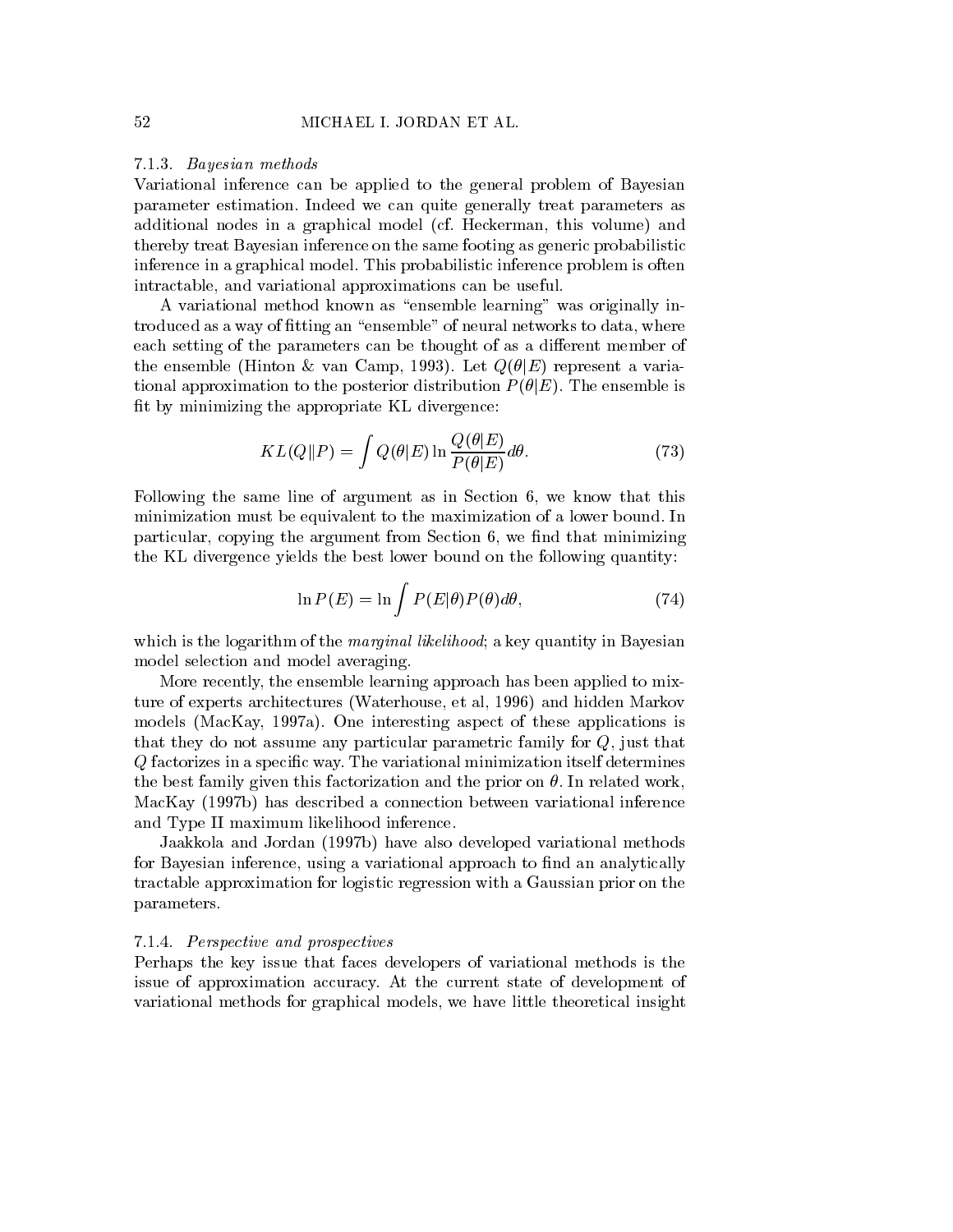#### 7.1.3. *Bayesian methods*

Variational inference can be applied to the general problem of Bayesian parameter estimation. Indeed we can quite generally treat parameters as additional nodes in a graphical model (cf. Heckerman, this volume) and thereby treat Bayesian inference on the same footing as generic probabilistic inference in a graphical model. This probabilistic inference problem is often intractable, and variational approximations can be useful.

A variational method known as "ensemble learning" was originally introduced as a way of fitting an "ensemble" of neural networks to data, where each setting of the parameters can be thought of as a different member of the ensemble (Hinton & van Camp, 1993). Let $Q(\theta|E)$ represent a variational approximation to the posterior distribution $P(\theta|E)$. The ensemble is fit by minimizing the appropriate KL divergence:

$$KL(Q\|P) = \int Q(\theta|E) \ln \frac{Q(\theta|E)}{P(\theta|E)} d\theta. \tag{73}$$

Following the same line of argument as in Section 6, we know that this minimization must be equivalent to the maximization of a lower bound. In particular, copying the argument from Section 6, we find that minimizing the KL divergence yields the best lower bound on the following quantity:

$$\ln P(E) = \ln \int P(E|\theta)P(\theta)d\theta, \tag{74}$$

which is the logarithm of the *marginal likelihood*; a key quantity in Bayesian model selection and model averaging.

More recently, the ensemble learning approach has been applied to mixture of experts architectures (Waterhouse, et al, 1996) and hidden Markov models (MacKay, 1997a). One interesting aspect of these applications is that they do not assume any particular parametric family for $Q$, just that $Q$ factorizes in a specific way. The variational minimization itself determines the best family given this factorization and the prior on $\theta$. In related work, MacKay (1997b) has described a connection between variational inference and Type II maximum likelihood inference.

Jaakkola and Jordan (1997b) have also developed variational methods for Bayesian inference, using a variational approach to find an analytically tractable approximation for logistic regression with a Gaussian prior on the parameters.

#### 7.1.4. *Perspective and prospectives*

Perhaps the key issue that faces developers of variational methods is the issue of approximation accuracy. At the current state of development of variational methods for graphical models, we have little theoretical insight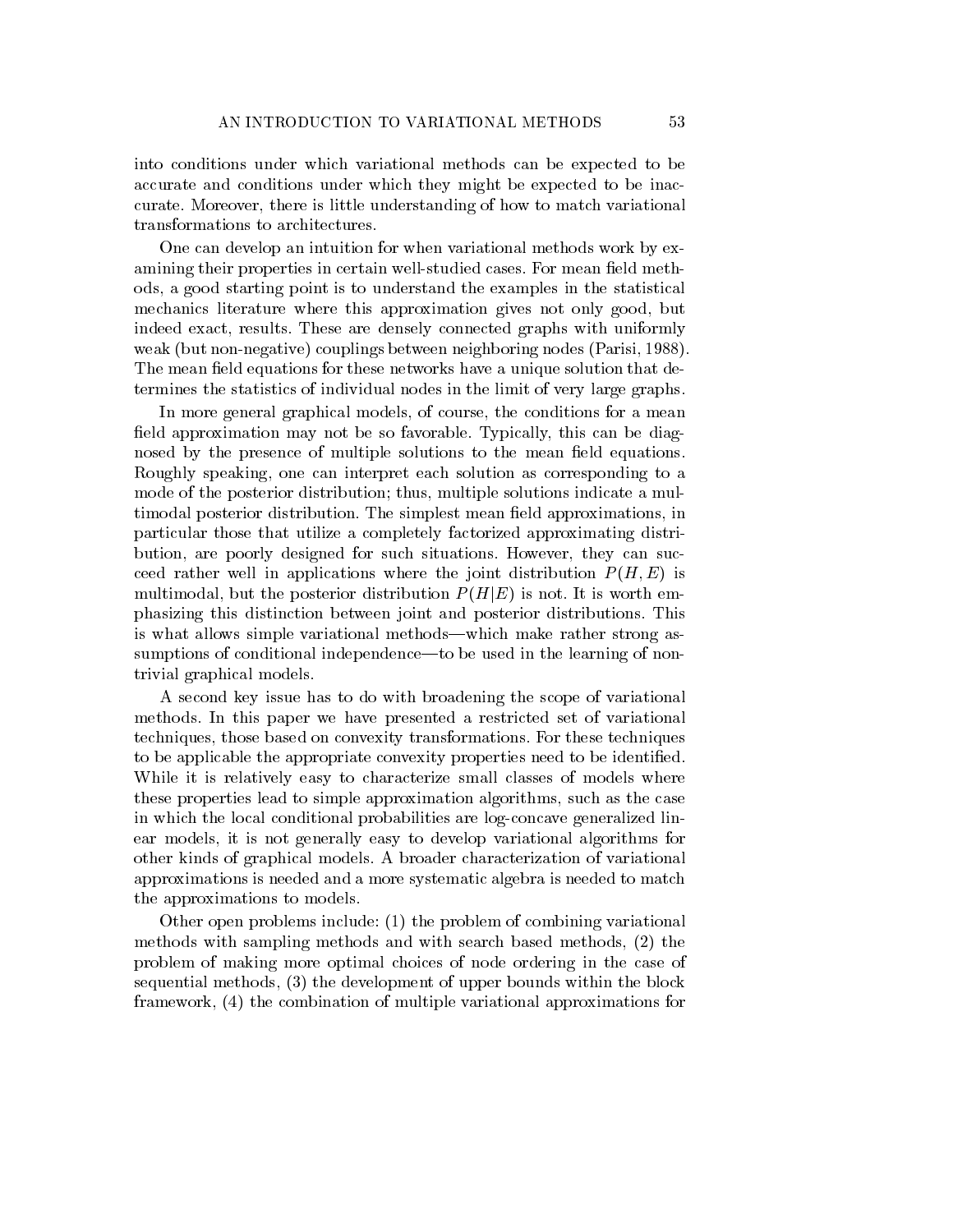into conditions under which variational methods can be expected to be accurate and conditions under which they might be expected to be inaccurate. Moreover, there is little understanding of how to match variational transformations to architectures.

One can develop an intuition for when variational methods work by examining their properties in certain well-studied cases. For mean field methods, a good starting point is to understand the examples in the statistical mechanics literature where this approximation gives not only good, but indeed exact, results. These are densely connected graphs with uniformly weak (but non-negative) couplings between neighboring nodes (Parisi, 1988). The mean field equations for these networks have a unique solution that determines the statistics of individual nodes in the limit of very large graphs.

In more general graphical models, of course, the conditions for a mean field approximation may not be so favorable. Typically, this can be diagnosed by the presence of multiple solutions to the mean field equations. Roughly speaking, one can interpret each solution as corresponding to a mode of the posterior distribution; thus, multiple solutions indicate a multimodal posterior distribution. The simplest mean field approximations, in particular those that utilize a completely factorized approximating distribution, are poorly designed for such situations. However, they can succeed rather well in applications where the joint distribution $P(H, E)$ is multimodal, but the posterior distribution $P(H|E)$ is not. It is worth emphasizing this distinction between joint and posterior distributions. This is what allows simple variational methods—which make rather strong assumptions of conditional independence—to be used in the learning of nontrivial graphical models.

A second key issue has to do with broadening the scope of variational methods. In this paper we have presented a restricted set of variational techniques, those based on convexity transformations. For these techniques to be applicable the appropriate convexity properties need to be identified. While it is relatively easy to characterize small classes of models where these properties lead to simple approximation algorithms, such as the case in which the local conditional probabilities are log-concave generalized linear models, it is not generally easy to develop variational algorithms for other kinds of graphical models. A broader characterization of variational approximations is needed and a more systematic algebra is needed to match the approximations to models.

Other open problems include: (1) the problem of combining variational methods with sampling methods and with search based methods, (2) the problem of making more optimal choices of node ordering in the case of sequential methods, (3) the development of upper bounds within the block framework, (4) the combination of multiple variational approximations for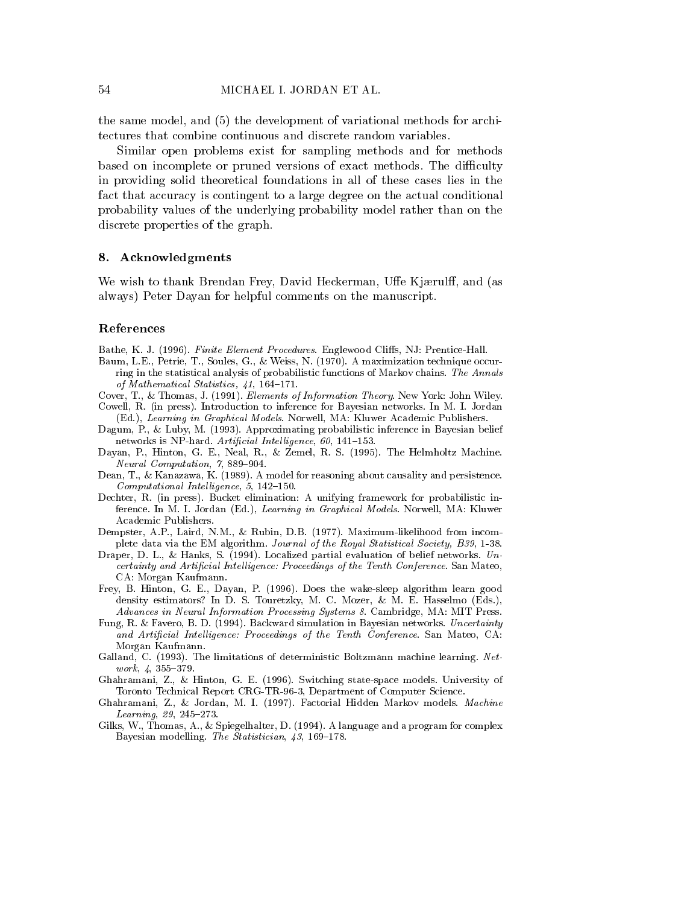the same model, and (5) the development of variational methods for architectures that combine continuous and discrete random variables.

Similar open problems exist for sampling methods and for methods based on incomplete or pruned versions of exact methods. The difficulty in providing solid theoretical foundations in all of these cases lies in the fact that accuracy is contingent to a large degree on the actual conditional probability values of the underlying probability model rather than on the discrete properties of the graph.

## 8. Acknowledgments

We wish to thank Brendan Frey, David Heckerman, Uffe Kjærulff, and (as always) Peter Dayan for helpful comments on the manuscript.

## References

Bathe, K. J. (1996). *Finite Element Procedures*. Englewood Cliffs, NJ: Prentice-Hall.

Baum, L.E., Petrie, T., Soules, G., & Weiss, N. (1970). A maximization technique occurring in the statistical analysis of probabilistic functions of Markov chains. *The Annals of Mathematical Statistics, 41*, 164–171.

Cover, T., & Thomas, J. (1991). *Elements of Information Theory*. New York: John Wiley.

Cowell, R. (in press). Introduction to inference for Bayesian networks. In M. I. Jordan (Ed.), *Learning in Graphical Models*. Norwell, MA: Kluwer Academic Publishers.

Dagum, P., & Luby, M. (1993). Approximating probabilistic inference in Bayesian belief networks is NP-hard. *Artificial Intelligence, 60*, 141–153.

Dayan, P., Hinton, G. E., Neal, R., & Zemel, R. S. (1995). The Helmholtz Machine. *Neural Computation, 7*, 889–904.

Dean, T., & Kanazawa, K. (1989). A model for reasoning about causality and persistence. *Computational Intelligence, 5*, 142–150.

Dechter, R. (in press). Bucket elimination: A unifying framework for probabilistic inference. In M. I. Jordan (Ed.), *Learning in Graphical Models*. Norwell, MA: Kluwer Academic Publishers.

Dempster, A.P., Laird, N.M., & Rubin, D.B. (1977). Maximum-likelihood from incomplete data via the EM algorithm. *Journal of the Royal Statistical Society, B39*, 1-38.

Draper, D. L., & Hanks, S. (1994). Localized partial evaluation of belief networks. *Uncertainty and Artificial Intelligence: Proceedings of the Tenth Conference*. San Mateo, CA: Morgan Kaufmann.

Frey, B. Hinton, G. E., Dayan, P. (1996). Does the wake-sleep algorithm learn good density estimators? In D. S. Touretzky, M. C. Mozer, & M. E. Hasselmo (Eds.), *Advances in Neural Information Processing Systems 8*. Cambridge, MA: MIT Press.

Fung, R. & Favero, B. D. (1994). Backward simulation in Bayesian networks. *Uncertainty and Artificial Intelligence: Proceedings of the Tenth Conference*. San Mateo, CA: Morgan Kaufmann.

Galland, C. (1993). The limitations of deterministic Boltzmann machine learning. *Network, 4*, 355–379.

Ghahramani, Z., & Hinton, G. E. (1996). Switching state-space models. University of Toronto Technical Report CRG-TR-96-3, Department of Computer Science.

Ghahramani, Z., & Jordan, M. I. (1997). Factorial Hidden Markov models. *Machine Learning, 29*, 245–273.

Gilks, W., Thomas, A., & Spiegelhalter, D. (1994). A language and a program for complex Bayesian modelling. *The Statistician, 43*, 169–178.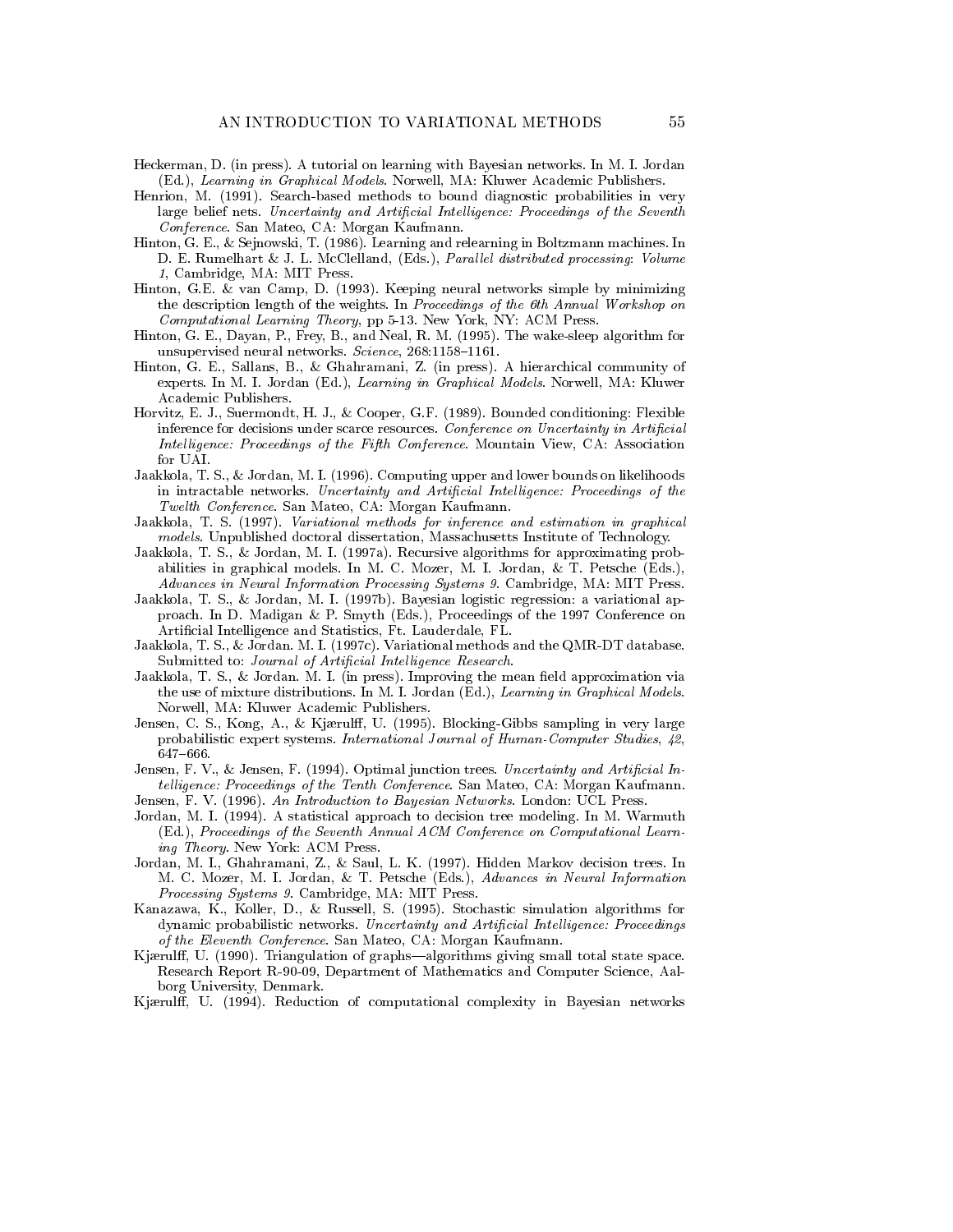Heckerman, D. (in press). A tutorial on learning with Bayesian networks. In M. I. Jordan (Ed.), *Learning in Graphical Models*. Norwell, MA: Kluwer Academic Publishers.

Henrion, M. (1991). Search-based methods to bound diagnostic probabilities in very large belief nets. *Uncertainty and Artificial Intelligence: Proceedings of the Seventh Conference*. San Mateo, CA: Morgan Kaufmann.

Hinton, G. E., & Sejnowski, T. (1986). Learning and relearning in Boltzmann machines. In D. E. Rumelhart & J. L. McClelland, (Eds.), *Parallel distributed processing: Volume 1*, Cambridge, MA: MIT Press.

Hinton, G.E. & van Camp, D. (1993). Keeping neural networks simple by minimizing the description length of the weights. In *Proceedings of the 6th Annual Workshop on Computational Learning Theory*, pp 5-13. New York, NY: ACM Press.

Hinton, G. E., Dayan, P., Frey, B., and Neal, R. M. (1995). The wake-sleep algorithm for unsupervised neural networks. *Science*, 268:1158–1161.

Hinton, G. E., Sallans, B., & Ghahramani, Z. (in press). A hierarchical community of experts. In M. I. Jordan (Ed.), *Learning in Graphical Models*. Norwell, MA: Kluwer Academic Publishers.

Horvitz, E. J., Suermondt, H. J., & Cooper, G.F. (1989). Bounded conditioning: Flexible inference for decisions under scarce resources. *Conference on Uncertainty in Artificial Intelligence: Proceedings of the Fifth Conference*. Mountain View, CA: Association for UAI.

Jaakkola, T. S., & Jordan, M. I. (1996). Computing upper and lower bounds on likelihoods in intractable networks. *Uncertainty and Artificial Intelligence: Proceedings of the Twelth Conference*. San Mateo, CA: Morgan Kaufmann.

Jaakkola, T. S. (1997). *Variational methods for inference and estimation in graphical models*. Unpublished doctoral dissertation, Massachusetts Institute of Technology.

Jaakkola, T. S., & Jordan, M. I. (1997a). Recursive algorithms for approximating probabilities in graphical models. In M. C. Mozer, M. I. Jordan, & T. Petsche (Eds.), *Advances in Neural Information Processing Systems 9*. Cambridge, MA: MIT Press.

Jaakkola, T. S., & Jordan, M. I. (1997b). Bayesian logistic regression: a variational approach. In D. Madigan & P. Smyth (Eds.), Proceedings of the 1997 Conference on Artificial Intelligence and Statistics, Ft. Lauderdale, FL.

Jaakkola, T. S., & Jordan. M. I. (1997c). Variational methods and the QMR-DT database. Submitted to: *Journal of Artificial Intelligence Research*.

Jaakkola, T. S., & Jordan. M. I. (in press). Improving the mean field approximation via the use of mixture distributions. In M. I. Jordan (Ed.), *Learning in Graphical Models*. Norwell, MA: Kluwer Academic Publishers.

Jensen, C. S., Kong, A., & Kjærulff, U. (1995). Blocking-Gibbs sampling in very large probabilistic expert systems. *International Journal of Human-Computer Studies, 42*, 647–666.

Jensen, F. V., & Jensen, F. (1994). Optimal junction trees. *Uncertainty and Artificial Intelligence: Proceedings of the Tenth Conference*. San Mateo, CA: Morgan Kaufmann.

Jensen, F. V. (1996). *An Introduction to Bayesian Networks*. London: UCL Press.

Jordan, M. I. (1994). A statistical approach to decision tree modeling. In M. Warmuth (Ed.), *Proceedings of the Seventh Annual ACM Conference on Computational Learning Theory*. New York: ACM Press.

Jordan, M. I., Ghahramani, Z., & Saul, L. K. (1997). Hidden Markov decision trees. In M. C. Mozer, M. I. Jordan, & T. Petsche (Eds.), *Advances in Neural Information Processing Systems 9*. Cambridge, MA: MIT Press.

Kanazawa, K., Koller, D., & Russell, S. (1995). Stochastic simulation algorithms for dynamic probabilistic networks. *Uncertainty and Artificial Intelligence: Proceedings of the Eleventh Conference*. San Mateo, CA: Morgan Kaufmann.

Kjærulff, U. (1990). Triangulation of graphs—algorithms giving small total state space. Research Report R-90-09, Department of Mathematics and Computer Science, Aalborg University, Denmark.

Kjærulff, U. (1994). Reduction of computational complexity in Bayesian networks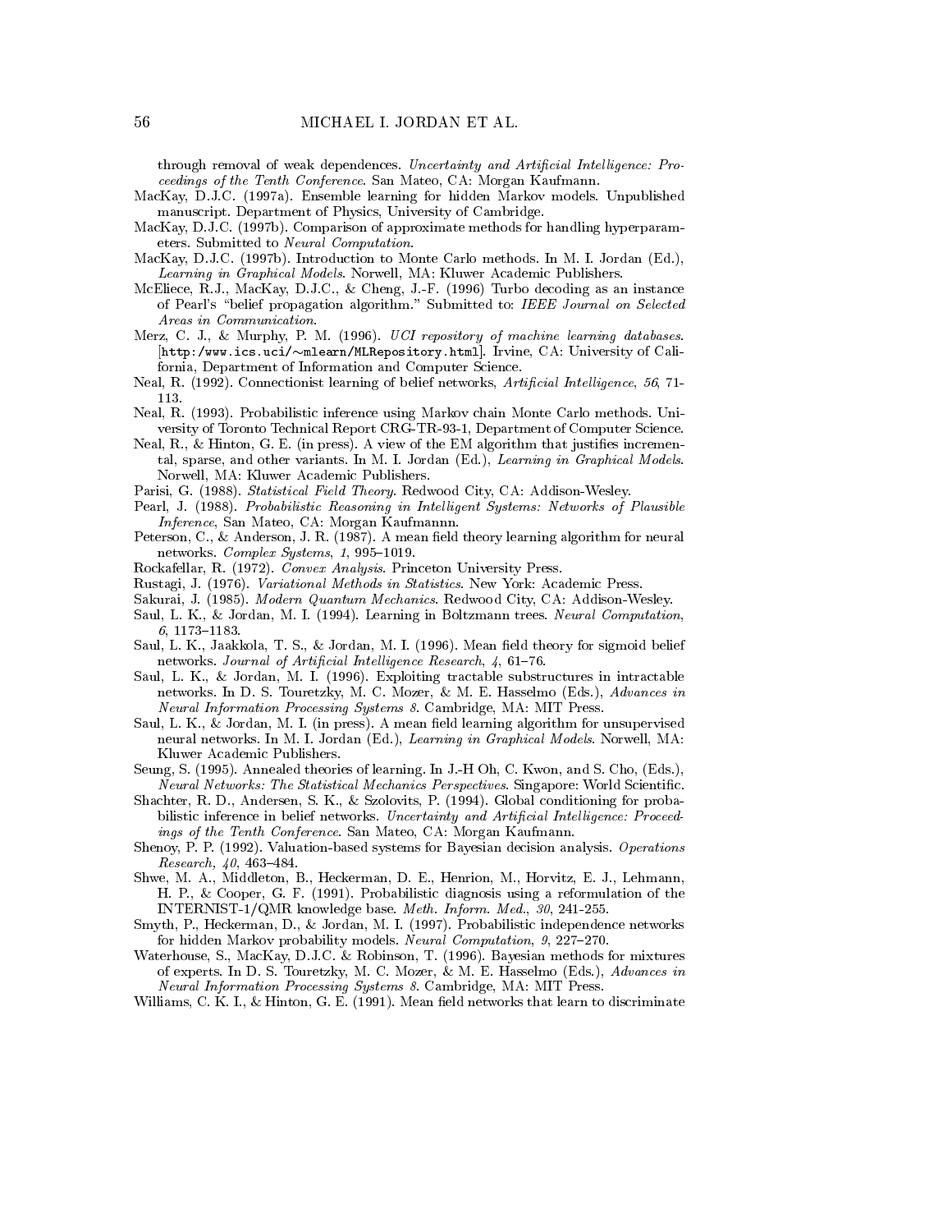through removal of weak dependences. *Uncertainty and Artificial Intelligence: Proceedings of the Tenth Conference*. San Mateo, CA: Morgan Kaufmann.

MacKay, D.J.C. (1997a). Ensemble learning for hidden Markov models. Unpublished manuscript. Department of Physics, University of Cambridge.

MacKay, D.J.C. (1997b). Comparison of approximate methods for handling hyperparameters. Submitted to *Neural Computation*.

MacKay, D.J.C. (1997b). Introduction to Monte Carlo methods. In M. I. Jordan (Ed.), *Learning in Graphical Models*. Norwell, MA: Kluwer Academic Publishers.

McEliece, R.J., MacKay, D.J.C., & Cheng, J.-F. (1996) Turbo decoding as an instance of Pearl's "belief propagation algorithm." Submitted to: *IEEE Journal on Selected Areas in Communication*.

Merz, C. J., & Murphy, P. M. (1996). *UCI repository of machine learning databases*. [`http:/www.ics.uci/~mlearn/MLRepository.html`]. Irvine, CA: University of California, Department of Information and Computer Science.

Neal, R. (1992). Connectionist learning of belief networks, *Artificial Intelligence*, *56*, 71-113.

Neal, R. (1993). Probabilistic inference using Markov chain Monte Carlo methods. University of Toronto Technical Report CRG-TR-93-1, Department of Computer Science.

Neal, R., & Hinton, G. E. (in press). A view of the EM algorithm that justifies incremental, sparse, and other variants. In M. I. Jordan (Ed.), *Learning in Graphical Models*. Norwell, MA: Kluwer Academic Publishers.

Parisi, G. (1988). *Statistical Field Theory*. Redwood City, CA: Addison-Wesley.

Pearl, J. (1988). *Probabilistic Reasoning in Intelligent Systems: Networks of Plausible Inference*, San Mateo, CA: Morgan Kaufmannn.

Peterson, C., & Anderson, J. R. (1987). A mean field theory learning algorithm for neural networks. *Complex Systems*, *1*, 995–1019.

Rockafellar, R. (1972). *Convex Analysis*. Princeton University Press.

Rustagi, J. (1976). *Variational Methods in Statistics*. New York: Academic Press.

Sakurai, J. (1985). *Modern Quantum Mechanics*. Redwood City, CA: Addison-Wesley.

Saul, L. K., & Jordan, M. I. (1994). Learning in Boltzmann trees. *Neural Computation*, *6*, 1173–1183.

Saul, L. K., Jaakkola, T. S., & Jordan, M. I. (1996). Mean field theory for sigmoid belief networks. *Journal of Artificial Intelligence Research*, *4*, 61–76.

Saul, L. K., & Jordan, M. I. (1996). Exploiting tractable substructures in intractable networks. In D. S. Touretzky, M. C. Mozer, & M. E. Hasselmo (Eds.), *Advances in Neural Information Processing Systems 8*. Cambridge, MA: MIT Press.

Saul, L. K., & Jordan, M. I. (in press). A mean field learning algorithm for unsupervised neural networks. In M. I. Jordan (Ed.), *Learning in Graphical Models*. Norwell, MA: Kluwer Academic Publishers.

Seung, S. (1995). Annealed theories of learning. In J.-H Oh, C. Kwon, and S. Cho, (Eds.), *Neural Networks: The Statistical Mechanics Perspectives*. Singapore: World Scientific.

Shachter, R. D., Andersen, S. K., & Szolovits, P. (1994). Global conditioning for probabilistic inference in belief networks. *Uncertainty and Artificial Intelligence: Proceedings of the Tenth Conference*. San Mateo, CA: Morgan Kaufmann.

Shenoy, P. P. (1992). Valuation-based systems for Bayesian decision analysis. *Operations Research, 40*, 463–484.

Shwe, M. A., Middleton, B., Heckerman, D. E., Henrion, M., Horvitz, E. J., Lehmann, H. P., & Cooper, G. F. (1991). Probabilistic diagnosis using a reformulation of the INTERNIST-1/QMR knowledge base. *Meth. Inform. Med.*, *30*, 241-255.

Smyth, P., Heckerman, D., & Jordan, M. I. (1997). Probabilistic independence networks for hidden Markov probability models. *Neural Computation*, *9*, 227–270.

Waterhouse, S., MacKay, D.J.C. & Robinson, T. (1996). Bayesian methods for mixtures of experts. In D. S. Touretzky, M. C. Mozer, & M. E. Hasselmo (Eds.), *Advances in Neural Information Processing Systems 8*. Cambridge, MA: MIT Press.

Williams, C. K. I., & Hinton, G. E. (1991). Mean field networks that learn to discriminate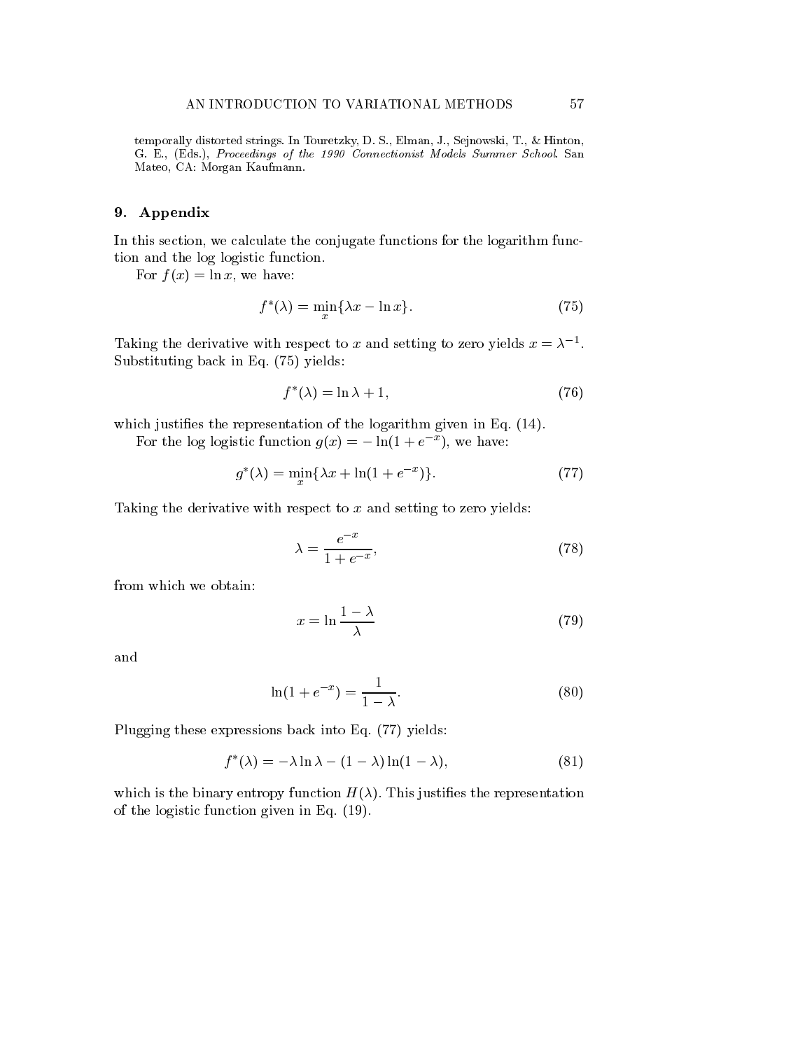temporally distorted strings. In Touretzky, D. S., Elman, J., Sejnowski, T., & Hinton, G. E., (Eds.), *Proceedings of the 1990 Connectionist Models Summer School*. San Mateo, CA: Morgan Kaufmann.

## 9. Appendix

In this section, we calculate the conjugate functions for the logarithm function and the log logistic function.

For $f(x) = \ln x$, we have:

$$f^*(\lambda) = \min_x \{\lambda x - \ln x\}. \tag{75}$$

Taking the derivative with respect to $x$ and setting to zero yields $x = \lambda^{-1}$. Substituting back in Eq. (75) yields:

$$f^*(\lambda) = \ln \lambda + 1, \tag{76}$$

which justifies the representation of the logarithm given in Eq. (14).

For the log logistic function $g(x) = -\ln(1 + e^{-x})$, we have:

$$g^*(\lambda) = \min_x \{\lambda x + \ln(1 + e^{-x})\}. \tag{77}$$

Taking the derivative with respect to $x$ and setting to zero yields:

$$\lambda = \frac{e^{-x}}{1 + e^{-x}}, \tag{78}$$

from which we obtain:

$$x = \ln \frac{1 - \lambda}{\lambda} \tag{79}$$

and

$$\ln(1 + e^{-x}) = \frac{1}{1 - \lambda}. \tag{80}$$

Plugging these expressions back into Eq. (77) yields:

$$f^*(\lambda) = -\lambda \ln \lambda - (1 - \lambda) \ln(1 - \lambda), \tag{81}$$

which is the binary entropy function $H(\lambda)$. This justifies the representation of the logistic function given in Eq. (19).